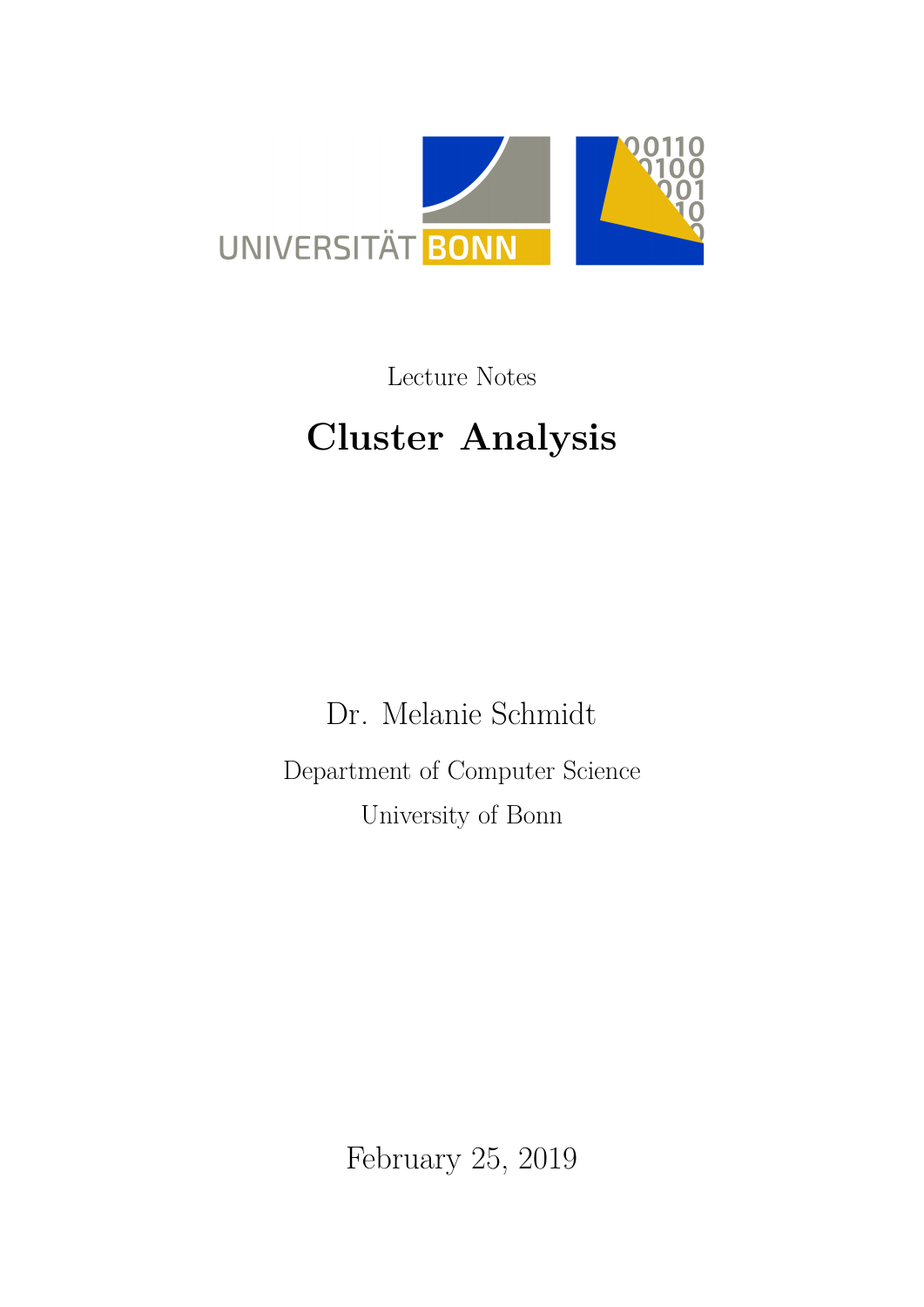Lecture Notes

# Cluster Analysis

Dr. Melanie Schmidt

Department of Computer Science

University of Bonn

February 25, 2019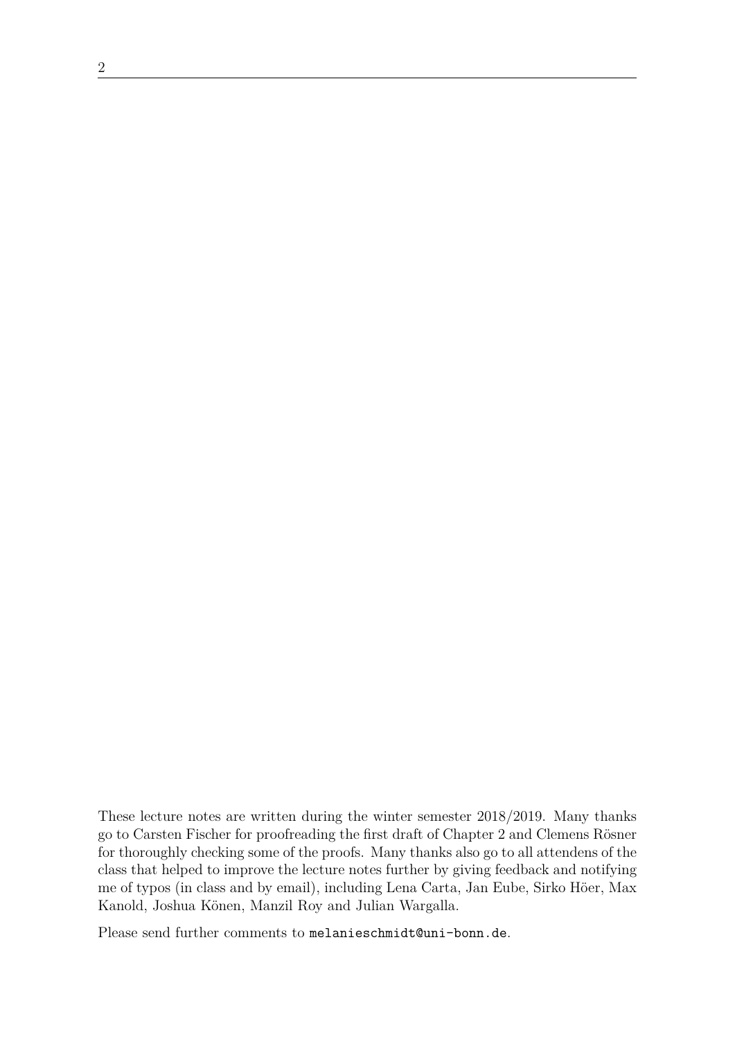These lecture notes are written during the winter semester 2018/2019. Many thanks go to Carsten Fischer for proofreading the first draft of Chapter 2 and Clemens Rösner for thoroughly checking some of the proofs. Many thanks also go to all attendens of the class that helped to improve the lecture notes further by giving feedback and notifying me of typos (in class and by email), including Lena Carta, Jan Eube, Sirko Höer, Max Kanold, Joshua Könen, Manzil Roy and Julian Wargalla.

Please send further comments to `melanieschmidt@uni-bonn.de`.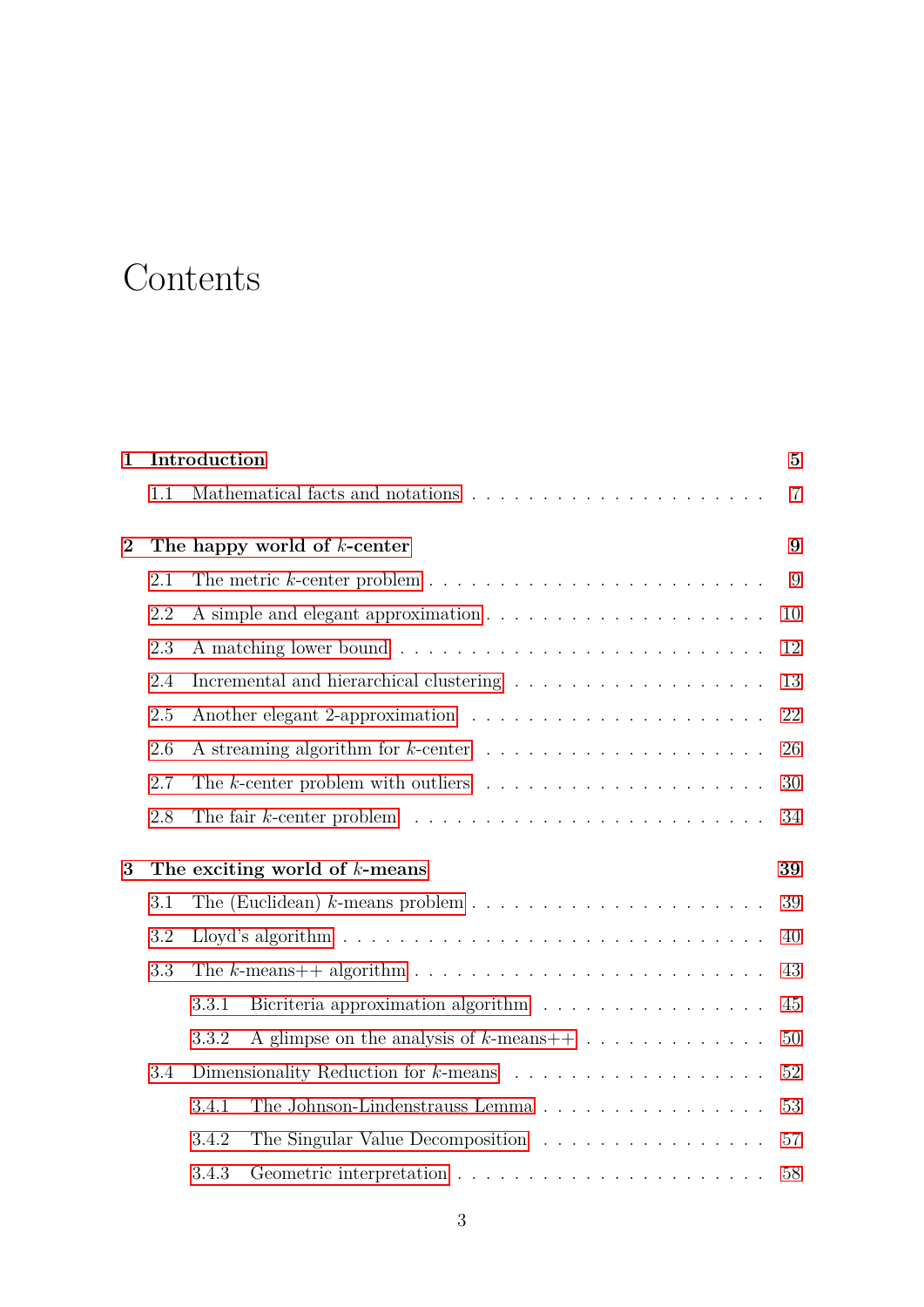# Contents

**1 Introduction** **5**

1.1 Mathematical facts and notations . . . . . . . . . . . . . . . . . . . . . . 7

**2 The happy world of $k$-center** **9**

2.1 The metric $k$-center problem . . . . . . . . . . . . . . . . . . . . . . . . 9

2.2 A simple and elegant approximation . . . . . . . . . . . . . . . . . . . . 10

2.3 A matching lower bound . . . . . . . . . . . . . . . . . . . . . . . . . . 12

2.4 Incremental and hierarchical clustering . . . . . . . . . . . . . . . . . . 13

2.5 Another elegant 2-approximation . . . . . . . . . . . . . . . . . . . . . 22

2.6 A streaming algorithm for $k$-center . . . . . . . . . . . . . . . . . . . . 26

2.7 The $k$-center problem with outliers . . . . . . . . . . . . . . . . . . . . 30

2.8 The fair $k$-center problem . . . . . . . . . . . . . . . . . . . . . . . . . 34

**3 The exciting world of $k$-means** **39**

3.1 The (Euclidean) $k$-means problem . . . . . . . . . . . . . . . . . . . . . 39

3.2 Lloyd's algorithm . . . . . . . . . . . . . . . . . . . . . . . . . . . . . . 40

3.3 The $k$-means++ algorithm . . . . . . . . . . . . . . . . . . . . . . . . . 43

3.3.1 Bicriteria approximation algorithm . . . . . . . . . . . . . . . . 45

3.3.2 A glimpse on the analysis of $k$-means++ . . . . . . . . . . . . . 50

3.4 Dimensionality Reduction for $k$-means . . . . . . . . . . . . . . . . . . 52

3.4.1 The Johnson-Lindenstrauss Lemma . . . . . . . . . . . . . . . . 53

3.4.2 The Singular Value Decomposition . . . . . . . . . . . . . . . . 57

3.4.3 Geometric interpretation . . . . . . . . . . . . . . . . . . . . . . 58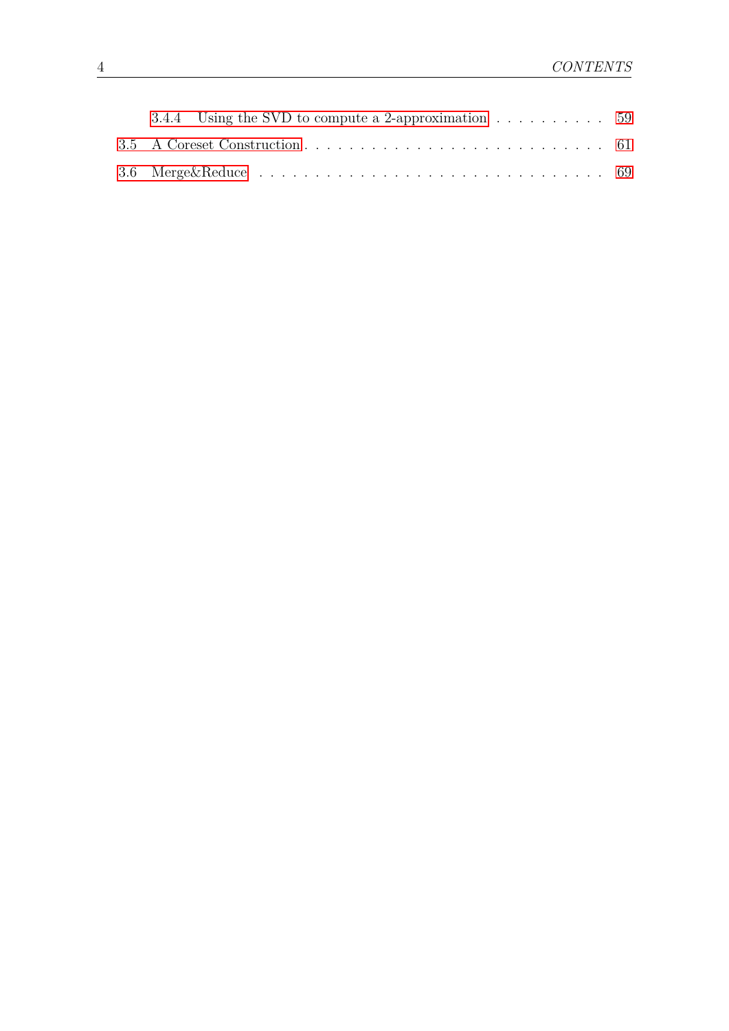3.4.4 Using the SVD to compute a 2-approximation . . . . . . . . . . . 59

3.5 A Coreset Construction . . . . . . . . . . . . . . . . . . . . . . . . . . 61

3.6 Merge&Reduce . . . . . . . . . . . . . . . . . . . . . . . . . . . . . . 69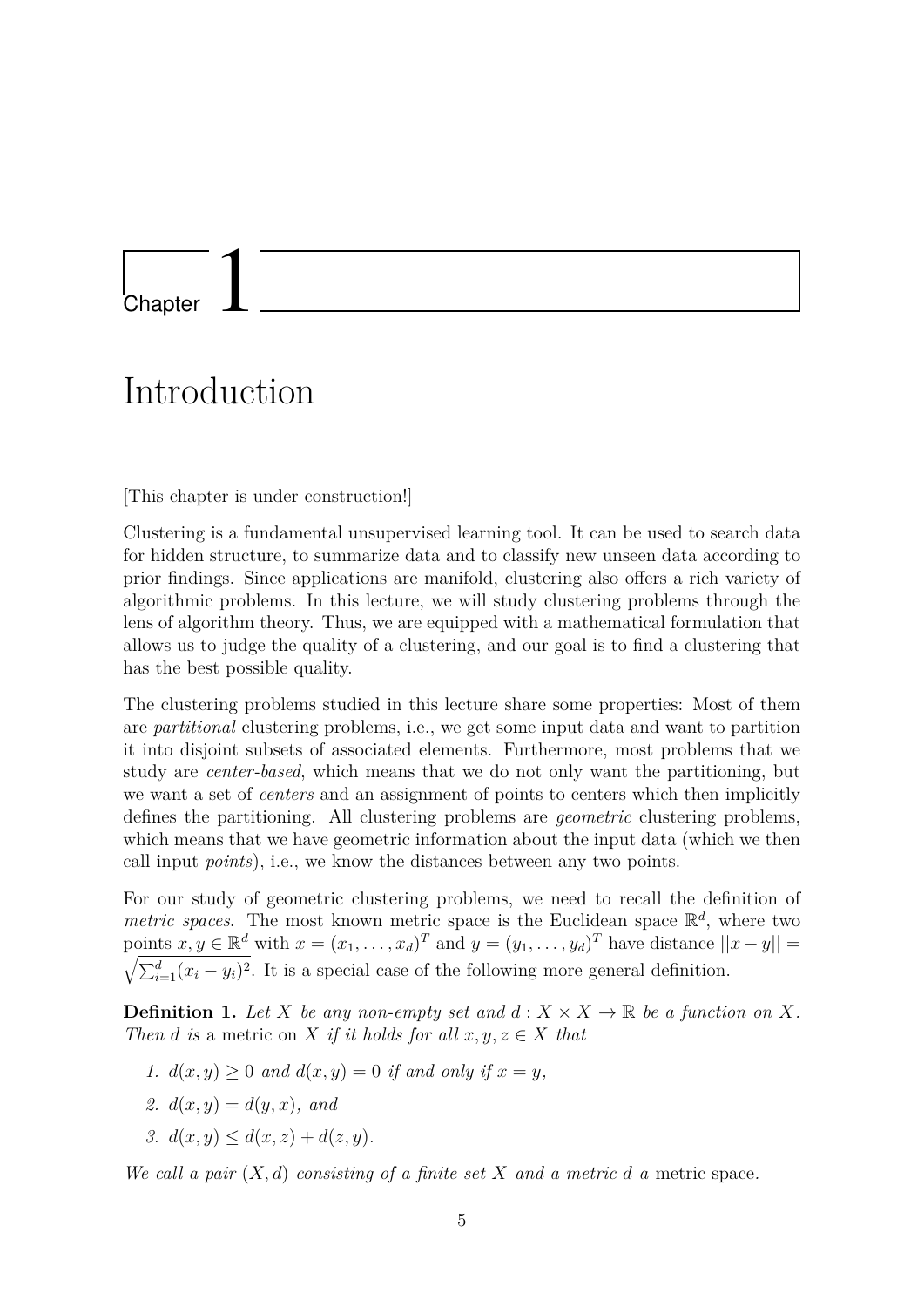# Chapter 1

# Introduction

[This chapter is under construction!]

Clustering is a fundamental unsupervised learning tool. It can be used to search data for hidden structure, to summarize data and to classify new unseen data according to prior findings. Since applications are manifold, clustering also offers a rich variety of algorithmic problems. In this lecture, we will study clustering problems through the lens of algorithm theory. Thus, we are equipped with a mathematical formulation that allows us to judge the quality of a clustering, and our goal is to find a clustering that has the best possible quality.

The clustering problems studied in this lecture share some properties: Most of them are *partitional* clustering problems, i.e., we get some input data and want to partition it into disjoint subsets of associated elements. Furthermore, most problems that we study are *center-based*, which means that we do not only want the partitioning, but we want a set of *centers* and an assignment of points to centers which then implicitly defines the partitioning. All clustering problems are *geometric* clustering problems, which means that we have geometric information about the input data (which we then call input *points*), i.e., we know the distances between any two points.

For our study of geometric clustering problems, we need to recall the definition of *metric spaces*. The most known metric space is the Euclidean space $\mathbb{R}^d$, where two points $x, y \in \mathbb{R}^d$ with $x = (x_1, \ldots, x_d)^T$ and $y = (y_1, \ldots, y_d)^T$ have distance $||x - y|| = \sqrt{\sum_{i=1}^{d}(x_i - y_i)^2}$. It is a special case of the following more general definition.

**Definition 1.** *Let $X$ be any non-empty set and $d : X \times X \to \mathbb{R}$ be a function on $X$. Then $d$ is* a metric on $X$ *if it holds for all $x, y, z \in X$ that*

1. *$d(x, y) \geq 0$ and $d(x, y) = 0$ if and only if $x = y$,*
2. *$d(x, y) = d(y, x)$, and*
3. *$d(x, y) \leq d(x, z) + d(z, y)$.*

*We call a pair $(X, d)$ consisting of a finite set $X$ and a metric $d$ a* metric space*.*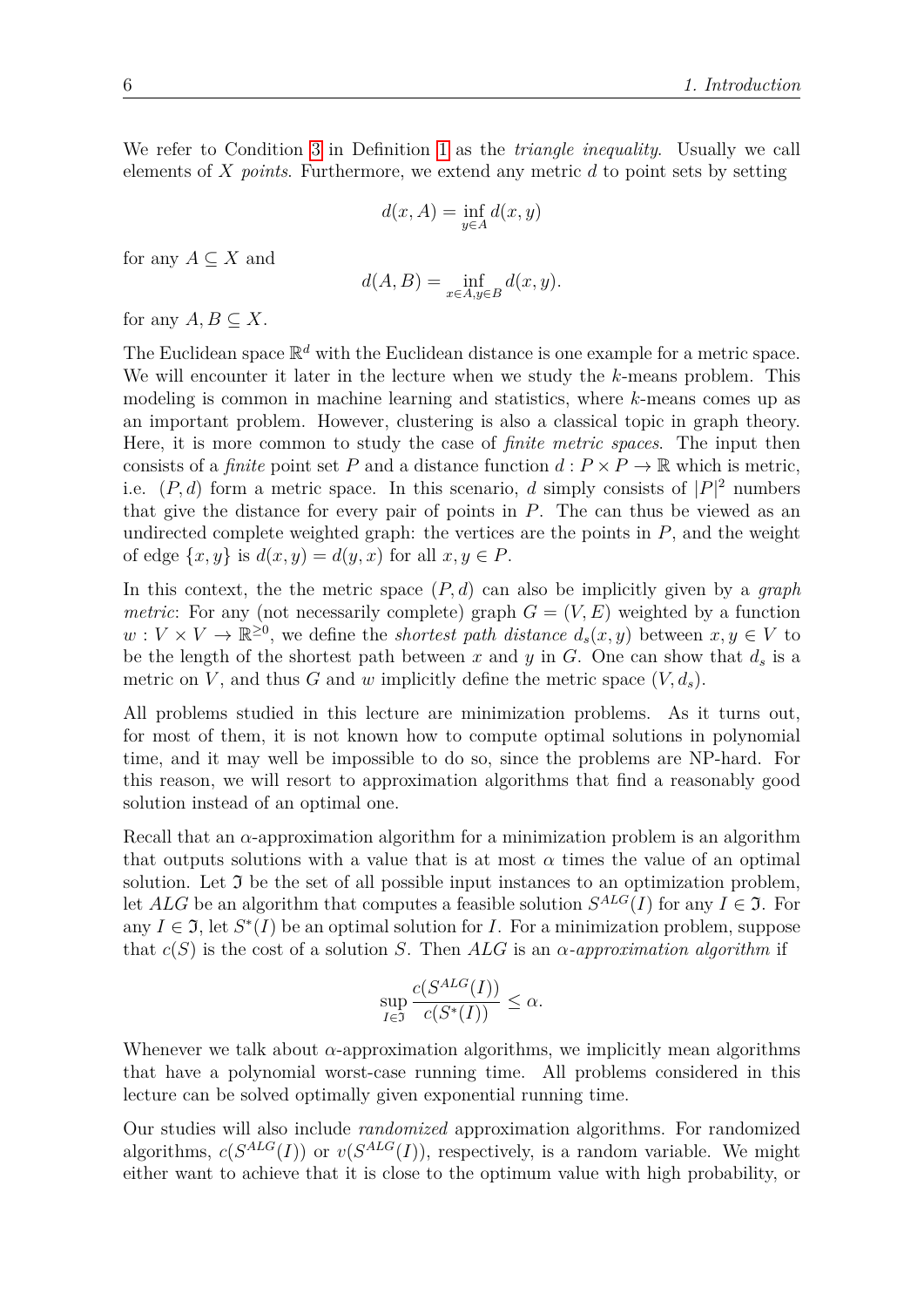We refer to Condition 3 in Definition 1 as the *triangle inequality*. Usually we call elements of $X$ *points*. Furthermore, we extend any metric $d$ to point sets by setting

$$d(x, A) = \inf_{y \in A} d(x, y)$$

for any $A \subseteq X$ and

$$d(A, B) = \inf_{x \in A, y \in B} d(x, y).$$

for any $A, B \subseteq X$.

The Euclidean space $\mathbb{R}^d$ with the Euclidean distance is one example for a metric space. We will encounter it later in the lecture when we study the $k$-means problem. This modeling is common in machine learning and statistics, where $k$-means comes up as an important problem. However, clustering is also a classical topic in graph theory. Here, it is more common to study the case of *finite metric spaces*. The input then consists of a *finite* point set $P$ and a distance function $d : P \times P \to \mathbb{R}$ which is metric, i.e. $(P, d)$ form a metric space. In this scenario, $d$ simply consists of $|P|^2$ numbers that give the distance for every pair of points in $P$. The can thus be viewed as an undirected complete weighted graph: the vertices are the points in $P$, and the weight of edge $\{x, y\}$ is $d(x, y) = d(y, x)$ for all $x, y \in P$.

In this context, the the metric space $(P, d)$ can also be implicitly given by a *graph metric*: For any (not necessarily complete) graph $G = (V, E)$ weighted by a function $w : V \times V \to \mathbb{R}^{\geq 0}$, we define the *shortest path distance* $d_s(x, y)$ between $x, y \in V$ to be the length of the shortest path between $x$ and $y$ in $G$. One can show that $d_s$ is a metric on $V$, and thus $G$ and $w$ implicitly define the metric space $(V, d_s)$.

All problems studied in this lecture are minimization problems. As it turns out, for most of them, it is not known how to compute optimal solutions in polynomial time, and it may well be impossible to do so, since the problems are NP-hard. For this reason, we will resort to approximation algorithms that find a reasonably good solution instead of an optimal one.

Recall that an $\alpha$-approximation algorithm for a minimization problem is an algorithm that outputs solutions with a value that is at most $\alpha$ times the value of an optimal solution. Let $\mathfrak{I}$ be the set of all possible input instances to an optimization problem, let $ALG$ be an algorithm that computes a feasible solution $S^{ALG}(I)$ for any $I \in \mathfrak{I}$. For any $I \in \mathfrak{I}$, let $S^*(I)$ be an optimal solution for $I$. For a minimization problem, suppose that $c(S)$ is the cost of a solution $S$. Then $ALG$ is an *$\alpha$-approximation algorithm* if

$$\sup_{I \in \mathfrak{I}} \frac{c(S^{ALG}(I))}{c(S^*(I))} \leq \alpha.$$

Whenever we talk about $\alpha$-approximation algorithms, we implicitly mean algorithms that have a polynomial worst-case running time. All problems considered in this lecture can be solved optimally given exponential running time.

Our studies will also include *randomized* approximation algorithms. For randomized algorithms, $c(S^{ALG}(I))$ or $v(S^{ALG}(I))$, respectively, is a random variable. We might either want to achieve that it is close to the optimum value with high probability, or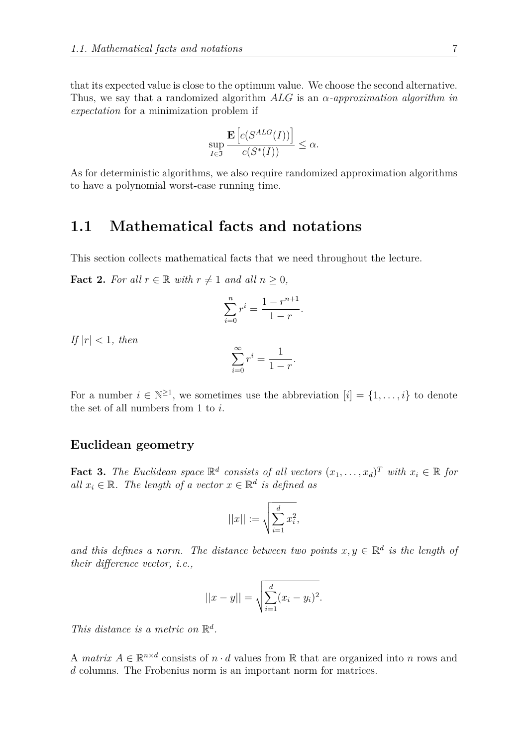that its expected value is close to the optimum value. We choose the second alternative. Thus, we say that a randomized algorithm *ALG* is an *$\alpha$-approximation algorithm in expectation* for a minimization problem if

$$\sup_{I \in \mathfrak{I}} \frac{\mathbf{E}\left[c(S^{ALG}(I))\right]}{c(S^*(I))} \leq \alpha.$$

As for deterministic algorithms, we also require randomized approximation algorithms to have a polynomial worst-case running time.

## 1.1 Mathematical facts and notations

This section collects mathematical facts that we need throughout the lecture.

**Fact 2.** *For all $r \in \mathbb{R}$ with $r \neq 1$ and all $n \geq 0$,*

$$\sum_{i=0}^{n} r^i = \frac{1 - r^{n+1}}{1 - r}.$$

*If $|r| < 1$, then*

$$\sum_{i=0}^{\infty} r^i = \frac{1}{1 - r}.$$

For a number $i \in \mathbb{N}^{\geq 1}$, we sometimes use the abbreviation $[i] = \{1, \ldots, i\}$ to denote the set of all numbers from 1 to $i$.

### Euclidean geometry

**Fact 3.** *The Euclidean space $\mathbb{R}^d$ consists of all vectors $(x_1, \ldots, x_d)^T$ with $x_i \in \mathbb{R}$ for all $x_i \in \mathbb{R}$. The length of a vector $x \in \mathbb{R}^d$ is defined as*

$$||x|| := \sqrt{\sum_{i=1}^{d} x_i^2},$$

*and this defines a norm. The distance between two points $x, y \in \mathbb{R}^d$ is the length of their difference vector, i.e.,*

$$||x - y|| = \sqrt{\sum_{i=1}^{d} (x_i - y_i)^2}.$$

*This distance is a metric on $\mathbb{R}^d$.*

A *matrix* $A \in \mathbb{R}^{n \times d}$ consists of $n \cdot d$ values from $\mathbb{R}$ that are organized into $n$ rows and $d$ columns. The Frobenius norm is an important norm for matrices.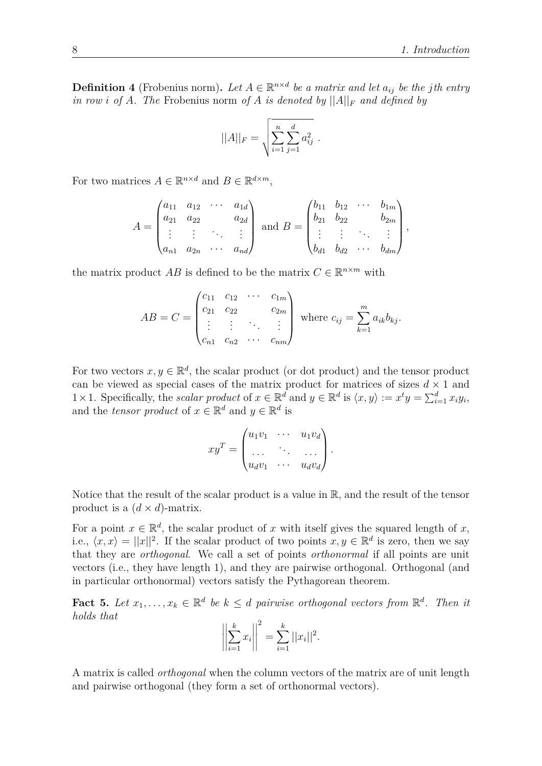**Definition 4** (Frobenius norm)**.** *Let $A \in \mathbb{R}^{n\times d}$ be a matrix and let $a_{ij}$ be the $j$th entry in row $i$ of $A$. The* Frobenius norm *of $A$ is denoted by $||A||_F$ and defined by*

$$||A||_F = \sqrt{\sum_{i=1}^{n} \sum_{j=1}^{d} a_{ij}^2} \ .$$

For two matrices $A \in \mathbb{R}^{n\times d}$ and $B \in \mathbb{R}^{d\times m}$,

$$A = \begin{pmatrix} a_{11} & a_{12} & \cdots & a_{1d} \\ a_{21} & a_{22} & & a_{2d} \\ \vdots & \vdots & \ddots & \vdots \\ a_{n1} & a_{2n} & \cdots & a_{nd} \end{pmatrix} \text{ and } B = \begin{pmatrix} b_{11} & b_{12} & \cdots & b_{1m} \\ b_{21} & b_{22} & & b_{2m} \\ \vdots & \vdots & \ddots & \vdots \\ b_{d1} & b_{d2} & \cdots & b_{dm} \end{pmatrix},$$

the matrix product $AB$ is defined to be the matrix $C \in \mathbb{R}^{n\times m}$ with

$$AB = C = \begin{pmatrix} c_{11} & c_{12} & \cdots & c_{1m} \\ c_{21} & c_{22} & & c_{2m} \\ \vdots & \vdots & \ddots & \vdots \\ c_{n1} & c_{n2} & \cdots & c_{nm} \end{pmatrix} \text{ where } c_{ij} = \sum_{k=1}^{m} a_{ik} b_{kj}.$$

For two vectors $x, y \in \mathbb{R}^d$, the scalar product (or dot product) and the tensor product can be viewed as special cases of the matrix product for matrices of sizes $d \times 1$ and $1 \times 1$. Specifically, the *scalar product* of $x \in \mathbb{R}^d$ and $y \in \mathbb{R}^d$ is $\langle x, y \rangle := x^t y = \sum_{i=1}^{d} x_i y_i$, and the *tensor product* of $x \in \mathbb{R}^d$ and $y \in \mathbb{R}^d$ is

$$xy^T = \begin{pmatrix} u_1 v_1 & \cdots & u_1 v_d \\ \cdots & \ddots & \cdots \\ u_d v_1 & \cdots & u_d v_d \end{pmatrix}.$$

Notice that the result of the scalar product is a value in $\mathbb{R}$, and the result of the tensor product is a $(d \times d)$-matrix.

For a point $x \in \mathbb{R}^d$, the scalar product of $x$ with itself gives the squared length of $x$, i.e., $\langle x, x \rangle = ||x||^2$. If the scalar product of two points $x, y \in \mathbb{R}^d$ is zero, then we say that they are *orthogonal*. We call a set of points *orthonormal* if all points are unit vectors (i.e., they have length 1), and they are pairwise orthogonal. Orthogonal (and in particular orthonormal) vectors satisfy the Pythagorean theorem.

**Fact 5.** *Let $x_1, \ldots, x_k \in \mathbb{R}^d$ be $k \leq d$ pairwise orthogonal vectors from $\mathbb{R}^d$. Then it holds that*

$$\left|\left| \sum_{i=1}^{k} x_i \right|\right|^2 = \sum_{i=1}^{k} ||x_i||^2.$$

A matrix is called *orthogonal* when the column vectors of the matrix are of unit length and pairwise orthogonal (they form a set of orthonormal vectors).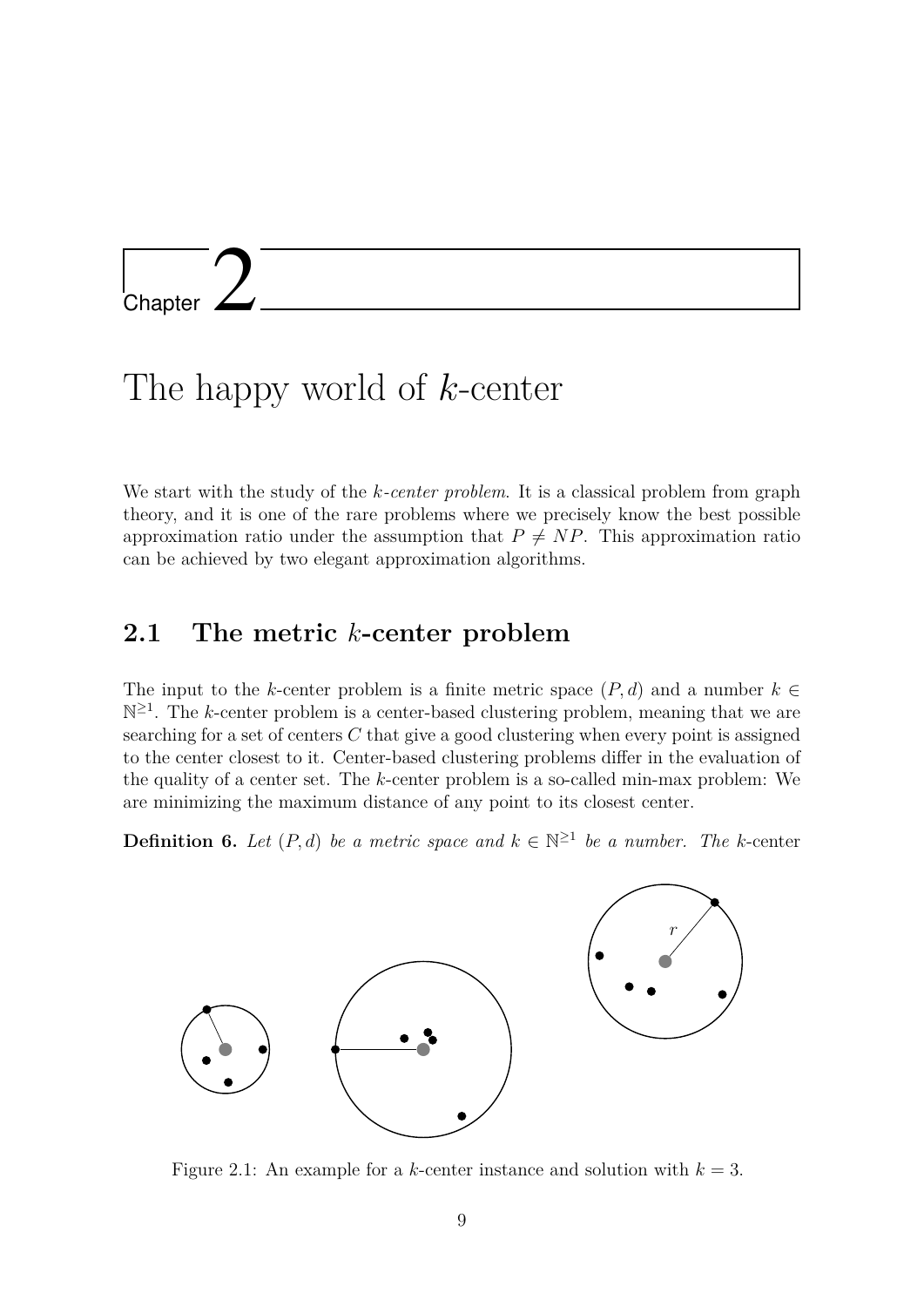# Chapter 2

# The happy world of $k$-center

We start with the study of the *$k$-center problem*. It is a classical problem from graph theory, and it is one of the rare problems where we precisely know the best possible approximation ratio under the assumption that $P \neq NP$. This approximation ratio can be achieved by two elegant approximation algorithms.

## 2.1 The metric $k$-center problem

The input to the $k$-center problem is a finite metric space $(P, d)$ and a number $k \in \mathbb{N}^{\geq 1}$. The $k$-center problem is a center-based clustering problem, meaning that we are searching for a set of centers $C$ that give a good clustering when every point is assigned to the center closest to it. Center-based clustering problems differ in the evaluation of the quality of a center set. The $k$-center problem is a so-called min-max problem: We are minimizing the maximum distance of any point to its closest center.

**Definition 6.** *Let $(P, d)$ be a metric space and $k \in \mathbb{N}^{\geq 1}$ be a number. The* $k$-center

Figure 2.1: An example for a $k$-center instance and solution with $k = 3$.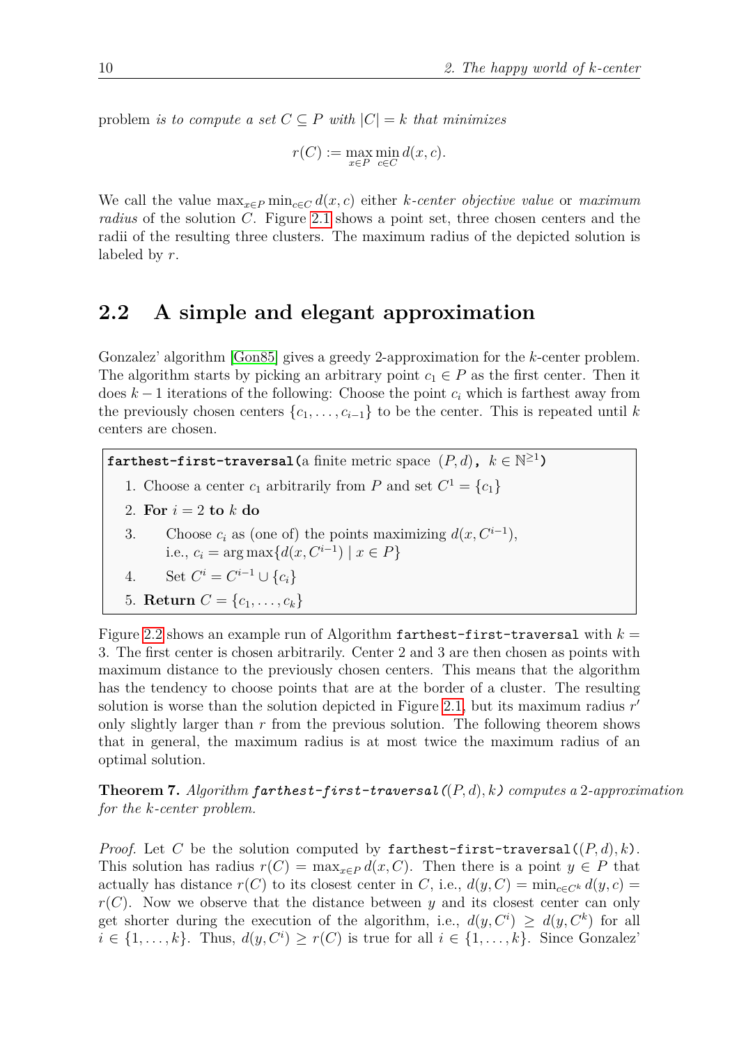problem *is to compute a set $C \subseteq P$ with $|C| = k$ that minimizes*

$$r(C) := \max_{x \in P} \min_{c \in C} d(x, c).$$

We call the value $\max_{x \in P} \min_{c \in C} d(x, c)$ either *k-center objective value* or *maximum radius* of the solution $C$. Figure 2.1 shows a point set, three chosen centers and the radii of the resulting three clusters. The maximum radius of the depicted solution is labeled by $r$.

## 2.2 A simple and elegant approximation

Gonzalez' algorithm [Gon85] gives a greedy 2-approximation for the $k$-center problem. The algorithm starts by picking an arbitrary point $c_1 \in P$ as the first center. Then it does $k - 1$ iterations of the following: Choose the point $c_i$ which is farthest away from the previously chosen centers $\{c_1, \ldots, c_{i-1}\}$ to be the center. This is repeated until $k$ centers are chosen.

**`farthest-first-traversal(`** a finite metric space $(P, d)$, $k \in \mathbb{N}^{\geq 1}$ **`)`**

1. Choose a center $c_1$ arbitrarily from $P$ and set $C^1 = \{c_1\}$
2. **For** $i = 2$ **to** $k$ **do**
3. Choose $c_i$ as (one of) the points maximizing $d(x, C^{i-1})$, i.e., $c_i = \arg\max\{d(x, C^{i-1}) \mid x \in P\}$
4. Set $C^i = C^{i-1} \cup \{c_i\}$
5. **Return** $C = \{c_1, \ldots, c_k\}$

Figure 2.2 shows an example run of Algorithm `farthest-first-traversal` with $k = 3$. The first center is chosen arbitrarily. Center 2 and 3 are then chosen as points with maximum distance to the previously chosen centers. This means that the algorithm has the tendency to choose points that are at the border of a cluster. The resulting solution is worse than the solution depicted in Figure 2.1, but its maximum radius $r'$ only slightly larger than $r$ from the previous solution. The following theorem shows that in general, the maximum radius is at most twice the maximum radius of an optimal solution.

**Theorem 7.** *Algorithm `farthest-first-traversal(`$(P, d), k$`)` computes a 2-approximation for the k-center problem.*

*Proof.* Let $C$ be the solution computed by `farthest-first-traversal(`$(P, d), k$`)`. This solution has radius $r(C) = \max_{x \in P} d(x, C)$. Then there is a point $y \in P$ that actually has distance $r(C)$ to its closest center in $C$, i.e., $d(y, C) = \min_{c \in C^k} d(y, c) = r(C)$. Now we observe that the distance between $y$ and its closest center can only get shorter during the execution of the algorithm, i.e., $d(y, C^i) \geq d(y, C^k)$ for all $i \in \{1, \ldots, k\}$. Thus, $d(y, C^i) \geq r(C)$ is true for all $i \in \{1, \ldots, k\}$. Since Gonzalez'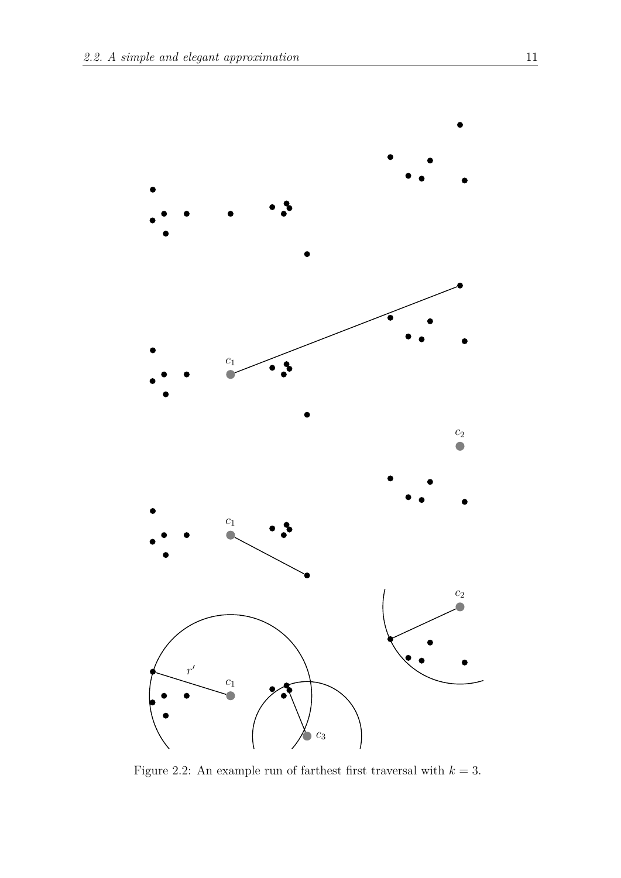Figure 2.2: An example run of farthest first traversal with $k = 3$.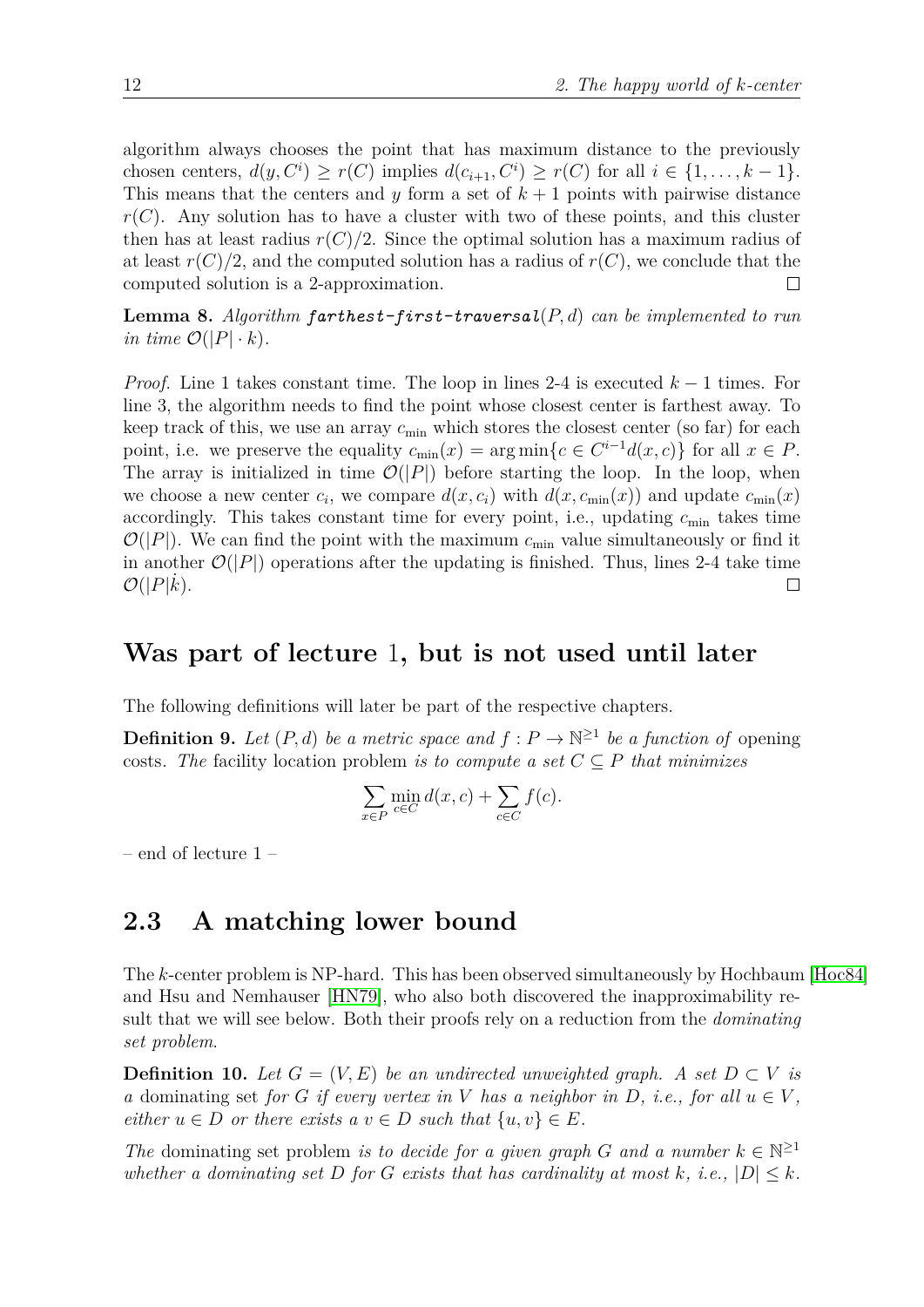algorithm always chooses the point that has maximum distance to the previously chosen centers, $d(y, C^i) \geq r(C)$ implies $d(c_{i+1}, C^i) \geq r(C)$ for all $i \in \{1, \ldots, k-1\}$. This means that the centers and $y$ form a set of $k+1$ points with pairwise distance $r(C)$. Any solution has to have a cluster with two of these points, and this cluster then has at least radius $r(C)/2$. Since the optimal solution has a maximum radius of at least $r(C)/2$, and the computed solution has a radius of $r(C)$, we conclude that the computed solution is a 2-approximation. □

**Lemma 8.** *Algorithm* ***farthest-first-traversal***$(P, d)$ *can be implemented to run in time* $\mathcal{O}(|P| \cdot k)$.

*Proof.* Line 1 takes constant time. The loop in lines 2-4 is executed $k-1$ times. For line 3, the algorithm needs to find the point whose closest center is farthest away. To keep track of this, we use an array $c_{\min}$ which stores the closest center (so far) for each point, i.e. we preserve the equality $c_{\min}(x) = \arg\min\{c \in C^{i-1} d(x, c)\}$ for all $x \in P$. The array is initialized in time $\mathcal{O}(|P|)$ before starting the loop. In the loop, when we choose a new center $c_i$, we compare $d(x, c_i)$ with $d(x, c_{\min}(x))$ and update $c_{\min}(x)$ accordingly. This takes constant time for every point, i.e., updating $c_{\min}$ takes time $\mathcal{O}(|P|)$. We can find the point with the maximum $c_{\min}$ value simultaneously or find it in another $\mathcal{O}(|P|)$ operations after the updating is finished. Thus, lines 2-4 take time $\mathcal{O}(|P|\dot{k})$. □

## Was part of lecture 1, but is not used until later

The following definitions will later be part of the respective chapters.

**Definition 9.** *Let* $(P, d)$ *be a metric space and* $f : P \to \mathbb{N}^{\geq 1}$ *be a function of* opening costs. *The* facility location problem *is to compute a set* $C \subseteq P$ *that minimizes*

$$\sum_{x \in P} \min_{c \in C} d(x, c) + \sum_{c \in C} f(c).$$

– end of lecture 1 –

## 2.3 A matching lower bound

The $k$-center problem is NP-hard. This has been observed simultaneously by Hochbaum [Hoc84] and Hsu and Nemhauser [HN79], who also both discovered the inapproximability result that we will see below. Both their proofs rely on a reduction from the *dominating set problem*.

**Definition 10.** *Let* $G = (V, E)$ *be an undirected unweighted graph. A set* $D \subset V$ *is a* dominating set *for* $G$ *if every vertex in* $V$ *has a neighbor in* $D$*, i.e., for all* $u \in V$*, either* $u \in D$ *or there exists a* $v \in D$ *such that* $\{u, v\} \in E$.

*The* dominating set problem *is to decide for a given graph* $G$ *and a number* $k \in \mathbb{N}^{\geq 1}$ *whether a dominating set* $D$ *for* $G$ *exists that has cardinality at most* $k$*, i.e.,* $|D| \leq k$.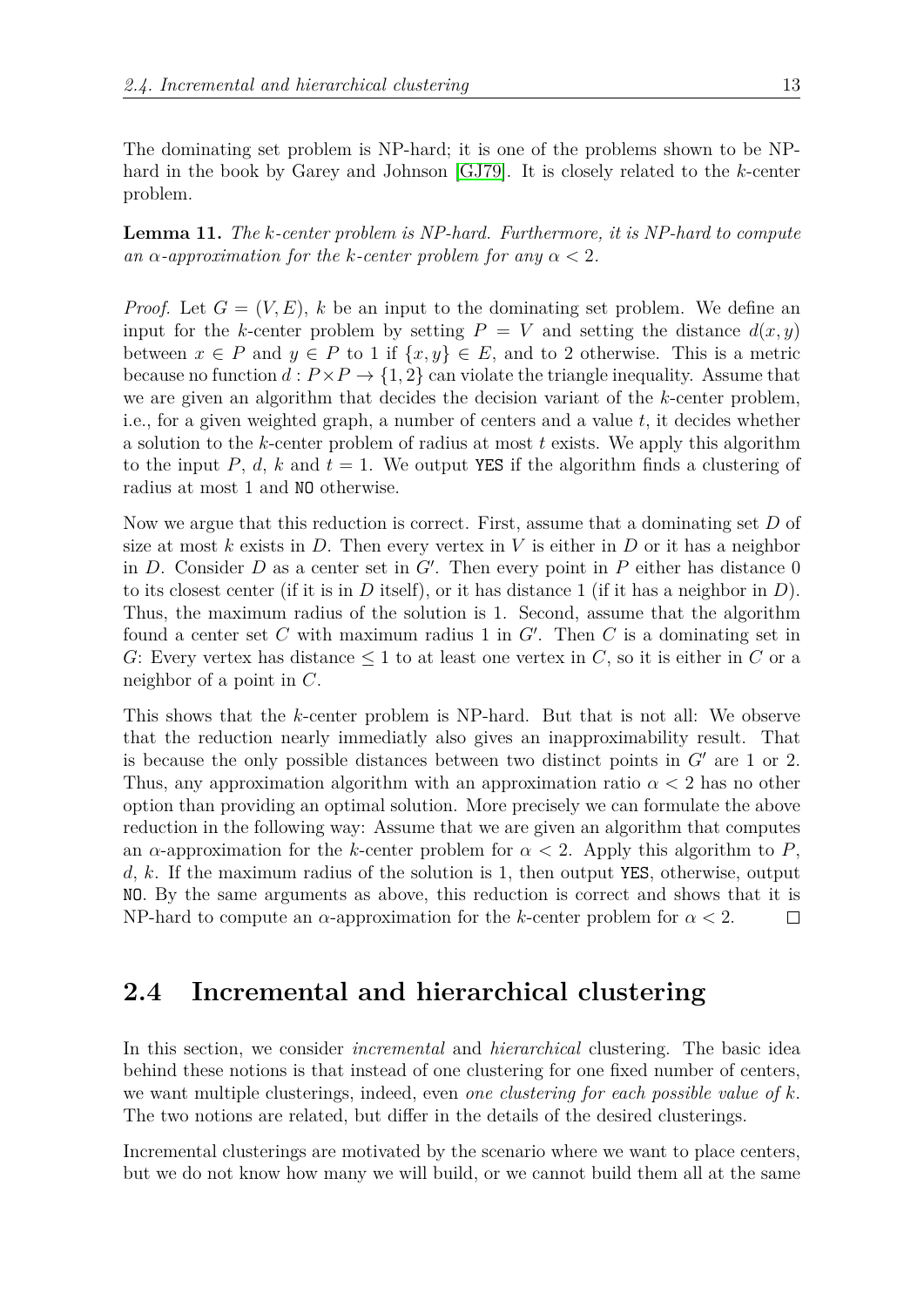The dominating set problem is NP-hard; it is one of the problems shown to be NP-hard in the book by Garey and Johnson [GJ79]. It is closely related to the $k$-center problem.

**Lemma 11.** *The $k$-center problem is NP-hard. Furthermore, it is NP-hard to compute an $\alpha$-approximation for the $k$-center problem for any $\alpha < 2$.*

*Proof.* Let $G = (V, E)$, $k$ be an input to the dominating set problem. We define an input for the $k$-center problem by setting $P = V$ and setting the distance $d(x, y)$ between $x \in P$ and $y \in P$ to 1 if $\{x, y\} \in E$, and to 2 otherwise. This is a metric because no function $d : P \times P \to \{1, 2\}$ can violate the triangle inequality. Assume that we are given an algorithm that decides the decision variant of the $k$-center problem, i.e., for a given weighted graph, a number of centers and a value $t$, it decides whether a solution to the $k$-center problem of radius at most $t$ exists. We apply this algorithm to the input $P$, $d$, $k$ and $t = 1$. We output `YES` if the algorithm finds a clustering of radius at most 1 and `NO` otherwise.

Now we argue that this reduction is correct. First, assume that a dominating set $D$ of size at most $k$ exists in $D$. Then every vertex in $V$ is either in $D$ or it has a neighbor in $D$. Consider $D$ as a center set in $G'$. Then every point in $P$ either has distance 0 to its closest center (if it is in $D$ itself), or it has distance 1 (if it has a neighbor in $D$). Thus, the maximum radius of the solution is 1. Second, assume that the algorithm found a center set $C$ with maximum radius 1 in $G'$. Then $C$ is a dominating set in $G$: Every vertex has distance $\leq 1$ to at least one vertex in $C$, so it is either in $C$ or a neighbor of a point in $C$.

This shows that the $k$-center problem is NP-hard. But that is not all: We observe that the reduction nearly immediatly also gives an inapproximability result. That is because the only possible distances between two distinct points in $G'$ are 1 or 2. Thus, any approximation algorithm with an approximation ratio $\alpha < 2$ has no other option than providing an optimal solution. More precisely we can formulate the above reduction in the following way: Assume that we are given an algorithm that computes an $\alpha$-approximation for the $k$-center problem for $\alpha < 2$. Apply this algorithm to $P$, $d$, $k$. If the maximum radius of the solution is 1, then output `YES`, otherwise, output `NO`. By the same arguments as above, this reduction is correct and shows that it is NP-hard to compute an $\alpha$-approximation for the $k$-center problem for $\alpha < 2$. $\square$

## 2.4 Incremental and hierarchical clustering

In this section, we consider *incremental* and *hierarchical* clustering. The basic idea behind these notions is that instead of one clustering for one fixed number of centers, we want multiple clusterings, indeed, even *one clustering for each possible value of $k$*. The two notions are related, but differ in the details of the desired clusterings.

Incremental clusterings are motivated by the scenario where we want to place centers, but we do not know how many we will build, or we cannot build them all at the same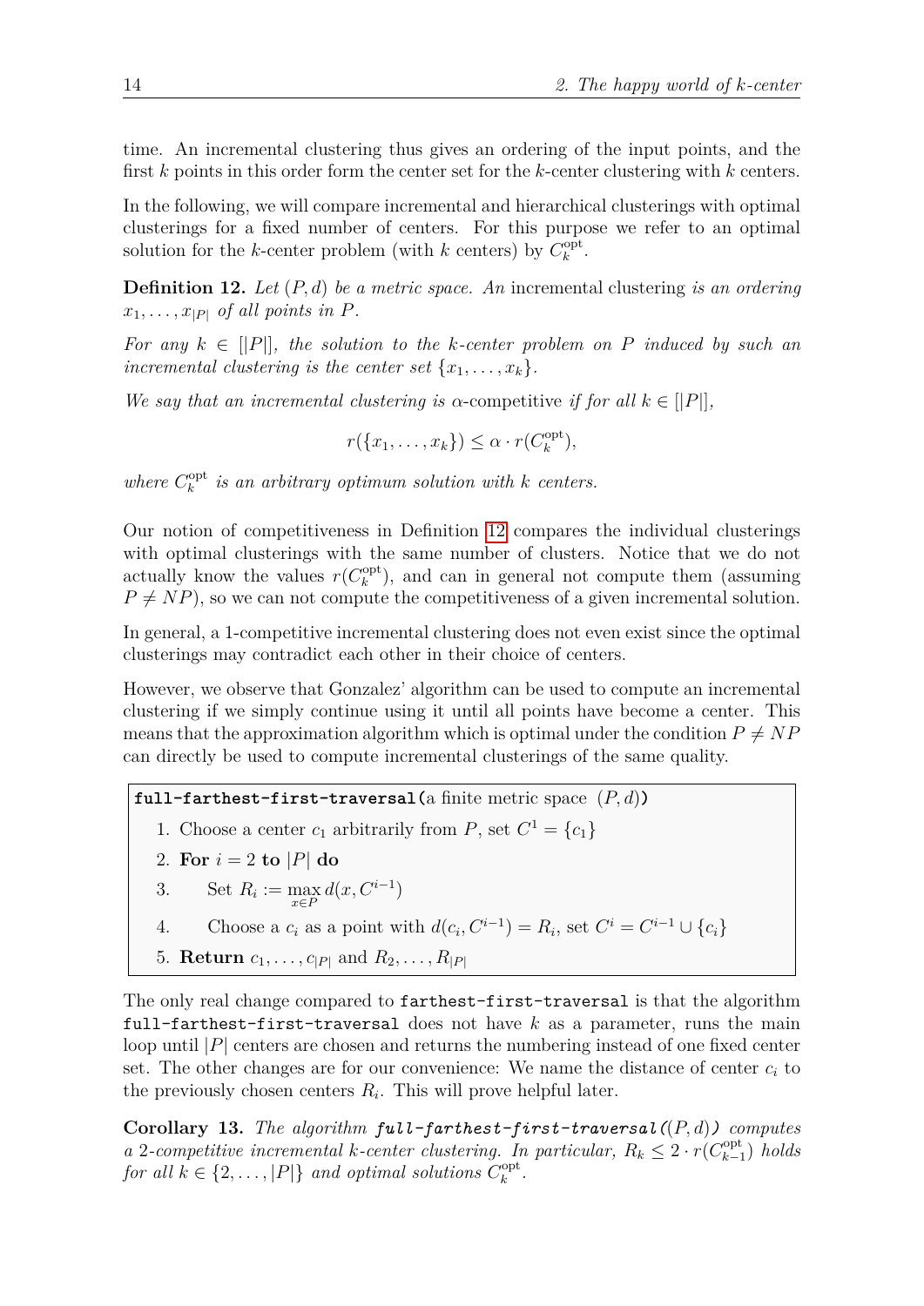time. An incremental clustering thus gives an ordering of the input points, and the first $k$ points in this order form the center set for the $k$-center clustering with $k$ centers.

In the following, we will compare incremental and hierarchical clusterings with optimal clusterings for a fixed number of centers. For this purpose we refer to an optimal solution for the $k$-center problem (with $k$ centers) by $C_k^{\text{opt}}$.

**Definition 12.** *Let $(P, d)$ be a metric space. An* incremental clustering *is an ordering $x_1, \ldots, x_{|P|}$ of all points in $P$.*

*For any $k \in [|P|]$, the solution to the $k$-center problem on $P$ induced by such an incremental clustering is the center set $\{x_1, \ldots, x_k\}$.*

*We say that an incremental clustering is $\alpha$-*competitive *if for all $k \in [|P|]$,*

$$r(\{x_1, \ldots, x_k\}) \leq \alpha \cdot r(C_k^{\text{opt}}),$$

*where $C_k^{\text{opt}}$ is an arbitrary optimum solution with $k$ centers.*

Our notion of competitiveness in Definition 12 compares the individual clusterings with optimal clusterings with the same number of clusters. Notice that we do not actually know the values $r(C_k^{\text{opt}})$, and can in general not compute them (assuming $P \neq NP$), so we can not compute the competitiveness of a given incremental solution.

In general, a 1-competitive incremental clustering does not even exist since the optimal clusterings may contradict each other in their choice of centers.

However, we observe that Gonzalez' algorithm can be used to compute an incremental clustering if we simply continue using it until all points have become a center. This means that the approximation algorithm which is optimal under the condition $P \neq NP$ can directly be used to compute incremental clusterings of the same quality.

**`full-farthest-first-traversal(`**a finite metric space $(P, d)$**`)`**

1. Choose a center $c_1$ arbitrarily from $P$, set $C^1 = \{c_1\}$
2. **For** $i = 2$ **to** $|P|$ **do**
3. Set $R_i := \max_{x \in P} d(x, C^{i-1})$
4. Choose a $c_i$ as a point with $d(c_i, C^{i-1}) = R_i$, set $C^i = C^{i-1} \cup \{c_i\}$
5. **Return** $c_1, \ldots, c_{|P|}$ and $R_2, \ldots, R_{|P|}$

The only real change compared to `farthest-first-traversal` is that the algorithm `full-farthest-first-traversal` does not have $k$ as a parameter, runs the main loop until $|P|$ centers are chosen and returns the numbering instead of one fixed center set. The other changes are for our convenience: We name the distance of center $c_i$ to the previously chosen centers $R_i$. This will prove helpful later.

**Corollary 13.** *The algorithm `full-farthest-first-traversal`$((P, d))$ computes a 2-competitive incremental $k$-center clustering. In particular, $R_k \leq 2 \cdot r(C_{k-1}^{\text{opt}})$ holds for all $k \in \{2, \ldots, |P|\}$ and optimal solutions $C_k^{\text{opt}}$.*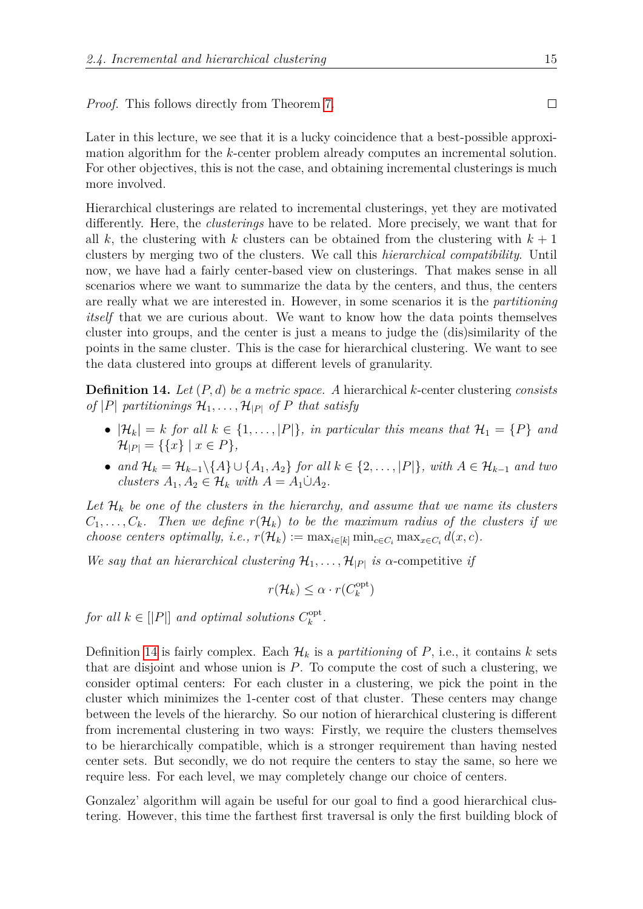*Proof.* This follows directly from Theorem 7. □

Later in this lecture, we see that it is a lucky coincidence that a best-possible approximation algorithm for the $k$-center problem already computes an incremental solution. For other objectives, this is not the case, and obtaining incremental clusterings is much more involved.

Hierarchical clusterings are related to incremental clusterings, yet they are motivated differently. Here, the *clusterings* have to be related. More precisely, we want that for all $k$, the clustering with $k$ clusters can be obtained from the clustering with $k+1$ clusters by merging two of the clusters. We call this *hierarchical compatibility*. Until now, we have had a fairly center-based view on clusterings. That makes sense in all scenarios where we want to summarize the data by the centers, and thus, the centers are really what we are interested in. However, in some scenarios it is the *partitioning itself* that we are curious about. We want to know how the data points themselves cluster into groups, and the center is just a means to judge the (dis)similarity of the points in the same cluster. This is the case for hierarchical clustering. We want to see the data clustered into groups at different levels of granularity.

**Definition 14.** *Let $(P, d)$ be a metric space. A* hierarchical $k$-center clustering *consists of $|P|$ partitionings $\mathcal{H}_1, \ldots, \mathcal{H}_{|P|}$ of $P$ that satisfy*

- $|\mathcal{H}_k| = k$ *for all $k \in \{1, \ldots, |P|\}$, in particular this means that $\mathcal{H}_1 = \{P\}$ and $\mathcal{H}_{|P|} = \{\{x\} \mid x \in P\}$,*
- *and $\mathcal{H}_k = \mathcal{H}_{k-1} \backslash \{A\} \cup \{A_1, A_2\}$ for all $k \in \{2, \ldots, |P|\}$, with $A \in \mathcal{H}_{k-1}$ and two clusters $A_1, A_2 \in \mathcal{H}_k$ with $A = A_1 \dot\cup A_2$.*

*Let $\mathcal{H}_k$ be one of the clusters in the hierarchy, and assume that we name its clusters $C_1, \ldots, C_k$. Then we define $r(\mathcal{H}_k)$ to be the maximum radius of the clusters if we choose centers optimally, i.e., $r(\mathcal{H}_k) := \max_{i \in [k]} \min_{c \in C_i} \max_{x \in C_i} d(x, c)$.*

*We say that an hierarchical clustering $\mathcal{H}_1, \ldots, \mathcal{H}_{|P|}$ is* $\alpha$-competitive *if*

$$r(\mathcal{H}_k) \leq \alpha \cdot r(C_k^{\mathrm{opt}})$$

*for all $k \in [|P|]$ and optimal solutions $C_k^{\mathrm{opt}}$.*

Definition 14 is fairly complex. Each $\mathcal{H}_k$ is a *partitioning* of $P$, i.e., it contains $k$ sets that are disjoint and whose union is $P$. To compute the cost of such a clustering, we consider optimal centers: For each cluster in a clustering, we pick the point in the cluster which minimizes the 1-center cost of that cluster. These centers may change between the levels of the hierarchy. So our notion of hierarchical clustering is different from incremental clustering in two ways: Firstly, we require the clusters themselves to be hierarchically compatible, which is a stronger requirement than having nested center sets. But secondly, we do not require the centers to stay the same, so here we require less. For each level, we may completely change our choice of centers.

Gonzalez' algorithm will again be useful for our goal to find a good hierarchical clustering. However, this time the farthest first traversal is only the first building block of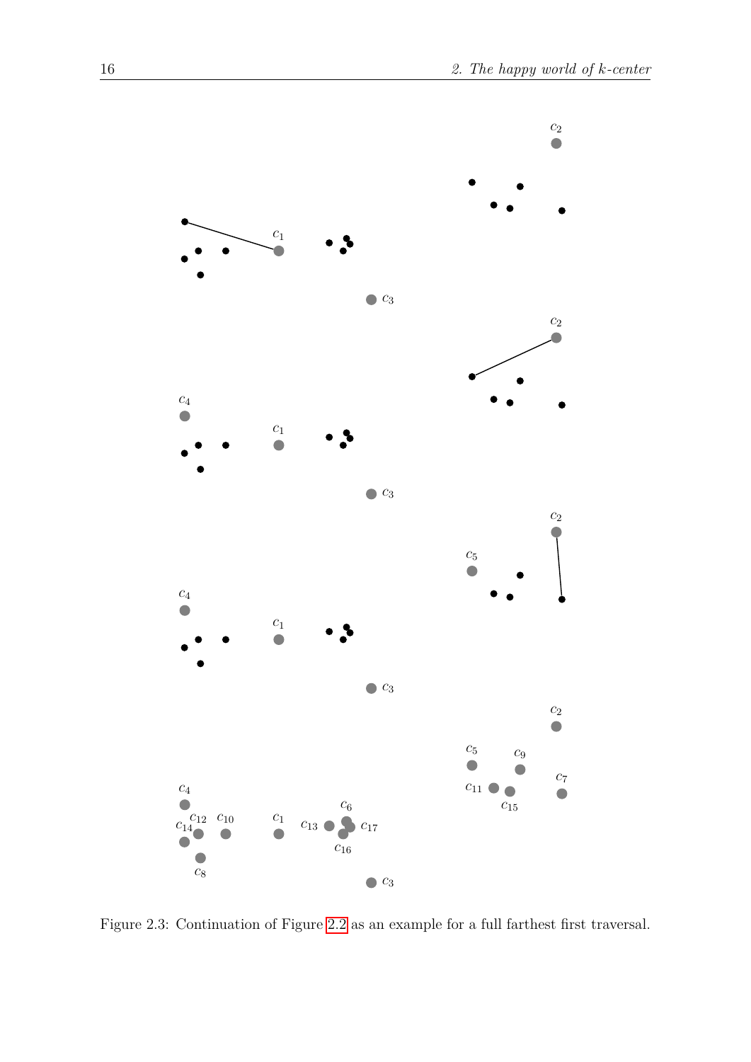Figure 2.3: Continuation of Figure 2.2 as an example for a full farthest first traversal.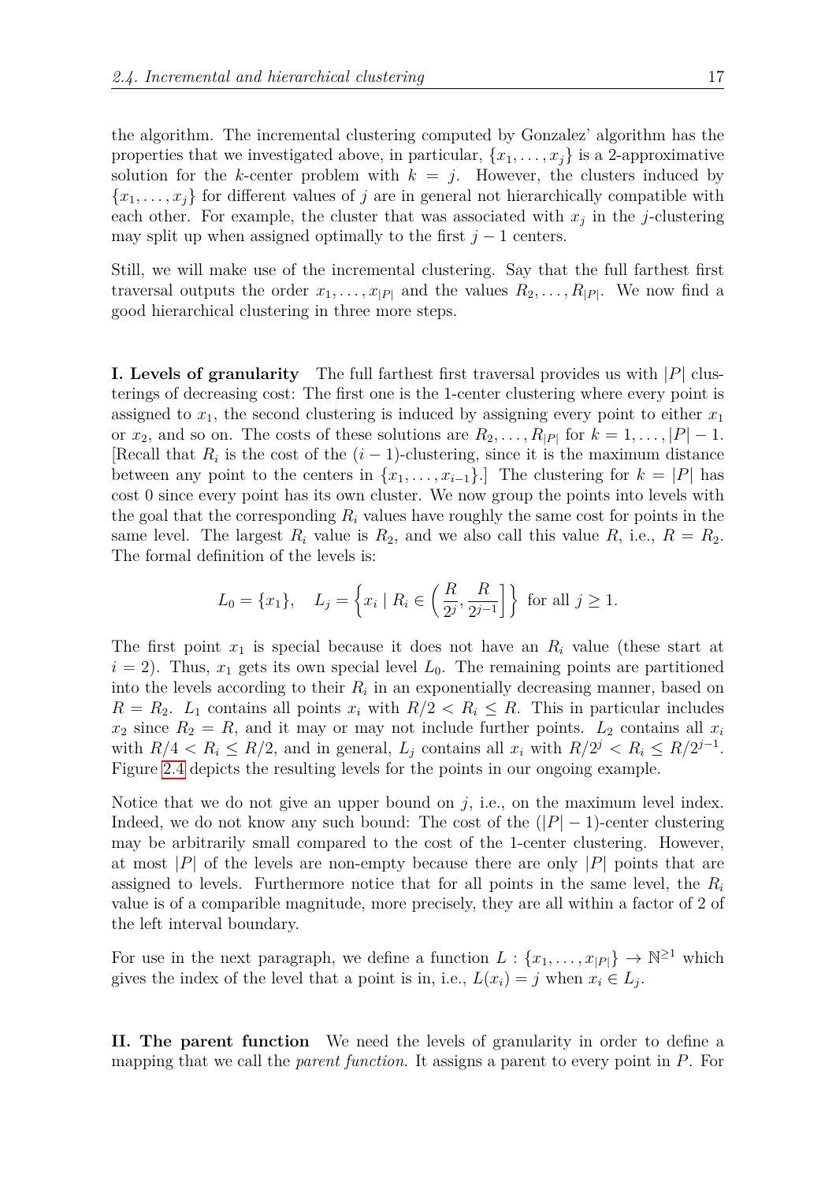the algorithm. The incremental clustering computed by Gonzalez' algorithm has the properties that we investigated above, in particular, $\{x_1, \ldots, x_j\}$ is a 2-approximative solution for the $k$-center problem with $k = j$. However, the clusters induced by $\{x_1, \ldots, x_j\}$ for different values of $j$ are in general not hierarchically compatible with each other. For example, the cluster that was associated with $x_j$ in the $j$-clustering may split up when assigned optimally to the first $j-1$ centers.

Still, we will make use of the incremental clustering. Say that the full farthest first traversal outputs the order $x_1, \ldots, x_{|P|}$ and the values $R_2, \ldots, R_{|P|}$. We now find a good hierarchical clustering in three more steps.

**I. Levels of granularity** The full farthest first traversal provides us with $|P|$ clusterings of decreasing cost: The first one is the 1-center clustering where every point is assigned to $x_1$, the second clustering is induced by assigning every point to either $x_1$ or $x_2$, and so on. The costs of these solutions are $R_2, \ldots, R_{|P|}$ for $k = 1, \ldots, |P| - 1$. [Recall that $R_i$ is the cost of the $(i-1)$-clustering, since it is the maximum distance between any point to the centers in $\{x_1, \ldots, x_{i-1}\}$.] The clustering for $k = |P|$ has cost 0 since every point has its own cluster. We now group the points into levels with the goal that the corresponding $R_i$ values have roughly the same cost for points in the same level. The largest $R_i$ value is $R_2$, and we also call this value $R$, i.e., $R = R_2$. The formal definition of the levels is:

$$L_0 = \{x_1\}, \quad L_j = \left\{x_i \mid R_i \in \left(\frac{R}{2^j}, \frac{R}{2^{j-1}}\right]\right\} \text{ for all } j \geq 1.$$

The first point $x_1$ is special because it does not have an $R_i$ value (these start at $i = 2$). Thus, $x_1$ gets its own special level $L_0$. The remaining points are partitioned into the levels according to their $R_i$ in an exponentially decreasing manner, based on $R = R_2$. $L_1$ contains all points $x_i$ with $R/2 < R_i \leq R$. This in particular includes $x_2$ since $R_2 = R$, and it may or may not include further points. $L_2$ contains all $x_i$ with $R/4 < R_i \leq R/2$, and in general, $L_j$ contains all $x_i$ with $R/2^j < R_i \leq R/2^{j-1}$. Figure 2.4 depicts the resulting levels for the points in our ongoing example.

Notice that we do not give an upper bound on $j$, i.e., on the maximum level index. Indeed, we do not know any such bound: The cost of the $(|P|-1)$-center clustering may be arbitrarily small compared to the cost of the 1-center clustering. However, at most $|P|$ of the levels are non-empty because there are only $|P|$ points that are assigned to levels. Furthermore notice that for all points in the same level, the $R_i$ value is of a comparible magnitude, more precisely, they are all within a factor of 2 of the left interval boundary.

For use in the next paragraph, we define a function $L : \{x_1, \ldots, x_{|P|}\} \to \mathbb{N}^{\geq 1}$ which gives the index of the level that a point is in, i.e., $L(x_i) = j$ when $x_i \in L_j$.

**II. The parent function** We need the levels of granularity in order to define a mapping that we call the *parent function*. It assigns a parent to every point in $P$. For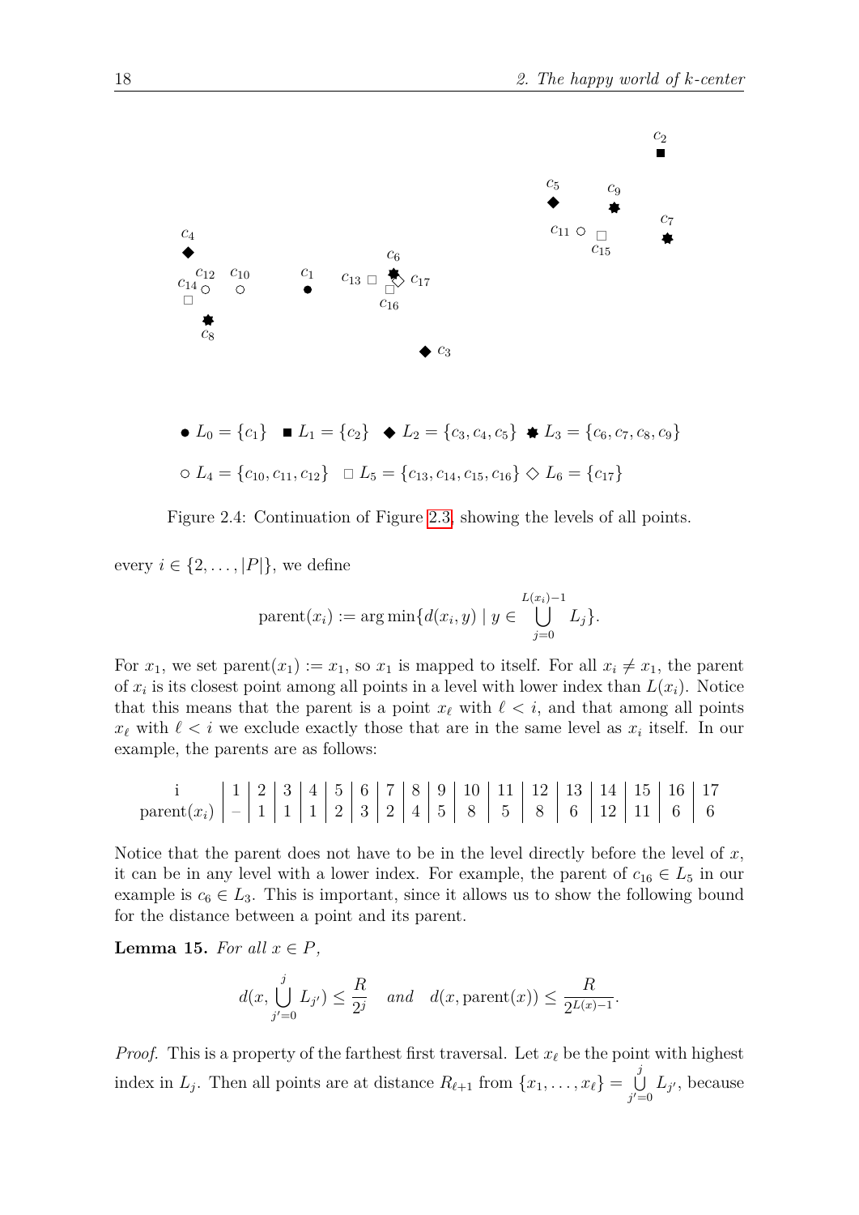$\bullet\ L_0 = \{c_1\}$ $\blacksquare\ L_1 = \{c_2\}$ $\blacklozenge\ L_2 = \{c_3, c_4, c_5\}$ $\ast\ L_3 = \{c_6, c_7, c_8, c_9\}$

$\circ\ L_4 = \{c_{10}, c_{11}, c_{12}\}$ $\square\ L_5 = \{c_{13}, c_{14}, c_{15}, c_{16}\}$ $\lozenge\ L_6 = \{c_{17}\}$

Figure 2.4: Continuation of Figure 2.3, showing the levels of all points.

every $i \in \{2, \ldots, |P|\}$, we define

$$\text{parent}(x_i) := \arg\min\{d(x_i, y) \mid y \in \bigcup_{j=0}^{L(x_i)-1} L_j\}.$$

For $x_1$, we set $\text{parent}(x_1) := x_1$, so $x_1$ is mapped to itself. For all $x_i \neq x_1$, the parent of $x_i$ is its closest point among all points in a level with lower index than $L(x_i)$. Notice that this means that the parent is a point $x_\ell$ with $\ell < i$, and that among all points $x_\ell$ with $\ell < i$ we exclude exactly those that are in the same level as $x_i$ itself. In our example, the parents are as follows:

| i | 1 | 2 | 3 | 4 | 5 | 6 | 7 | 8 | 9 | 10 | 11 | 12 | 13 | 14 | 15 | 16 | 17 |
|---|---|---|---|---|---|---|---|---|---|---|---|---|---|---|---|---|---|
| parent($x_i$) | – | 1 | 1 | 1 | 2 | 3 | 2 | 4 | 5 | 8 | 5 | 8 | 6 | 12 | 11 | 6 | 6 |

Notice that the parent does not have to be in the level directly before the level of $x$, it can be in any level with a lower index. For example, the parent of $c_{16} \in L_5$ in our example is $c_6 \in L_3$. This is important, since it allows us to show the following bound for the distance between a point and its parent.

**Lemma 15.** *For all $x \in P$,*

$$d(x, \bigcup_{j'=0}^{j} L_{j'}) \leq \frac{R}{2^j} \quad \textit{and} \quad d(x, \text{parent}(x)) \leq \frac{R}{2^{L(x)-1}}.$$

*Proof.* This is a property of the farthest first traversal. Let $x_\ell$ be the point with highest index in $L_j$. Then all points are at distance $R_{\ell+1}$ from $\{x_1, \ldots, x_\ell\} = \bigcup_{j'=0}^{j} L_{j'}$, because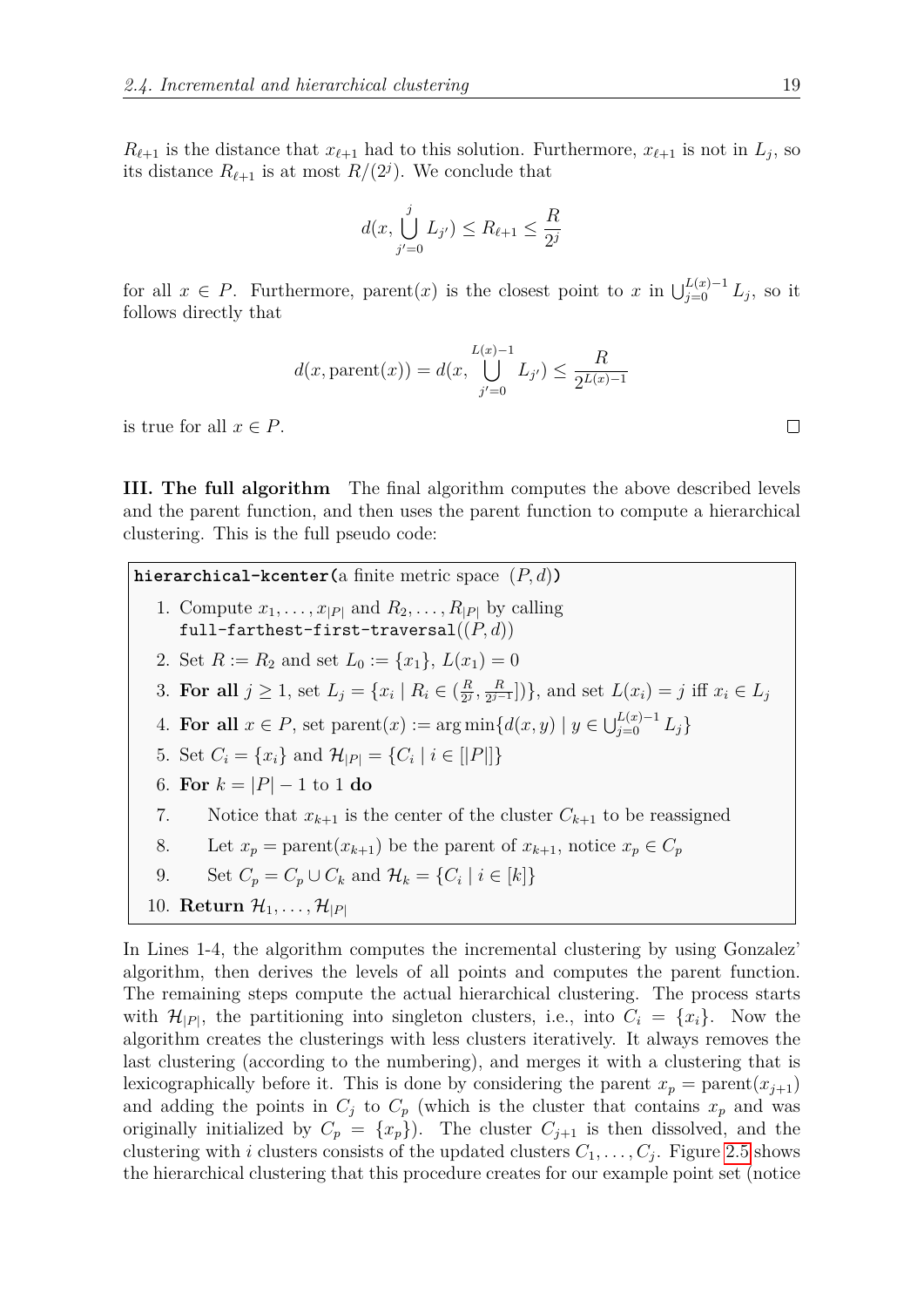$R_{\ell+1}$ is the distance that $x_{\ell+1}$ had to this solution. Furthermore, $x_{\ell+1}$ is not in $L_j$, so its distance $R_{\ell+1}$ is at most $R/(2^j)$. We conclude that

$$d(x, \bigcup_{j'=0}^{j} L_{j'}) \leq R_{\ell+1} \leq \frac{R}{2^j}$$

for all $x \in P$. Furthermore, parent$(x)$ is the closest point to $x$ in $\bigcup_{j=0}^{L(x)-1} L_j$, so it follows directly that

$$d(x, \text{parent}(x)) = d(x, \bigcup_{j'=0}^{L(x)-1} L_{j'}) \leq \frac{R}{2^{L(x)-1}}$$

is true for all $x \in P$. □

**III. The full algorithm** The final algorithm computes the above described levels and the parent function, and then uses the parent function to compute a hierarchical clustering. This is the full pseudo code:

```
hierarchical-kcenter(a finite metric space (P, d))
 1. Compute x_1, ..., x_|P| and R_2, ..., R_|P| by calling
    full-farthest-first-traversal((P, d))
 2. Set R := R_2 and set L_0 := {x_1}, L(x_1) = 0
 3. For all j ≥ 1, set L_j = {x_i | R_i ∈ (R/2^j, R/2^(j-1)]}, and set L(x_i) = j iff x_i ∈ L_j
 4. For all x ∈ P, set parent(x) := arg min{d(x, y) | y ∈ ⋃_{j=0}^{L(x)-1} L_j}
 5. Set C_i = {x_i} and H_|P| = {C_i | i ∈ [|P|]}
 6. For k = |P| - 1 to 1 do
 7.     Notice that x_{k+1} is the center of the cluster C_{k+1} to be reassigned
 8.     Let x_p = parent(x_{k+1}) be the parent of x_{k+1}, notice x_p ∈ C_p
 9.     Set C_p = C_p ∪ C_k and H_k = {C_i | i ∈ [k]}
10. Return H_1, ..., H_|P|
```

In Lines 1-4, the algorithm computes the incremental clustering by using Gonzalez' algorithm, then derives the levels of all points and computes the parent function. The remaining steps compute the actual hierarchical clustering. The process starts with $\mathcal{H}_{|P|}$, the partitioning into singleton clusters, i.e., into $C_i = \{x_i\}$. Now the algorithm creates the clusterings with less clusters iteratively. It always removes the last clustering (according to the numbering), and merges it with a clustering that is lexicographically before it. This is done by considering the parent $x_p = \text{parent}(x_{j+1})$ and adding the points in $C_j$ to $C_p$ (which is the cluster that contains $x_p$ and was originally initialized by $C_p = \{x_p\}$). The cluster $C_{j+1}$ is then dissolved, and the clustering with $i$ clusters consists of the updated clusters $C_1, \ldots, C_j$. Figure 2.5 shows the hierarchical clustering that this procedure creates for our example point set (notice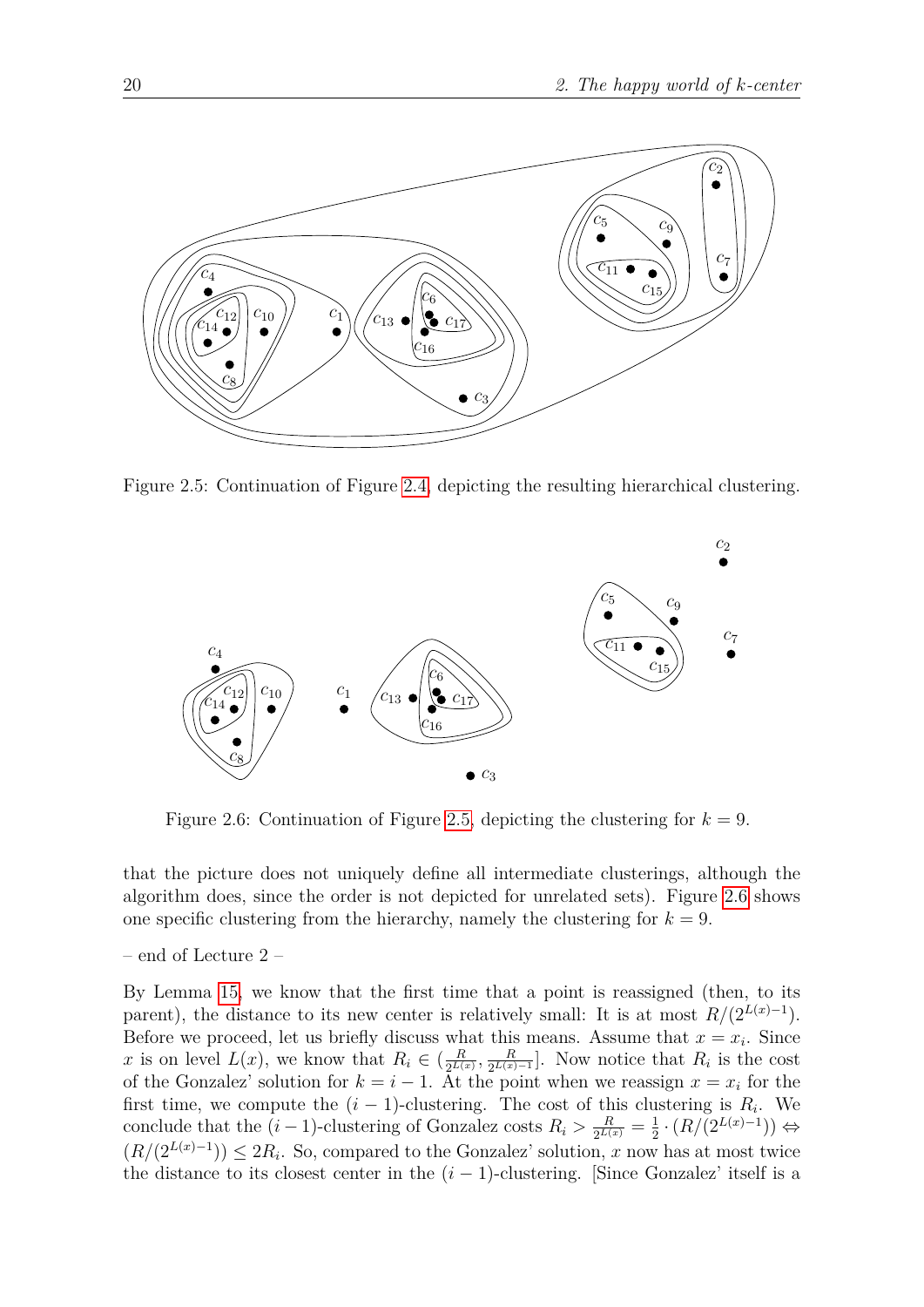Figure 2.5: Continuation of Figure 2.4, depicting the resulting hierarchical clustering.

Figure 2.6: Continuation of Figure 2.5, depicting the clustering for $k = 9$.

that the picture does not uniquely define all intermediate clusterings, although the algorithm does, since the order is not depicted for unrelated sets). Figure 2.6 shows one specific clustering from the hierarchy, namely the clustering for $k = 9$.

– end of Lecture 2 –

By Lemma 15, we know that the first time that a point is reassigned (then, to its parent), the distance to its new center is relatively small: It is at most $R/(2^{L(x)-1})$. Before we proceed, let us briefly discuss what this means. Assume that $x = x_i$. Since $x$ is on level $L(x)$, we know that $R_i \in (\frac{R}{2^{L(x)}}, \frac{R}{2^{L(x)-1}}]$. Now notice that $R_i$ is the cost of the Gonzalez' solution for $k = i - 1$. At the point when we reassign $x = x_i$ for the first time, we compute the $(i-1)$-clustering. The cost of this clustering is $R_i$. We conclude that the $(i-1)$-clustering of Gonzalez costs $R_i > \frac{R}{2^{L(x)}} = \frac{1}{2} \cdot (R/(2^{L(x)-1})) \Leftrightarrow (R/(2^{L(x)-1})) \leq 2R_i$. So, compared to the Gonzalez' solution, $x$ now has at most twice the distance to its closest center in the $(i-1)$-clustering. [Since Gonzalez' itself is a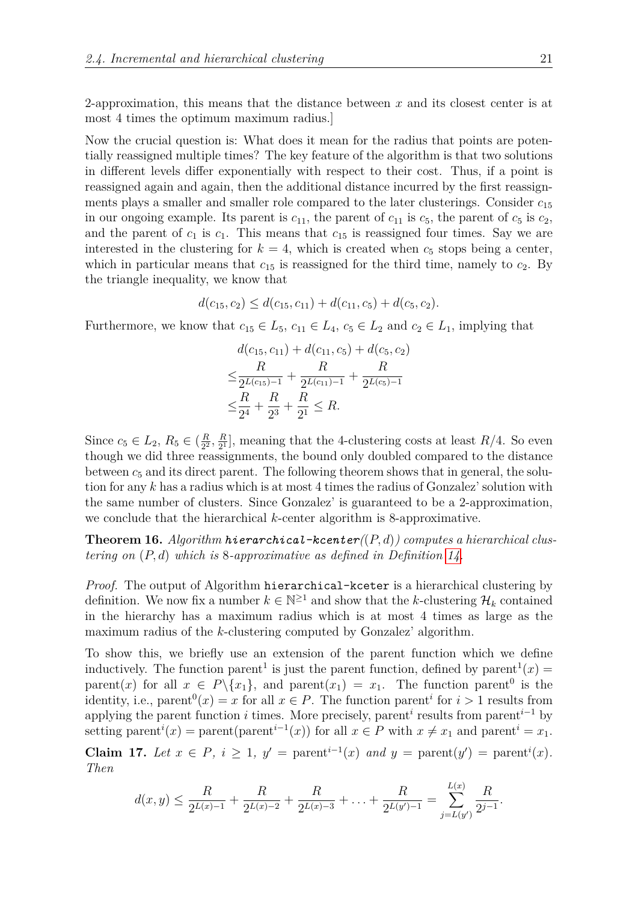2-approximation, this means that the distance between $x$ and its closest center is at most 4 times the optimum maximum radius.]

Now the crucial question is: What does it mean for the radius that points are potentially reassigned multiple times? The key feature of the algorithm is that two solutions in different levels differ exponentially with respect to their cost. Thus, if a point is reassigned again and again, then the additional distance incurred by the first reassignments plays a smaller and smaller role compared to the later clusterings. Consider $c_{15}$ in our ongoing example. Its parent is $c_{11}$, the parent of $c_{11}$ is $c_5$, the parent of $c_5$ is $c_2$, and the parent of $c_1$ is $c_1$. This means that $c_{15}$ is reassigned four times. Say we are interested in the clustering for $k = 4$, which is created when $c_5$ stops being a center, which in particular means that $c_{15}$ is reassigned for the third time, namely to $c_2$. By the triangle inequality, we know that

$$d(c_{15}, c_2) \leq d(c_{15}, c_{11}) + d(c_{11}, c_5) + d(c_5, c_2).$$

Furthermore, we know that $c_{15} \in L_5$, $c_{11} \in L_4$, $c_5 \in L_2$ and $c_2 \in L_1$, implying that

$$\begin{aligned} & d(c_{15}, c_{11}) + d(c_{11}, c_5) + d(c_5, c_2) \\ \leq & \frac{R}{2^{L(c_{15})-1}} + \frac{R}{2^{L(c_{11})-1}} + \frac{R}{2^{L(c_5)-1}} \\ \leq & \frac{R}{2^4} + \frac{R}{2^3} + \frac{R}{2^1} \leq R. \end{aligned}$$

Since $c_5 \in L_2$, $R_5 \in (\frac{R}{2^2}, \frac{R}{2^1}]$, meaning that the 4-clustering costs at least $R/4$. So even though we did three reassignments, the bound only doubled compared to the distance between $c_5$ and its direct parent. The following theorem shows that in general, the solution for any $k$ has a radius which is at most 4 times the radius of Gonzalez' solution with the same number of clusters. Since Gonzalez' is guaranteed to be a 2-approximation, we conclude that the hierarchical $k$-center algorithm is 8-approximative.

**Theorem 16.** *Algorithm* ***hierarchical-kcenter***$((P, d))$ *computes a hierarchical clustering on* $(P, d)$ *which is* 8*-approximative as defined in Definition 14.*

*Proof.* The output of Algorithm `hierarchical-kceter` is a hierarchical clustering by definition. We now fix a number $k \in \mathbb{N}^{\geq 1}$ and show that the $k$-clustering $\mathcal{H}_k$ contained in the hierarchy has a maximum radius which is at most 4 times as large as the maximum radius of the $k$-clustering computed by Gonzalez' algorithm.

To show this, we briefly use an extension of the parent function which we define inductively. The function $\text{parent}^1$ is just the parent function, defined by $\text{parent}^1(x) = \text{parent}(x)$ for all $x \in P \backslash \{x_1\}$, and $\text{parent}(x_1) = x_1$. The function $\text{parent}^0$ is the identity, i.e., $\text{parent}^0(x) = x$ for all $x \in P$. The function $\text{parent}^i$ for $i > 1$ results from applying the parent function $i$ times. More precisely, $\text{parent}^i$ results from $\text{parent}^{i-1}$ by setting $\text{parent}^i(x) = \text{parent}(\text{parent}^{i-1}(x))$ for all $x \in P$ with $x \neq x_1$ and $\text{parent}^i = x_1$.

**Claim 17.** *Let* $x \in P$, $i \geq 1$, $y' = \text{parent}^{i-1}(x)$ *and* $y = \text{parent}(y') = \text{parent}^i(x)$. *Then*

$$d(x, y) \leq \frac{R}{2^{L(x)-1}} + \frac{R}{2^{L(x)-2}} + \frac{R}{2^{L(x)-3}} + \ldots + \frac{R}{2^{L(y')-1}} = \sum_{j=L(y')}^{L(x)} \frac{R}{2^{j-1}}.$$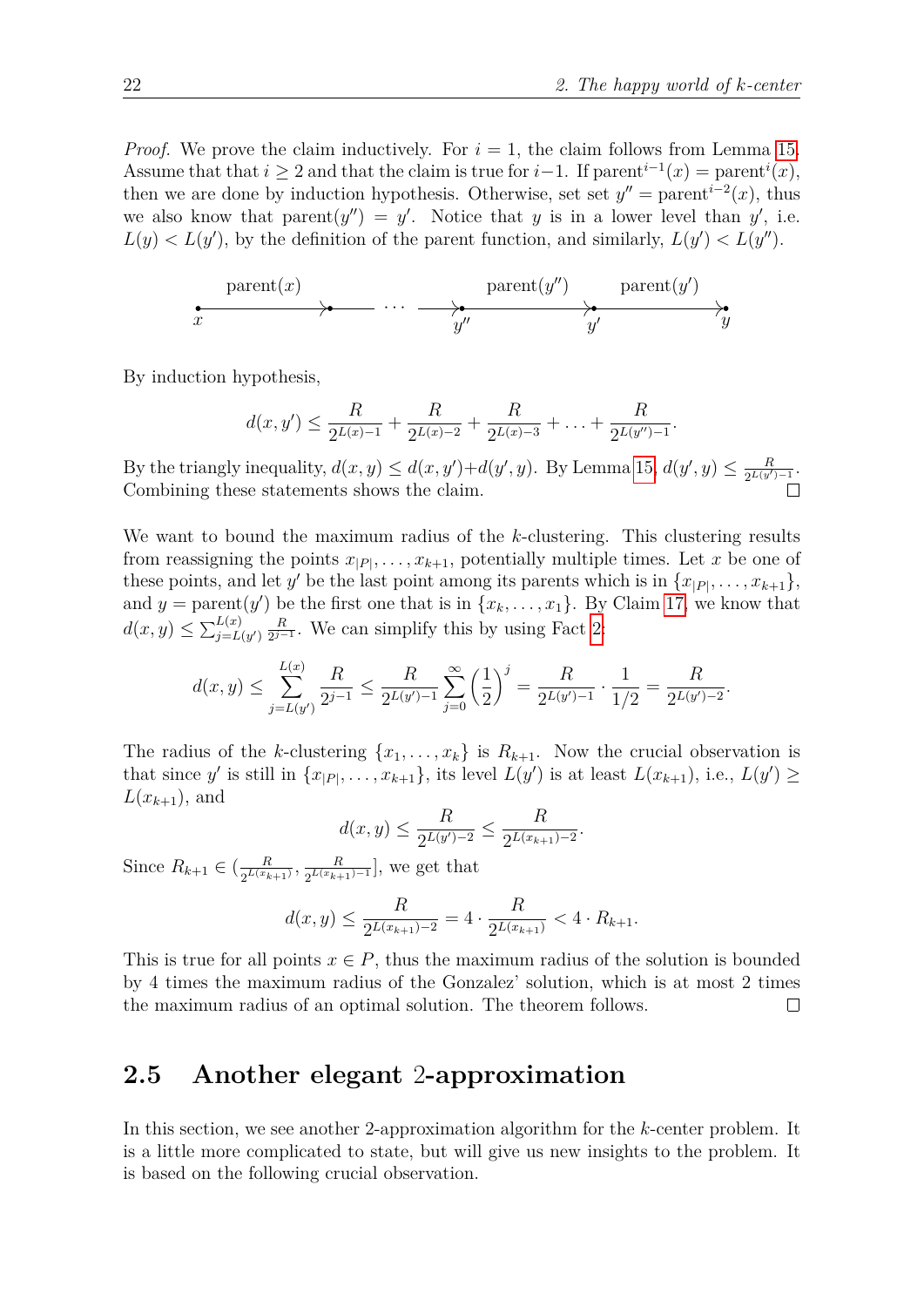*Proof.* We prove the claim inductively. For $i = 1$, the claim follows from Lemma 15. Assume that that $i \geq 2$ and that the claim is true for $i-1$. If $\text{parent}^{i-1}(x) = \text{parent}^{i}(x)$, then we are done by induction hypothesis. Otherwise, set set $y'' = \text{parent}^{i-2}(x)$, thus we also know that $\text{parent}(y'') = y'$. Notice that $y$ is in a lower level than $y'$, i.e. $L(y) < L(y')$, by the definition of the parent function, and similarly, $L(y') < L(y'')$.

By induction hypothesis,

$$d(x, y') \leq \frac{R}{2^{L(x)-1}} + \frac{R}{2^{L(x)-2}} + \frac{R}{2^{L(x)-3}} + \ldots + \frac{R}{2^{L(y'')-1}}.$$

By the triangly inequality, $d(x, y) \leq d(x, y') + d(y', y)$. By Lemma 15, $d(y', y) \leq \frac{R}{2^{L(y')-1}}$. Combining these statements shows the claim. $\square$

We want to bound the maximum radius of the $k$-clustering. This clustering results from reassigning the points $x_{|P|}, \ldots, x_{k+1}$, potentially multiple times. Let $x$ be one of these points, and let $y'$ be the last point among its parents which is in $\{x_{|P|}, \ldots, x_{k+1}\}$, and $y = \text{parent}(y')$ be the first one that is in $\{x_k, \ldots, x_1\}$. By Claim 17, we know that $d(x, y) \leq \sum_{j=L(y')}^{L(x)} \frac{R}{2^{j-1}}$. We can simplify this by using Fact 2:

$$d(x, y) \leq \sum_{j=L(y')}^{L(x)} \frac{R}{2^{j-1}} \leq \frac{R}{2^{L(y')-1}} \sum_{j=0}^{\infty} \left(\frac{1}{2}\right)^j = \frac{R}{2^{L(y')-1}} \cdot \frac{1}{1/2} = \frac{R}{2^{L(y')-2}}.$$

The radius of the $k$-clustering $\{x_1, \ldots, x_k\}$ is $R_{k+1}$. Now the crucial observation is that since $y'$ is still in $\{x_{|P|}, \ldots, x_{k+1}\}$, its level $L(y')$ is at least $L(x_{k+1})$, i.e., $L(y') \geq L(x_{k+1})$, and

$$d(x, y) \leq \frac{R}{2^{L(y')-2}} \leq \frac{R}{2^{L(x_{k+1})-2}}.$$

Since $R_{k+1} \in (\frac{R}{2^{L(x_{k+1})}}, \frac{R}{2^{L(x_{k+1})-1}}]$, we get that

$$d(x, y) \leq \frac{R}{2^{L(x_{k+1})-2}} = 4 \cdot \frac{R}{2^{L(x_{k+1})}} < 4 \cdot R_{k+1}.$$

This is true for all points $x \in P$, thus the maximum radius of the solution is bounded by 4 times the maximum radius of the Gonzalez' solution, which is at most 2 times the maximum radius of an optimal solution. The theorem follows. $\square$

## 2.5 Another elegant 2-approximation

In this section, we see another 2-approximation algorithm for the $k$-center problem. It is a little more complicated to state, but will give us new insights to the problem. It is based on the following crucial observation.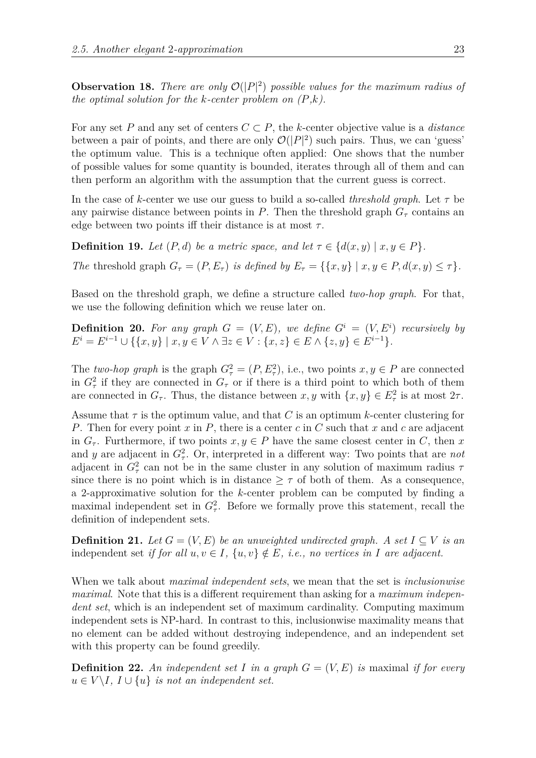**Observation 18.** *There are only $\mathcal{O}(|P|^2)$ possible values for the maximum radius of the optimal solution for the $k$-center problem on $(P,k)$.*

For any set $P$ and any set of centers $C \subset P$, the $k$-center objective value is a *distance* between a pair of points, and there are only $\mathcal{O}(|P|^2)$ such pairs. Thus, we can 'guess' the optimum value. This is a technique often applied: One shows that the number of possible values for some quantity is bounded, iterates through all of them and can then perform an algorithm with the assumption that the current guess is correct.

In the case of $k$-center we use our guess to build a so-called *threshold graph*. Let $\tau$ be any pairwise distance between points in $P$. Then the threshold graph $G_\tau$ contains an edge between two points iff their distance is at most $\tau$.

**Definition 19.** *Let $(P,d)$ be a metric space, and let $\tau \in \{d(x,y) \mid x,y \in P\}$.*

*The* threshold graph *$G_\tau = (P, E_\tau)$ is defined by $E_\tau = \{\{x,y\} \mid x,y \in P, d(x,y) \leq \tau\}$.*

Based on the threshold graph, we define a structure called *two-hop graph*. For that, we use the following definition which we reuse later on.

**Definition 20.** *For any graph $G = (V,E)$, we define $G^i = (V, E^i)$ recursively by $E^i = E^{i-1} \cup \{\{x,y\} \mid x,y \in V \wedge \exists z \in V : \{x,z\} \in E \wedge \{z,y\} \in E^{i-1}\}$.*

The *two-hop graph* is the graph $G_\tau^2 = (P, E_\tau^2)$, i.e., two points $x,y \in P$ are connected in $G_\tau^2$ if they are connected in $G_\tau$ or if there is a third point to which both of them are connected in $G_\tau$. Thus, the distance between $x,y$ with $\{x,y\} \in E_\tau^2$ is at most $2\tau$.

Assume that $\tau$ is the optimum value, and that $C$ is an optimum $k$-center clustering for $P$. Then for every point $x$ in $P$, there is a center $c$ in $C$ such that $x$ and $c$ are adjacent in $G_\tau$. Furthermore, if two points $x,y \in P$ have the same closest center in $C$, then $x$ and $y$ are adjacent in $G_\tau^2$. Or, interpreted in a different way: Two points that are *not* adjacent in $G_\tau^2$ can not be in the same cluster in any solution of maximum radius $\tau$ since there is no point which is in distance $\geq \tau$ of both of them. As a consequence, a 2-approximative solution for the $k$-center problem can be computed by finding a maximal independent set in $G_\tau^2$. Before we formally prove this statement, recall the definition of independent sets.

**Definition 21.** *Let $G = (V,E)$ be an unweighted undirected graph. A set $I \subseteq V$ is an* independent set *if for all $u,v \in I$, $\{u,v\} \notin E$, i.e., no vertices in $I$ are adjacent.*

When we talk about *maximal independent sets*, we mean that the set is *inclusionwise maximal*. Note that this is a different requirement than asking for a *maximum independent set*, which is an independent set of maximum cardinality. Computing maximum independent sets is NP-hard. In contrast to this, inclusionwise maximality means that no element can be added without destroying independence, and an independent set with this property can be found greedily.

**Definition 22.** *An independent set $I$ in a graph $G = (V,E)$ is* maximal *if for every $u \in V \backslash I$, $I \cup \{u\}$ is not an independent set.*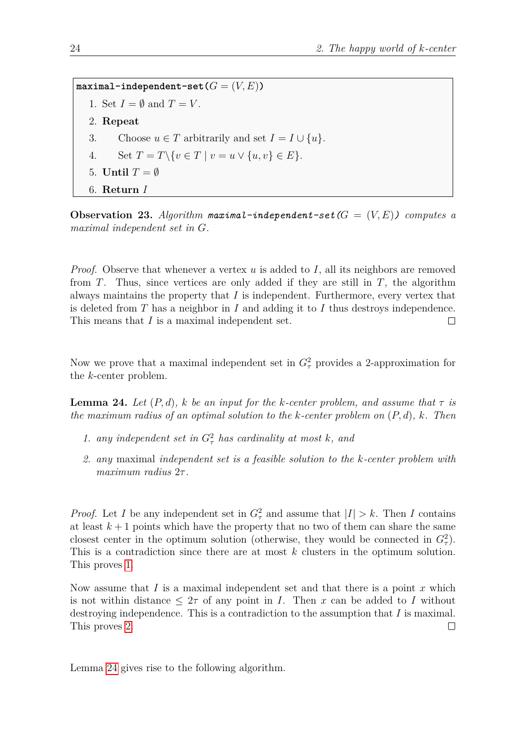```
maximal-independent-set(G = (V, E))
1. Set I = ∅ and T = V.
2. Repeat
3.     Choose u ∈ T arbitrarily and set I = I ∪ {u}.
4.     Set T = T\{v ∈ T | v = u ∨ {u, v} ∈ E}.
5. Until T = ∅
6. Return I
```

**Observation 23.** *Algorithm* **maximal-independent-set(**$G = (V, E)$**)** *computes a maximal independent set in* $G$*.*

*Proof.* Observe that whenever a vertex $u$ is added to $I$, all its neighbors are removed from $T$. Thus, since vertices are only added if they are still in $T$, the algorithm always maintains the property that $I$ is independent. Furthermore, every vertex that is deleted from $T$ has a neighbor in $I$ and adding it to $I$ thus destroys independence. This means that $I$ is a maximal independent set. □

Now we prove that a maximal independent set in $G_\tau^2$ provides a 2-approximation for the $k$-center problem.

**Lemma 24.** *Let* $(P, d)$*,* $k$ *be an input for the* $k$*-center problem, and assume that* $\tau$ *is the maximum radius of an optimal solution to the* $k$*-center problem on* $(P, d)$*,* $k$*. Then*

1. *any independent set in* $G_\tau^2$ *has cardinality at most* $k$*, and*
2. *any* maximal *independent set is a feasible solution to the* $k$*-center problem with maximum radius* $2\tau$*.*

*Proof.* Let $I$ be any independent set in $G_\tau^2$ and assume that $|I| > k$. Then $I$ contains at least $k+1$ points which have the property that no two of them can share the same closest center in the optimum solution (otherwise, they would be connected in $G_\tau^2$). This is a contradiction since there are at most $k$ clusters in the optimum solution. This proves 1.

Now assume that $I$ is a maximal independent set and that there is a point $x$ which is not within distance $\leq 2\tau$ of any point in $I$. Then $x$ can be added to $I$ without destroying independence. This is a contradiction to the assumption that $I$ is maximal. This proves 2. □

Lemma 24 gives rise to the following algorithm.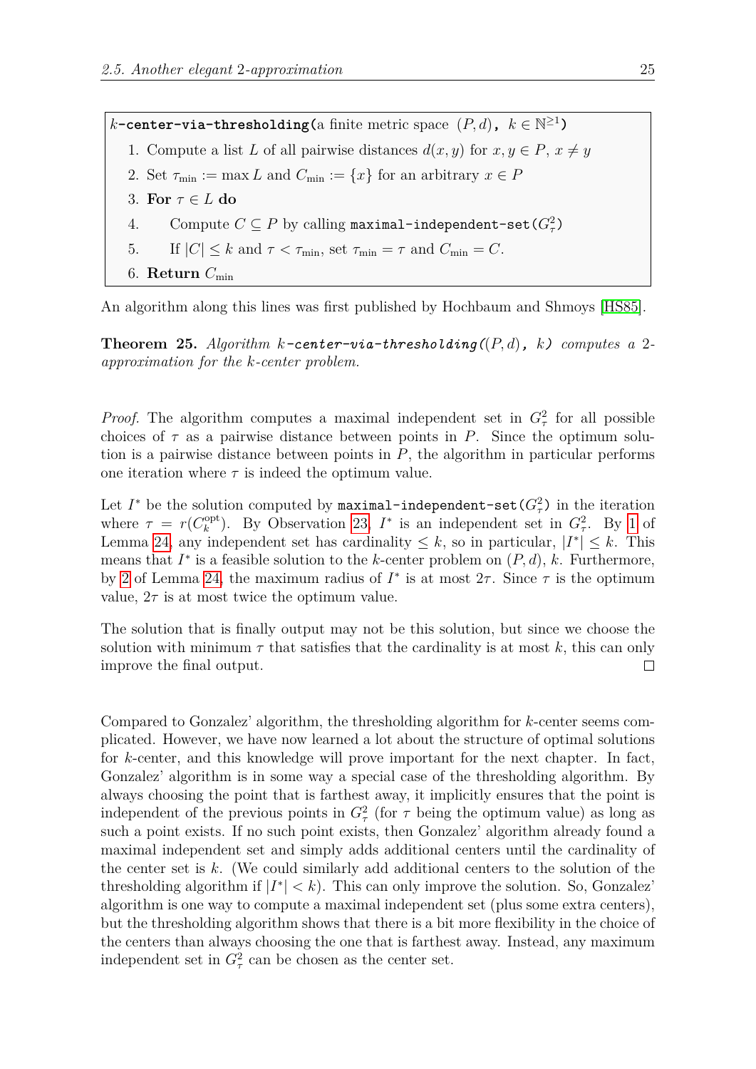```
k-center-via-thresholding(a finite metric space (P, d), k ∈ ℕ^{≥1})
  1. Compute a list L of all pairwise distances d(x, y) for x, y ∈ P, x ≠ y
  2. Set τ_min := max L and C_min := {x} for an arbitrary x ∈ P
  3. For τ ∈ L do
  4.     Compute C ⊆ P by calling maximal-independent-set(G_τ^2)
  5.     If |C| ≤ k and τ < τ_min, set τ_min = τ and C_min = C.
  6. Return C_min
```

An algorithm along this lines was first published by Hochbaum and Shmoys [HS85].

**Theorem 25.** *Algorithm $k$-`center-via-thresholding(`$(P, d)$`, `$k$`)` computes a 2-approximation for the $k$-center problem.*

*Proof.* The algorithm computes a maximal independent set in $G_\tau^2$ for all possible choices of $\tau$ as a pairwise distance between points in $P$. Since the optimum solution is a pairwise distance between points in $P$, the algorithm in particular performs one iteration where $\tau$ is indeed the optimum value.

Let $I^*$ be the solution computed by `maximal-independent-set(`$G_\tau^2$`)` in the iteration where $\tau = r(C_k^{\text{opt}})$. By Observation 23, $I^*$ is an independent set in $G_\tau^2$. By 1 of Lemma 24, any independent set has cardinality $\leq k$, so in particular, $|I^*| \leq k$. This means that $I^*$ is a feasible solution to the $k$-center problem on $(P, d)$, $k$. Furthermore, by 2 of Lemma 24, the maximum radius of $I^*$ is at most $2\tau$. Since $\tau$ is the optimum value, $2\tau$ is at most twice the optimum value.

The solution that is finally output may not be this solution, but since we choose the solution with minimum $\tau$ that satisfies that the cardinality is at most $k$, this can only improve the final output. □

Compared to Gonzalez' algorithm, the thresholding algorithm for $k$-center seems complicated. However, we have now learned a lot about the structure of optimal solutions for $k$-center, and this knowledge will prove important for the next chapter. In fact, Gonzalez' algorithm is in some way a special case of the thresholding algorithm. By always choosing the point that is farthest away, it implicitly ensures that the point is independent of the previous points in $G_\tau^2$ (for $\tau$ being the optimum value) as long as such a point exists. If no such point exists, then Gonzalez' algorithm already found a maximal independent set and simply adds additional centers until the cardinality of the center set is $k$. (We could similarly add additional centers to the solution of the thresholding algorithm if $|I^*| < k$). This can only improve the solution. So, Gonzalez' algorithm is one way to compute a maximal independent set (plus some extra centers), but the thresholding algorithm shows that there is a bit more flexibility in the choice of the centers than always choosing the one that is farthest away. Instead, any maximum independent set in $G_\tau^2$ can be chosen as the center set.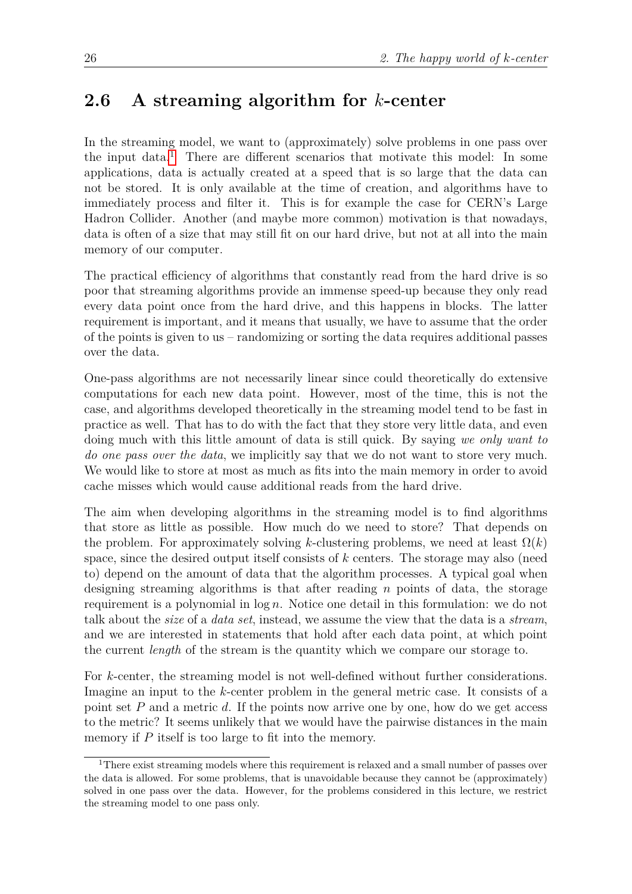## 2.6 A streaming algorithm for $k$-center

In the streaming model, we want to (approximately) solve problems in one pass over the input data.[1] There are different scenarios that motivate this model: In some applications, data is actually created at a speed that is so large that the data can not be stored. It is only available at the time of creation, and algorithms have to immediately process and filter it. This is for example the case for CERN's Large Hadron Collider. Another (and maybe more common) motivation is that nowadays, data is often of a size that may still fit on our hard drive, but not at all into the main memory of our computer.

The practical efficiency of algorithms that constantly read from the hard drive is so poor that streaming algorithms provide an immense speed-up because they only read every data point once from the hard drive, and this happens in blocks. The latter requirement is important, and it means that usually, we have to assume that the order of the points is given to us – randomizing or sorting the data requires additional passes over the data.

One-pass algorithms are not necessarily linear since could theoretically do extensive computations for each new data point. However, most of the time, this is not the case, and algorithms developed theoretically in the streaming model tend to be fast in practice as well. That has to do with the fact that they store very little data, and even doing much with this little amount of data is still quick. By saying *we only want to do one pass over the data*, we implicitly say that we do not want to store very much. We would like to store at most as much as fits into the main memory in order to avoid cache misses which would cause additional reads from the hard drive.

The aim when developing algorithms in the streaming model is to find algorithms that store as little as possible. How much do we need to store? That depends on the problem. For approximately solving $k$-clustering problems, we need at least $\Omega(k)$ space, since the desired output itself consists of $k$ centers. The storage may also (need to) depend on the amount of data that the algorithm processes. A typical goal when designing streaming algorithms is that after reading $n$ points of data, the storage requirement is a polynomial in $\log n$. Notice one detail in this formulation: we do not talk about the *size* of a *data set*, instead, we assume the view that the data is a *stream*, and we are interested in statements that hold after each data point, at which point the current *length* of the stream is the quantity which we compare our storage to.

For $k$-center, the streaming model is not well-defined without further considerations. Imagine an input to the $k$-center problem in the general metric case. It consists of a point set $P$ and a metric $d$. If the points now arrive one by one, how do we get access to the metric? It seems unlikely that we would have the pairwise distances in the main memory if $P$ itself is too large to fit into the memory.

[1] There exist streaming models where this requirement is relaxed and a small number of passes over the data is allowed. For some problems, that is unavoidable because they cannot be (approximately) solved in one pass over the data. However, for the problems considered in this lecture, we restrict the streaming model to one pass only.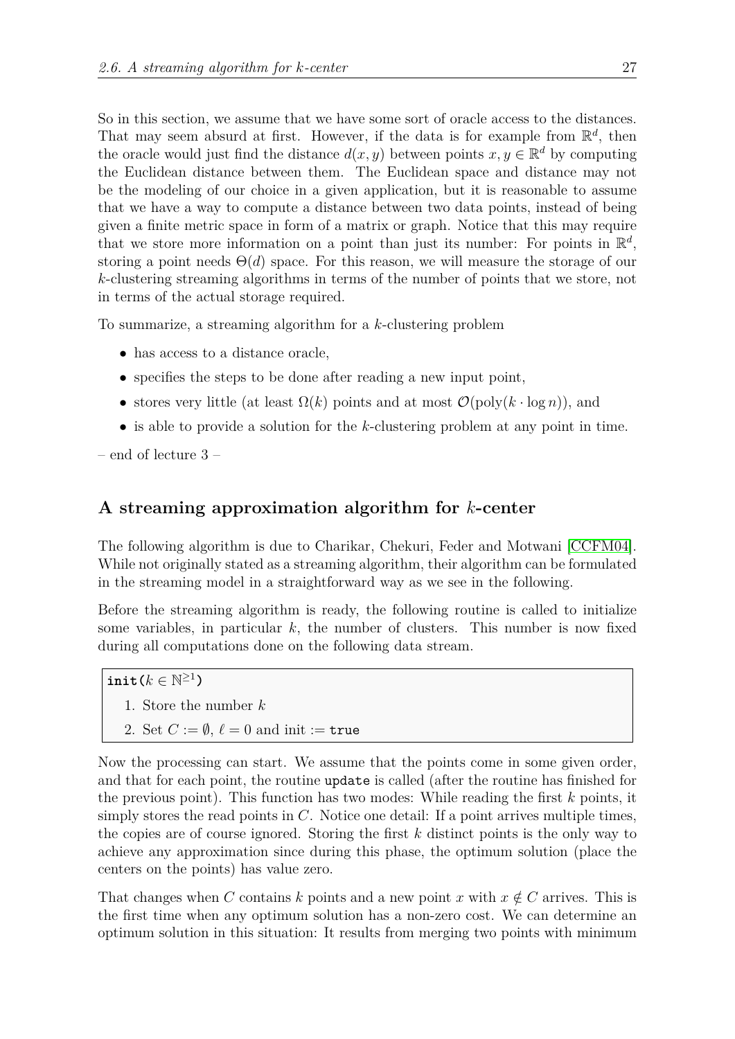So in this section, we assume that we have some sort of oracle access to the distances. That may seem absurd at first. However, if the data is for example from $\mathbb{R}^d$, then the oracle would just find the distance $d(x, y)$ between points $x, y \in \mathbb{R}^d$ by computing the Euclidean distance between them. The Euclidean space and distance may not be the modeling of our choice in a given application, but it is reasonable to assume that we have a way to compute a distance between two data points, instead of being given a finite metric space in form of a matrix or graph. Notice that this may require that we store more information on a point than just its number: For points in $\mathbb{R}^d$, storing a point needs $\Theta(d)$ space. For this reason, we will measure the storage of our $k$-clustering streaming algorithms in terms of the number of points that we store, not in terms of the actual storage required.

To summarize, a streaming algorithm for a $k$-clustering problem

- has access to a distance oracle,
- specifies the steps to be done after reading a new input point,
- stores very little (at least $\Omega(k)$ points and at most $\mathcal{O}(\text{poly}(k \cdot \log n))$, and
- is able to provide a solution for the $k$-clustering problem at any point in time.

– end of lecture 3 –

## A streaming approximation algorithm for $k$-center

The following algorithm is due to Charikar, Chekuri, Feder and Motwani [CCFM04]. While not originally stated as a streaming algorithm, their algorithm can be formulated in the streaming model in a straightforward way as we see in the following.

Before the streaming algorithm is ready, the following routine is called to initialize some variables, in particular $k$, the number of clusters. This number is now fixed during all computations done on the following data stream.

**`init`($k \in \mathbb{N}^{\geq 1}$)**

1. Store the number $k$
2. Set $C := \emptyset$, $\ell = 0$ and init := `true`

Now the processing can start. We assume that the points come in some given order, and that for each point, the routine `update` is called (after the routine has finished for the previous point). This function has two modes: While reading the first $k$ points, it simply stores the read points in $C$. Notice one detail: If a point arrives multiple times, the copies are of course ignored. Storing the first $k$ distinct points is the only way to achieve any approximation since during this phase, the optimum solution (place the centers on the points) has value zero.

That changes when $C$ contains $k$ points and a new point $x$ with $x \notin C$ arrives. This is the first time when any optimum solution has a non-zero cost. We can determine an optimum solution in this situation: It results from merging two points with minimum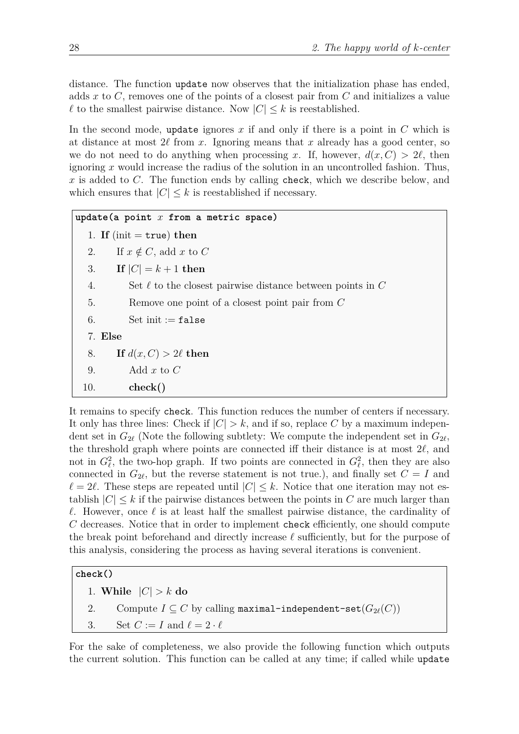distance. The function `update` now observes that the initialization phase has ended, adds $x$ to $C$, removes one of the points of a closest pair from $C$ and initializes a value $\ell$ to the smallest pairwise distance. Now $|C| \leq k$ is reestablished.

In the second mode, `update` ignores $x$ if and only if there is a point in $C$ which is at distance at most $2\ell$ from $x$. Ignoring means that $x$ already has a good center, so we do not need to do anything when processing $x$. If, however, $d(x, C) > 2\ell$, then ignoring $x$ would increase the radius of the solution in an uncontrolled fashion. Thus, $x$ is added to $C$. The function ends by calling `check`, which we describe below, and which ensures that $|C| \leq k$ is reestablished if necessary.

**update(a point $x$ from a metric space)**

1. **If** (init = `true`) **then**
2. If $x \notin C$, add $x$ to $C$
3. **If** $|C| = k + 1$ **then**
4. Set $\ell$ to the closest pairwise distance between points in $C$
5. Remove one point of a closest point pair from $C$
6. Set init := `false`
7. **Else**
8. **If** $d(x, C) > 2\ell$ **then**
9. Add $x$ to $C$
10. **check()**

It remains to specify `check`. This function reduces the number of centers if necessary. It only has three lines: Check if $|C| > k$, and if so, replace $C$ by a maximum independent set in $G_{2\ell}$ (Note the following subtlety: We compute the independent set in $G_{2\ell}$, the threshold graph where points are connected iff their distance is at most $2\ell$, and not in $G_\ell^2$, the two-hop graph. If two points are connected in $G_\ell^2$, then they are also connected in $G_{2\ell}$, but the reverse statement is not true.), and finally set $C = I$ and $\ell = 2\ell$. These steps are repeated until $|C| \leq k$. Notice that one iteration may not establish $|C| \leq k$ if the pairwise distances between the points in $C$ are much larger than $\ell$. However, once $\ell$ is at least half the smallest pairwise distance, the cardinality of $C$ decreases. Notice that in order to implement `check` efficiently, one should compute the break point beforehand and directly increase $\ell$ sufficiently, but for the purpose of this analysis, considering the process as having several iterations is convenient.

**check()**

1. **While** $|C| > k$ **do**
2. Compute $I \subseteq C$ by calling `maximal-independent-set`$(G_{2\ell}(C))$
3. Set $C := I$ and $\ell = 2 \cdot \ell$

For the sake of completeness, we also provide the following function which outputs the current solution. This function can be called at any time; if called while `update`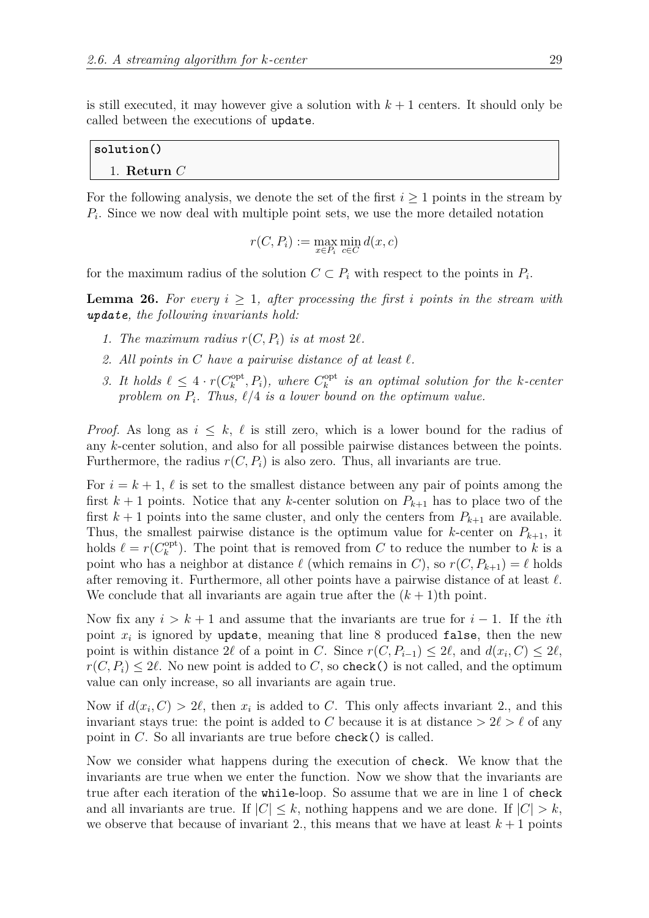is still executed, it may however give a solution with $k+1$ centers. It should only be called between the executions of `update`.

```
solution()
  1. Return C
```

For the following analysis, we denote the set of the first $i \geq 1$ points in the stream by $P_i$. Since we now deal with multiple point sets, we use the more detailed notation

$$r(C, P_i) := \max_{x \in P_i} \min_{c \in C} d(x, c)$$

for the maximum radius of the solution $C \subset P_i$ with respect to the points in $P_i$.

**Lemma 26.** *For every $i \geq 1$, after processing the first $i$ points in the stream with* ***update****, the following invariants hold:*

1. *The maximum radius $r(C, P_i)$ is at most $2\ell$.*
2. *All points in $C$ have a pairwise distance of at least $\ell$.*
3. *It holds $\ell \leq 4 \cdot r(C_k^{\text{opt}}, P_i)$, where $C_k^{\text{opt}}$ is an optimal solution for the $k$-center problem on $P_i$. Thus, $\ell/4$ is a lower bound on the optimum value.*

*Proof.* As long as $i \leq k$, $\ell$ is still zero, which is a lower bound for the radius of any $k$-center solution, and also for all possible pairwise distances between the points. Furthermore, the radius $r(C, P_i)$ is also zero. Thus, all invariants are true.

For $i = k+1$, $\ell$ is set to the smallest distance between any pair of points among the first $k+1$ points. Notice that any $k$-center solution on $P_{k+1}$ has to place two of the first $k+1$ points into the same cluster, and only the centers from $P_{k+1}$ are available. Thus, the smallest pairwise distance is the optimum value for $k$-center on $P_{k+1}$, it holds $\ell = r(C_k^{\text{opt}})$. The point that is removed from $C$ to reduce the number to $k$ is a point who has a neighbor at distance $\ell$ (which remains in $C$), so $r(C, P_{k+1}) = \ell$ holds after removing it. Furthermore, all other points have a pairwise distance of at least $\ell$. We conclude that all invariants are again true after the $(k+1)$th point.

Now fix any $i > k+1$ and assume that the invariants are true for $i-1$. If the $i$th point $x_i$ is ignored by `update`, meaning that line 8 produced `false`, then the new point is within distance $2\ell$ of a point in $C$. Since $r(C, P_{i-1}) \leq 2\ell$, and $d(x_i, C) \leq 2\ell$, $r(C, P_i) \leq 2\ell$. No new point is added to $C$, so `check()` is not called, and the optimum value can only increase, so all invariants are again true.

Now if $d(x_i, C) > 2\ell$, then $x_i$ is added to $C$. This only affects invariant 2., and this invariant stays true: the point is added to $C$ because it is at distance $> 2\ell > \ell$ of any point in $C$. So all invariants are true before `check()` is called.

Now we consider what happens during the execution of `check`. We know that the invariants are true when we enter the function. Now we show that the invariants are true after each iteration of the `while`-loop. So assume that we are in line 1 of `check` and all invariants are true. If $|C| \leq k$, nothing happens and we are done. If $|C| > k$, we observe that because of invariant 2., this means that we have at least $k+1$ points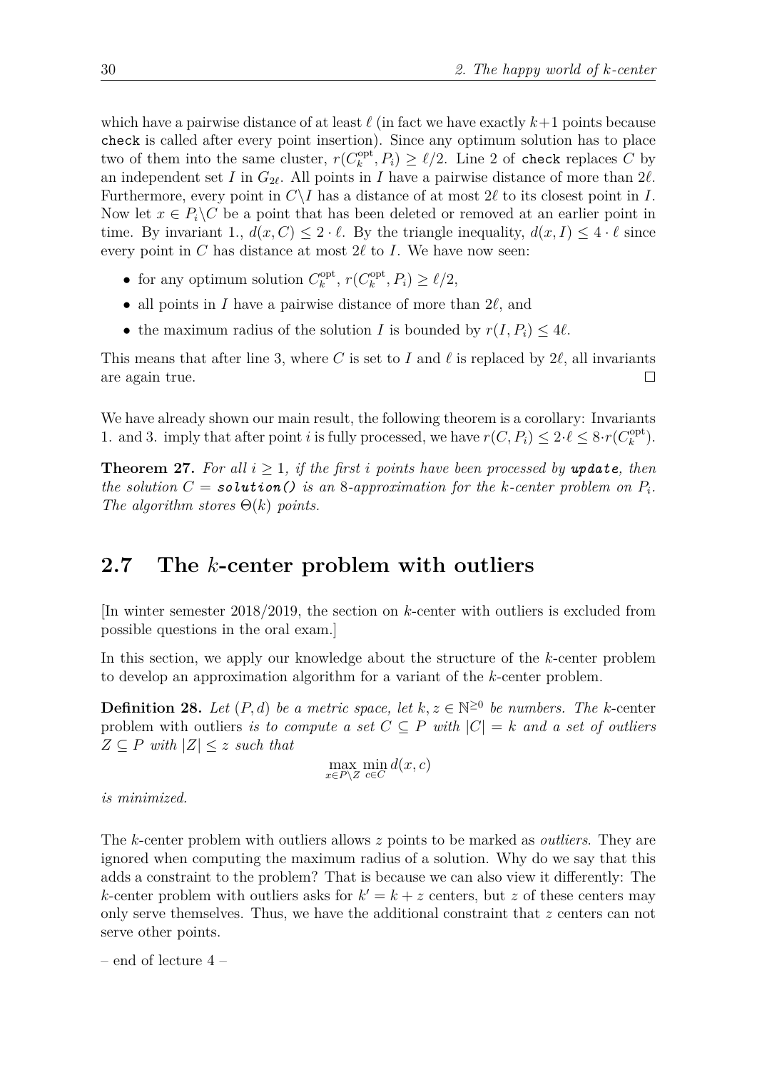which have a pairwise distance of at least $\ell$ (in fact we have exactly $k+1$ points because `check` is called after every point insertion). Since any optimum solution has to place two of them into the same cluster, $r(C_k^{\text{opt}}, P_i) \geq \ell/2$. Line 2 of `check` replaces $C$ by an independent set $I$ in $G_{2\ell}$. All points in $I$ have a pairwise distance of more than $2\ell$. Furthermore, every point in $C \backslash I$ has a distance of at most $2\ell$ to its closest point in $I$. Now let $x \in P_i \backslash C$ be a point that has been deleted or removed at an earlier point in time. By invariant 1., $d(x, C) \leq 2 \cdot \ell$. By the triangle inequality, $d(x, I) \leq 4 \cdot \ell$ since every point in $C$ has distance at most $2\ell$ to $I$. We have now seen:

- for any optimum solution $C_k^{\text{opt}}$, $r(C_k^{\text{opt}}, P_i) \geq \ell/2$,
- all points in $I$ have a pairwise distance of more than $2\ell$, and
- the maximum radius of the solution $I$ is bounded by $r(I, P_i) \leq 4\ell$.

This means that after line 3, where $C$ is set to $I$ and $\ell$ is replaced by $2\ell$, all invariants are again true. □

We have already shown our main result, the following theorem is a corollary: Invariants 1. and 3. imply that after point $i$ is fully processed, we have $r(C, P_i) \leq 2 \cdot \ell \leq 8 \cdot r(C_k^{\text{opt}})$.

**Theorem 27.** *For all $i \geq 1$, if the first $i$ points have been processed by **`update`**, then the solution $C =$ **`solution()`** is an 8-approximation for the $k$-center problem on $P_i$. The algorithm stores $\Theta(k)$ points.*

## 2.7 The $k$-center problem with outliers

[In winter semester 2018/2019, the section on $k$-center with outliers is excluded from possible questions in the oral exam.]

In this section, we apply our knowledge about the structure of the $k$-center problem to develop an approximation algorithm for a variant of the $k$-center problem.

**Definition 28.** *Let $(P, d)$ be a metric space, let $k, z \in \mathbb{N}^{\geq 0}$ be numbers. The* $k$-center problem with outliers *is to compute a set $C \subseteq P$ with $|C| = k$ and a set of outliers $Z \subseteq P$ with $|Z| \leq z$ such that*

$$\max_{x \in P \backslash Z} \min_{c \in C} d(x, c)$$

*is minimized.*

The $k$-center problem with outliers allows $z$ points to be marked as *outliers*. They are ignored when computing the maximum radius of a solution. Why do we say that this adds a constraint to the problem? That is because we can also view it differently: The $k$-center problem with outliers asks for $k' = k + z$ centers, but $z$ of these centers may only serve themselves. Thus, we have the additional constraint that $z$ centers can not serve other points.

– end of lecture 4 –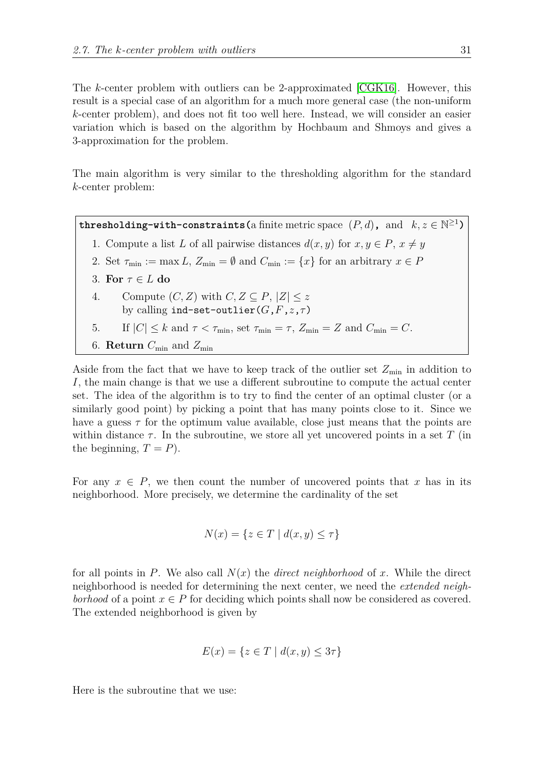The $k$-center problem with outliers can be 2-approximated [CGK16]. However, this result is a special case of an algorithm for a much more general case (the non-uniform $k$-center problem), and does not fit too well here. Instead, we will consider an easier variation which is based on the algorithm by Hochbaum and Shmoys and gives a 3-approximation for the problem.

The main algorithm is very similar to the thresholding algorithm for the standard $k$-center problem:

**thresholding-with-constraints**(a finite metric space $(P, d)$, and $k, z \in \mathbb{N}^{\geq 1}$)

1. Compute a list $L$ of all pairwise distances $d(x, y)$ for $x, y \in P$, $x \neq y$
2. Set $\tau_{\min} := \max L$, $Z_{\min} = \emptyset$ and $C_{\min} := \{x\}$ for an arbitrary $x \in P$
3. **For** $\tau \in L$ **do**
4. Compute $(C, Z)$ with $C, Z \subseteq P$, $|Z| \leq z$ by calling `ind-set-outlier(`$G, F, z, \tau$`)`
5. If $|C| \leq k$ and $\tau < \tau_{\min}$, set $\tau_{\min} = \tau$, $Z_{\min} = Z$ and $C_{\min} = C$.
6. **Return** $C_{\min}$ and $Z_{\min}$

Aside from the fact that we have to keep track of the outlier set $Z_{\min}$ in addition to $I$, the main change is that we use a different subroutine to compute the actual center set. The idea of the algorithm is to try to find the center of an optimal cluster (or a similarly good point) by picking a point that has many points close to it. Since we have a guess $\tau$ for the optimum value available, close just means that the points are within distance $\tau$. In the subroutine, we store all yet uncovered points in a set $T$ (in the beginning, $T = P$).

For any $x \in P$, we then count the number of uncovered points that $x$ has in its neighborhood. More precisely, we determine the cardinality of the set

$$N(x) = \{z \in T \mid d(x, y) \leq \tau\}$$

for all points in $P$. We also call $N(x)$ the *direct neighborhood* of $x$. While the direct neighborhood is needed for determining the next center, we need the *extended neighborhood* of a point $x \in P$ for deciding which points shall now be considered as covered. The extended neighborhood is given by

$$E(x) = \{z \in T \mid d(x, y) \leq 3\tau\}$$

Here is the subroutine that we use: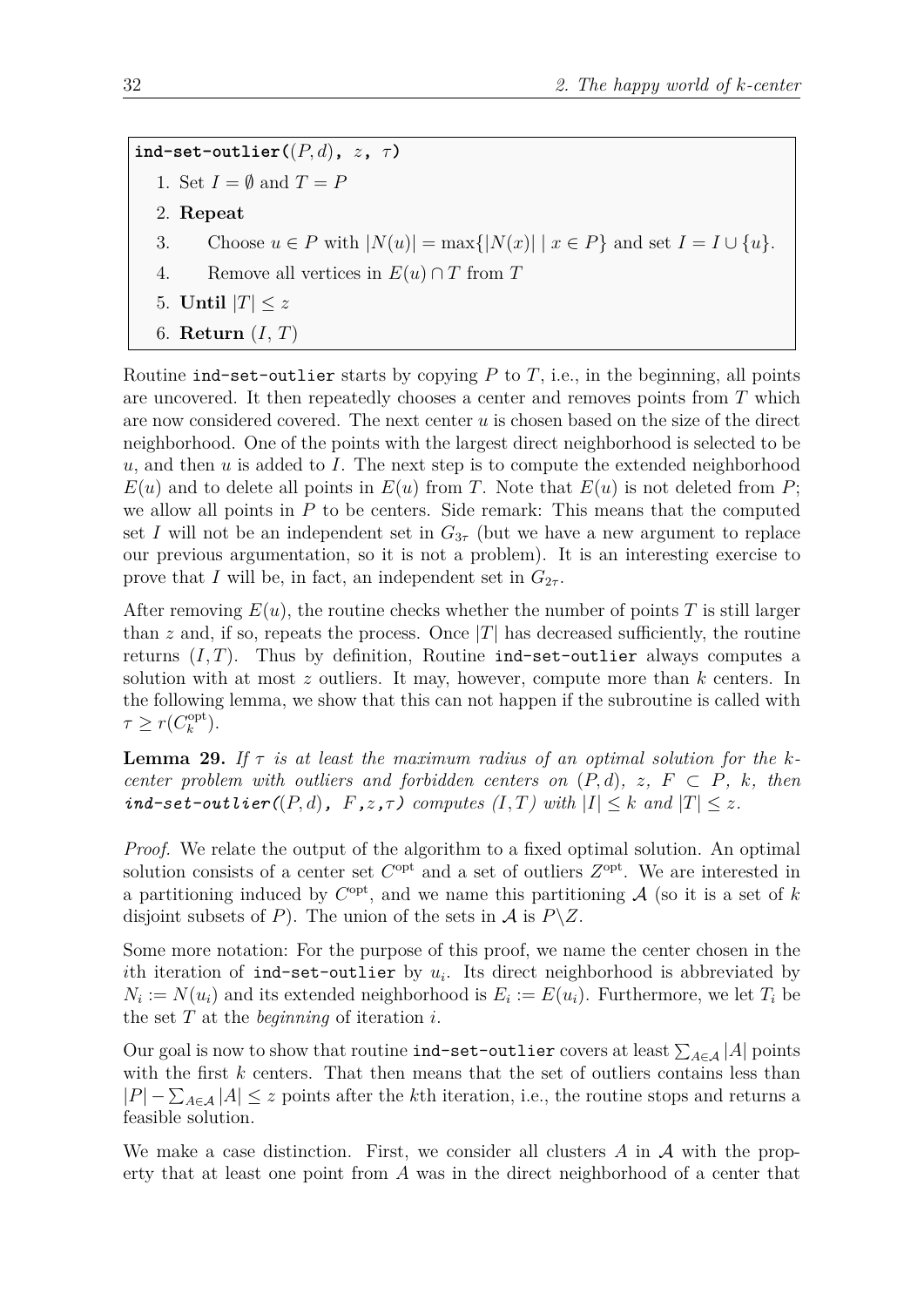```
ind-set-outlier((P, d), z, τ)
  1. Set I = ∅ and T = P
  2. Repeat
  3.     Choose u ∈ P with |N(u)| = max{|N(x)| | x ∈ P} and set I = I ∪ {u}.
  4.     Remove all vertices in E(u) ∩ T from T
  5. Until |T| ≤ z
  6. Return (I, T)
```

Routine `ind-set-outlier` starts by copying $P$ to $T$, i.e., in the beginning, all points are uncovered. It then repeatedly chooses a center and removes points from $T$ which are now considered covered. The next center $u$ is chosen based on the size of the direct neighborhood. One of the points with the largest direct neighborhood is selected to be $u$, and then $u$ is added to $I$. The next step is to compute the extended neighborhood $E(u)$ and to delete all points in $E(u)$ from $T$. Note that $E(u)$ is not deleted from $P$; we allow all points in $P$ to be centers. Side remark: This means that the computed set $I$ will not be an independent set in $G_{3\tau}$ (but we have a new argument to replace our previous argumentation, so it is not a problem). It is an interesting exercise to prove that $I$ will be, in fact, an independent set in $G_{2\tau}$.

After removing $E(u)$, the routine checks whether the number of points $T$ is still larger than $z$ and, if so, repeats the process. Once $|T|$ has decreased sufficiently, the routine returns $(I, T)$. Thus by definition, Routine `ind-set-outlier` always computes a solution with at most $z$ outliers. It may, however, compute more than $k$ centers. In the following lemma, we show that this can not happen if the subroutine is called with $\tau \geq r(C_k^{\text{opt}})$.

**Lemma 29.** *If $\tau$ is at least the maximum radius of an optimal solution for the $k$-center problem with outliers and forbidden centers on $(P, d)$, $z$, $F \subset P$, $k$, then* `ind-set-outlier`*$((P, d)$, $F, z, \tau)$ computes $(I, T)$ with $|I| \leq k$ and $|T| \leq z$.*

*Proof.* We relate the output of the algorithm to a fixed optimal solution. An optimal solution consists of a center set $C^{\text{opt}}$ and a set of outliers $Z^{\text{opt}}$. We are interested in a partitioning induced by $C^{\text{opt}}$, and we name this partitioning $\mathcal{A}$ (so it is a set of $k$ disjoint subsets of $P$). The union of the sets in $\mathcal{A}$ is $P \backslash Z$.

Some more notation: For the purpose of this proof, we name the center chosen in the $i$th iteration of `ind-set-outlier` by $u_i$. Its direct neighborhood is abbreviated by $N_i := N(u_i)$ and its extended neighborhood is $E_i := E(u_i)$. Furthermore, we let $T_i$ be the set $T$ at the *beginning* of iteration $i$.

Our goal is now to show that routine `ind-set-outlier` covers at least $\sum_{A \in \mathcal{A}} |A|$ points with the first $k$ centers. That then means that the set of outliers contains less than $|P| - \sum_{A \in \mathcal{A}} |A| \leq z$ points after the $k$th iteration, i.e., the routine stops and returns a feasible solution.

We make a case distinction. First, we consider all clusters $A$ in $\mathcal{A}$ with the property that at least one point from $A$ was in the direct neighborhood of a center that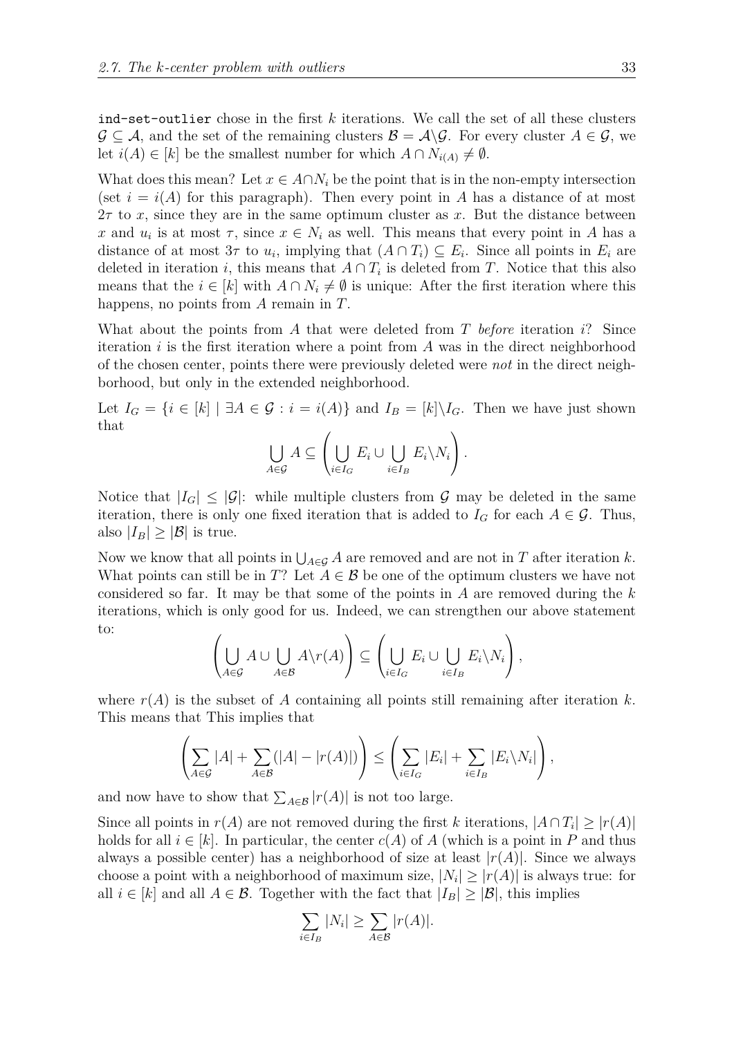`ind-set-outlier` chose in the first $k$ iterations. We call the set of all these clusters $\mathcal{G} \subseteq \mathcal{A}$, and the set of the remaining clusters $\mathcal{B} = \mathcal{A} \backslash \mathcal{G}$. For every cluster $A \in \mathcal{G}$, we let $i(A) \in [k]$ be the smallest number for which $A \cap N_{i(A)} \neq \emptyset$.

What does this mean? Let $x \in A \cap N_i$ be the point that is in the non-empty intersection (set $i = i(A)$ for this paragraph). Then every point in $A$ has a distance of at most $2\tau$ to $x$, since they are in the same optimum cluster as $x$. But the distance between $x$ and $u_i$ is at most $\tau$, since $x \in N_i$ as well. This means that every point in $A$ has a distance of at most $3\tau$ to $u_i$, implying that $(A \cap T_i) \subseteq E_i$. Since all points in $E_i$ are deleted in iteration $i$, this means that $A \cap T_i$ is deleted from $T$. Notice that this also means that the $i \in [k]$ with $A \cap N_i \neq \emptyset$ is unique: After the first iteration where this happens, no points from $A$ remain in $T$.

What about the points from $A$ that were deleted from $T$ *before* iteration $i$? Since iteration $i$ is the first iteration where a point from $A$ was in the direct neighborhood of the chosen center, points there were previously deleted were *not* in the direct neighborhood, but only in the extended neighborhood.

Let $I_G = \{i \in [k] \mid \exists A \in \mathcal{G} : i = i(A)\}$ and $I_B = [k] \backslash I_G$. Then we have just shown that

$$\bigcup_{A \in \mathcal{G}} A \subseteq \left( \bigcup_{i \in I_G} E_i \cup \bigcup_{i \in I_B} E_i \backslash N_i \right).$$

Notice that $|I_G| \leq |\mathcal{G}|$: while multiple clusters from $\mathcal{G}$ may be deleted in the same iteration, there is only one fixed iteration that is added to $I_G$ for each $A \in \mathcal{G}$. Thus, also $|I_B| \geq |\mathcal{B}|$ is true.

Now we know that all points in $\bigcup_{A \in \mathcal{G}} A$ are removed and are not in $T$ after iteration $k$. What points can still be in $T$? Let $A \in \mathcal{B}$ be one of the optimum clusters we have not considered so far. It may be that some of the points in $A$ are removed during the $k$ iterations, which is only good for us. Indeed, we can strengthen our above statement to:

$$\left( \bigcup_{A \in \mathcal{G}} A \cup \bigcup_{A \in \mathcal{B}} A \backslash r(A) \right) \subseteq \left( \bigcup_{i \in I_G} E_i \cup \bigcup_{i \in I_B} E_i \backslash N_i \right),$$

where $r(A)$ is the subset of $A$ containing all points still remaining after iteration $k$. This means that This implies that

$$\left( \sum_{A \in \mathcal{G}} |A| + \sum_{A \in \mathcal{B}} (|A| - |r(A)|) \right) \leq \left( \sum_{i \in I_G} |E_i| + \sum_{i \in I_B} |E_i \backslash N_i| \right),$$

and now have to show that $\sum_{A \in \mathcal{B}} |r(A)|$ is not too large.

Since all points in $r(A)$ are not removed during the first $k$ iterations, $|A \cap T_i| \geq |r(A)|$ holds for all $i \in [k]$. In particular, the center $c(A)$ of $A$ (which is a point in $P$ and thus always a possible center) has a neighborhood of size at least $|r(A)|$. Since we always choose a point with a neighborhood of maximum size, $|N_i| \geq |r(A)|$ is always true: for all $i \in [k]$ and all $A \in \mathcal{B}$. Together with the fact that $|I_B| \geq |\mathcal{B}|$, this implies

$$\sum_{i \in I_B} |N_i| \geq \sum_{A \in \mathcal{B}} |r(A)|.$$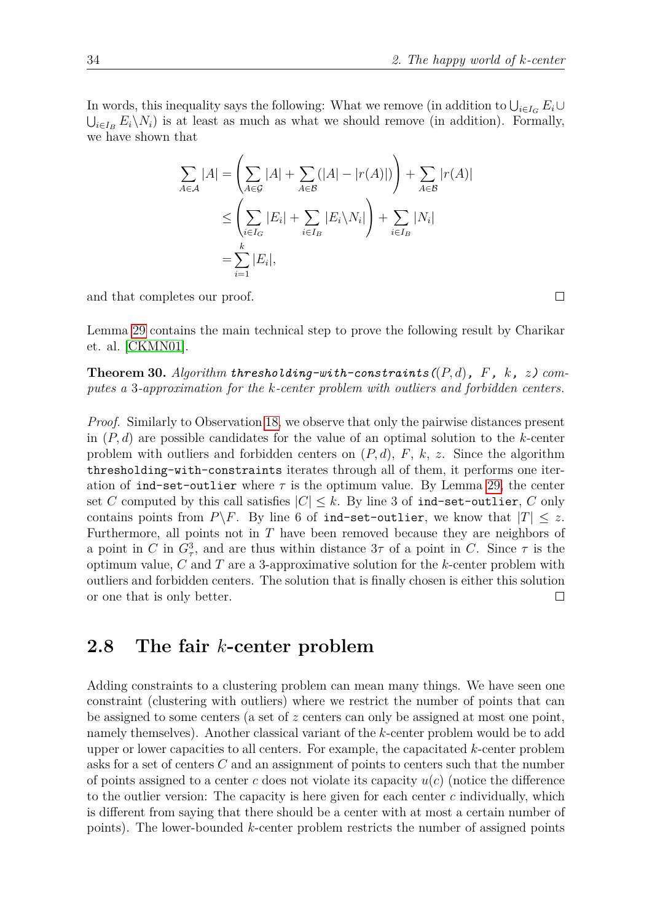In words, this inequality says the following: What we remove (in addition to $\bigcup_{i\in I_G} E_i \cup \bigcup_{i\in I_B} E_i \backslash N_i$) is at least as much as what we should remove (in addition). Formally, we have shown that

$$\begin{aligned}
\sum_{A\in\mathcal{A}} |A| &= \left( \sum_{A\in\mathcal{G}} |A| + \sum_{A\in\mathcal{B}} (|A| - |r(A)|) \right) + \sum_{A\in\mathcal{B}} |r(A)| \\
&\leq \left( \sum_{i\in I_G} |E_i| + \sum_{i\in I_B} |E_i \backslash N_i| \right) + \sum_{i\in I_B} |N_i| \\
&= \sum_{i=1}^{k} |E_i|,
\end{aligned}$$

and that completes our proof. □

Lemma 29 contains the main technical step to prove the following result by Charikar et. al. [CKMN01].

**Theorem 30.** *Algorithm* `thresholding-with-constraints(`$(P,d)$`, `$F$`, `$k$`, `$z$`)` *computes a 3-approximation for the k-center problem with outliers and forbidden centers.*

*Proof.* Similarly to Observation 18, we observe that only the pairwise distances present in $(P,d)$ are possible candidates for the value of an optimal solution to the $k$-center problem with outliers and forbidden centers on $(P,d)$, $F$, $k$, $z$. Since the algorithm `thresholding-with-constraints` iterates through all of them, it performs one iteration of `ind-set-outlier` where $\tau$ is the optimum value. By Lemma 29, the center set $C$ computed by this call satisfies $|C| \leq k$. By line 3 of `ind-set-outlier`, $C$ only contains points from $P \backslash F$. By line 6 of `ind-set-outlier`, we know that $|T| \leq z$. Furthermore, all points not in $T$ have been removed because they are neighbors of a point in $C$ in $G_\tau^3$, and are thus within distance $3\tau$ of a point in $C$. Since $\tau$ is the optimum value, $C$ and $T$ are a 3-approximative solution for the $k$-center problem with outliers and forbidden centers. The solution that is finally chosen is either this solution or one that is only better. □

## 2.8 The fair $k$-center problem

Adding constraints to a clustering problem can mean many things. We have seen one constraint (clustering with outliers) where we restrict the number of points that can be assigned to some centers (a set of $z$ centers can only be assigned at most one point, namely themselves). Another classical variant of the $k$-center problem would be to add upper or lower capacities to all centers. For example, the capacitated $k$-center problem asks for a set of centers $C$ and an assignment of points to centers such that the number of points assigned to a center $c$ does not violate its capacity $u(c)$ (notice the difference to the outlier version: The capacity is here given for each center $c$ individually, which is different from saying that there should be a center with at most a certain number of points). The lower-bounded $k$-center problem restricts the number of assigned points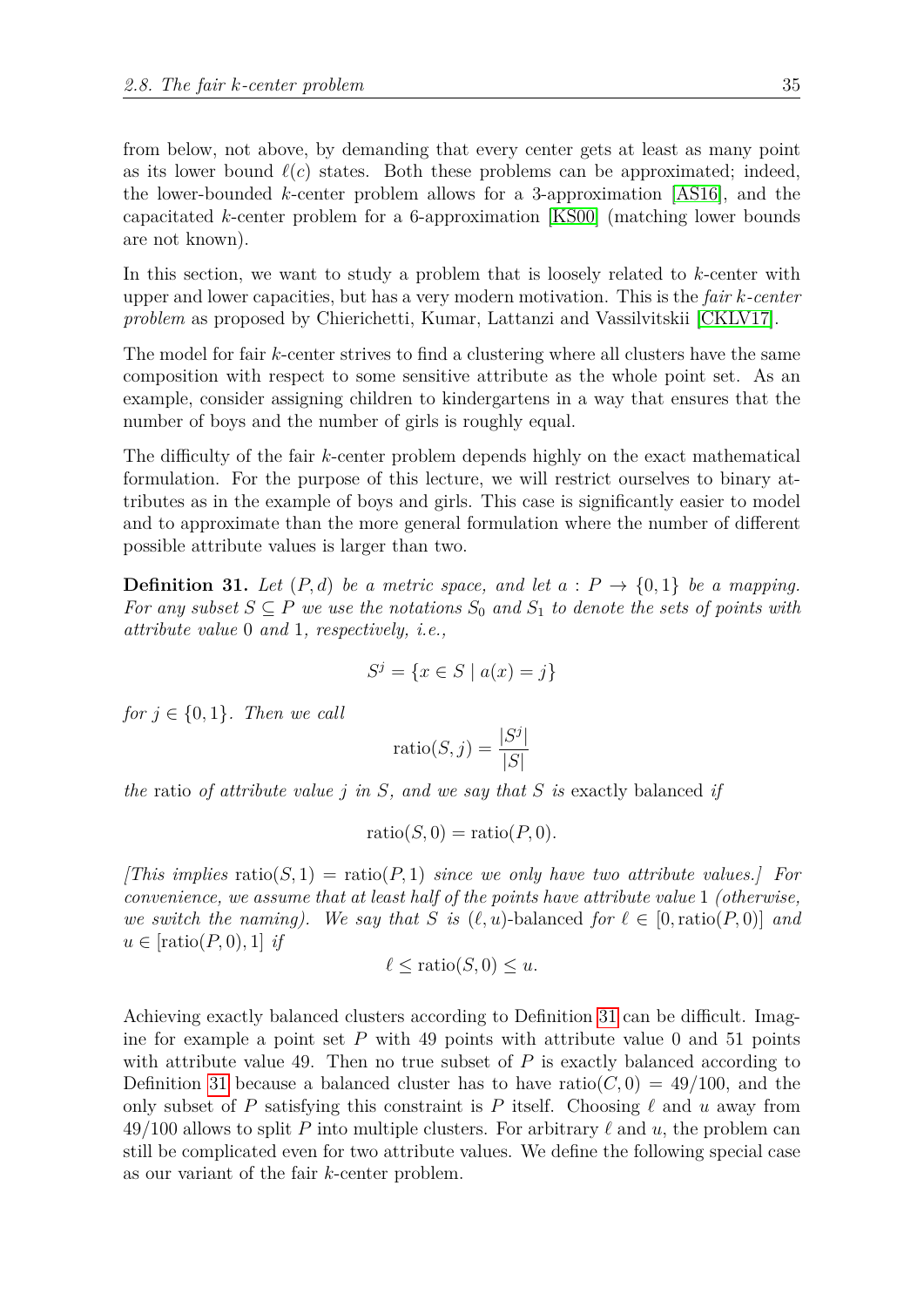from below, not above, by demanding that every center gets at least as many point as its lower bound $\ell(c)$ states. Both these problems can be approximated; indeed, the lower-bounded $k$-center problem allows for a 3-approximation [AS16], and the capacitated $k$-center problem for a 6-approximation [KS00] (matching lower bounds are not known).

In this section, we want to study a problem that is loosely related to $k$-center with upper and lower capacities, but has a very modern motivation. This is the *fair $k$-center problem* as proposed by Chierichetti, Kumar, Lattanzi and Vassilvitskii [CKLV17].

The model for fair $k$-center strives to find a clustering where all clusters have the same composition with respect to some sensitive attribute as the whole point set. As an example, consider assigning children to kindergartens in a way that ensures that the number of boys and the number of girls is roughly equal.

The difficulty of the fair $k$-center problem depends highly on the exact mathematical formulation. For the purpose of this lecture, we will restrict ourselves to binary attributes as in the example of boys and girls. This case is significantly easier to model and to approximate than the more general formulation where the number of different possible attribute values is larger than two.

**Definition 31.** *Let $(P, d)$ be a metric space, and let $a : P \to \{0, 1\}$ be a mapping. For any subset $S \subseteq P$ we use the notations $S_0$ and $S_1$ to denote the sets of points with attribute value $0$ and $1$, respectively, i.e.,*

$$S^j = \{x \in S \mid a(x) = j\}$$

*for $j \in \{0, 1\}$. Then we call*

$$\text{ratio}(S, j) = \frac{|S^j|}{|S|}$$

*the* ratio *of attribute value $j$ in $S$, and we say that $S$ is* exactly balanced *if*

$$\text{ratio}(S, 0) = \text{ratio}(P, 0).$$

*[This implies $\text{ratio}(S, 1) = \text{ratio}(P, 1)$ since we only have two attribute values.] For convenience, we assume that at least half of the points have attribute value $1$ (otherwise, we switch the naming). We say that $S$ is $(\ell, u)$-*balanced *for $\ell \in [0, \text{ratio}(P, 0)]$ and $u \in [\text{ratio}(P, 0), 1]$ if*

$$\ell \leq \text{ratio}(S, 0) \leq u.$$

Achieving exactly balanced clusters according to Definition 31 can be difficult. Imagine for example a point set $P$ with 49 points with attribute value 0 and 51 points with attribute value 49. Then no true subset of $P$ is exactly balanced according to Definition 31 because a balanced cluster has to have $\text{ratio}(C, 0) = 49/100$, and the only subset of $P$ satisfying this constraint is $P$ itself. Choosing $\ell$ and $u$ away from $49/100$ allows to split $P$ into multiple clusters. For arbitrary $\ell$ and $u$, the problem can still be complicated even for two attribute values. We define the following special case as our variant of the fair $k$-center problem.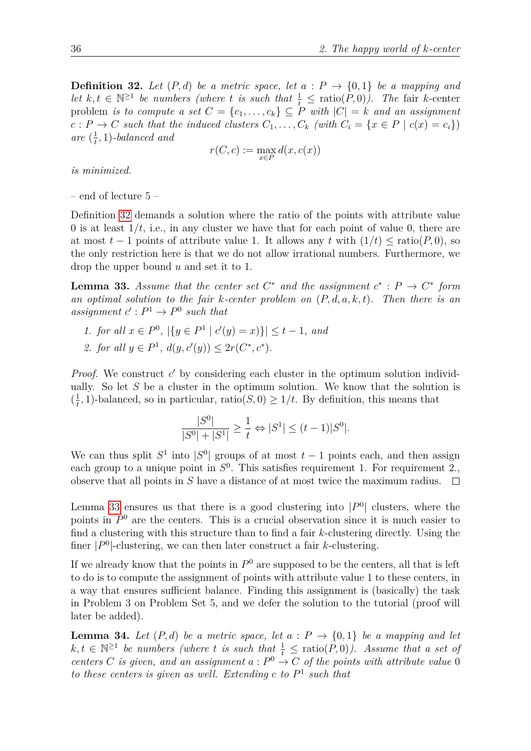**Definition 32.** *Let $(P, d)$ be a metric space, let $a : P \to \{0, 1\}$ be a mapping and let $k, t \in \mathbb{N}^{\geq 1}$ be numbers (where $t$ is such that $\frac{1}{t} \leq \text{ratio}(P, 0)$). The* fair $k$-center problem *is to compute a set $C = \{c_1, \ldots, c_k\} \subseteq P$ with $|C| = k$ and an assignment $c : P \to C$ such that the induced clusters $C_1, \ldots, C_k$ (with $C_i = \{x \in P \mid c(x) = c_i\}$) are $(\frac{1}{t}, 1)$-balanced and*

$$r(C, c) := \max_{x \in P} d(x, c(x))$$

*is minimized.*

– end of lecture 5 –

Definition 32 demands a solution where the ratio of the points with attribute value 0 is at least $1/t$, i.e., in any cluster we have that for each point of value 0, there are at most $t - 1$ points of attribute value 1. It allows any $t$ with $(1/t) \leq \text{ratio}(P, 0)$, so the only restriction here is that we do not allow irrational numbers. Furthermore, we drop the upper bound $u$ and set it to 1.

**Lemma 33.** *Assume that the center set $C^*$ and the assignment $c^* : P \to C^*$ form an optimal solution to the fair $k$-center problem on $(P, d, a, k, t)$. Then there is an assignment $c' : P^1 \to P^0$ such that*

1. *for all $x \in P^0$, $|\{y \in P^1 \mid c'(y) = x\}| \leq t - 1$, and*
2. *for all $y \in P^1$, $d(y, c'(y)) \leq 2r(C^*, c^*)$.*

*Proof.* We construct $c'$ by considering each cluster in the optimum solution individually. So let $S$ be a cluster in the optimum solution. We know that the solution is $(\frac{1}{t}, 1)$-balanced, so in particular, $\text{ratio}(S, 0) \geq 1/t$. By definition, this means that

$$\frac{|S^0|}{|S^0| + |S^1|} \geq \frac{1}{t} \Leftrightarrow |S^1| \leq (t - 1)|S^0|.$$

We can thus split $S^1$ into $|S^0|$ groups of at most $t - 1$ points each, and then assign each group to a unique point in $S^0$. This satisfies requirement 1. For requirement 2., observe that all points in $S$ have a distance of at most twice the maximum radius. $\square$

Lemma 33 ensures us that there is a good clustering into $|P^0|$ clusters, where the points in $P^0$ are the centers. This is a crucial observation since it is much easier to find a clustering with this structure than to find a fair $k$-clustering directly. Using the finer $|P^0|$-clustering, we can then later construct a fair $k$-clustering.

If we already know that the points in $P^0$ are supposed to be the centers, all that is left to do is to compute the assignment of points with attribute value 1 to these centers, in a way that ensures sufficient balance. Finding this assignment is (basically) the task in Problem 3 on Problem Set 5, and we defer the solution to the tutorial (proof will later be added).

**Lemma 34.** *Let $(P, d)$ be a metric space, let $a : P \to \{0, 1\}$ be a mapping and let $k, t \in \mathbb{N}^{\geq 1}$ be numbers (where $t$ is such that $\frac{1}{t} \leq \text{ratio}(P, 0)$). Assume that a set of centers $C$ is given, and an assignment $a : P^0 \to C$ of the points with attribute value 0 to these centers is given as well. Extending $c$ to $P^1$ such that*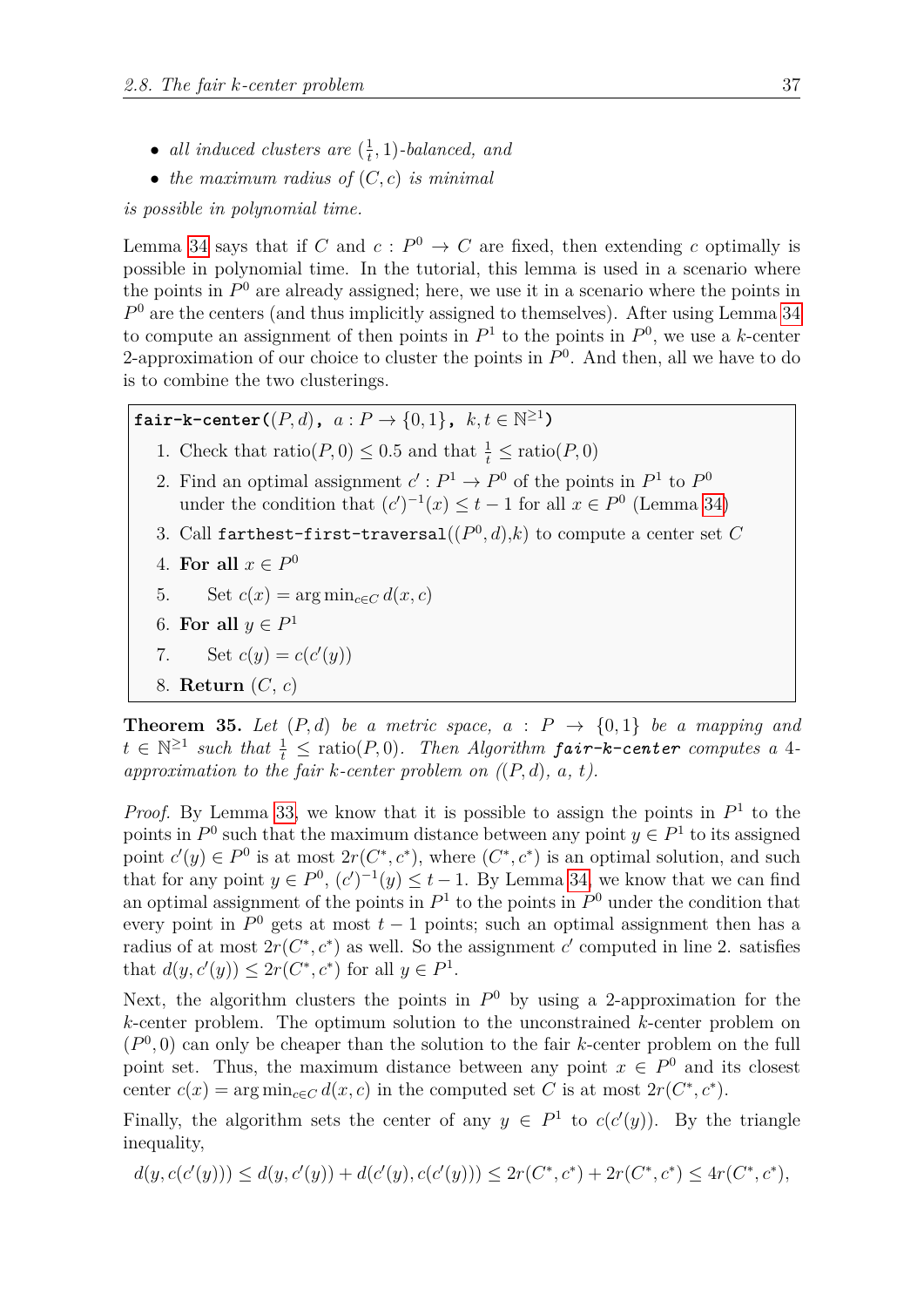- *all induced clusters are $(\frac{1}{t}, 1)$-balanced, and*
- *the maximum radius of $(C, c)$ is minimal*

*is possible in polynomial time.*

Lemma 34 says that if $C$ and $c : P^0 \to C$ are fixed, then extending $c$ optimally is possible in polynomial time. In the tutorial, this lemma is used in a scenario where the points in $P^0$ are already assigned; here, we use it in a scenario where the points in $P^0$ are the centers (and thus implicitly assigned to themselves). After using Lemma 34 to compute an assignment of then points in $P^1$ to the points in $P^0$, we use a $k$-center 2-approximation of our choice to cluster the points in $P^0$. And then, all we have to do is to combine the two clusterings.

**fair-k-center(**$(P, d)$**,** $a : P \to \{0, 1\}$**,** $k, t \in \mathbb{N}^{\geq 1}$**)**

1. Check that $\text{ratio}(P, 0) \leq 0.5$ and that $\frac{1}{t} \leq \text{ratio}(P, 0)$
2. Find an optimal assignment $c' : P^1 \to P^0$ of the points in $P^1$ to $P^0$ under the condition that $(c')^{-1}(x) \leq t - 1$ for all $x \in P^0$ (Lemma 34)
3. Call `farthest-first-traversal`$((P^0, d)$,$k)$ to compute a center set $C$
4. **For all** $x \in P^0$
5. Set $c(x) = \arg\min_{c \in C} d(x, c)$
6. **For all** $y \in P^1$
7. Set $c(y) = c(c'(y))$
8. **Return** $(C,\ c)$

**Theorem 35.** *Let $(P, d)$ be a metric space, $a : P \to \{0, 1\}$ be a mapping and $t \in \mathbb{N}^{\geq 1}$ such that $\frac{1}{t} \leq \text{ratio}(P, 0)$. Then Algorithm **fair-k-center** computes a 4-approximation to the fair $k$-center problem on $((P, d),\ a,\ t)$.*

*Proof.* By Lemma 33, we know that it is possible to assign the points in $P^1$ to the points in $P^0$ such that the maximum distance between any point $y \in P^1$ to its assigned point $c'(y) \in P^0$ is at most $2r(C^*, c^*)$, where $(C^*, c^*)$ is an optimal solution, and such that for any point $y \in P^0$, $(c')^{-1}(y) \leq t - 1$. By Lemma 34, we know that we can find an optimal assignment of the points in $P^1$ to the points in $P^0$ under the condition that every point in $P^0$ gets at most $t - 1$ points; such an optimal assignment then has a radius of at most $2r(C^*, c^*)$ as well. So the assignment $c'$ computed in line 2. satisfies that $d(y, c'(y)) \leq 2r(C^*, c^*)$ for all $y \in P^1$.

Next, the algorithm clusters the points in $P^0$ by using a 2-approximation for the $k$-center problem. The optimum solution to the unconstrained $k$-center problem on $(P^0, 0)$ can only be cheaper than the solution to the fair $k$-center problem on the full point set. Thus, the maximum distance between any point $x \in P^0$ and its closest center $c(x) = \arg\min_{c \in C} d(x, c)$ in the computed set $C$ is at most $2r(C^*, c^*)$.

Finally, the algorithm sets the center of any $y \in P^1$ to $c(c'(y))$. By the triangle inequality,

$$d(y, c(c'(y))) \leq d(y, c'(y)) + d(c'(y), c(c'(y))) \leq 2r(C^*, c^*) + 2r(C^*, c^*) \leq 4r(C^*, c^*),$$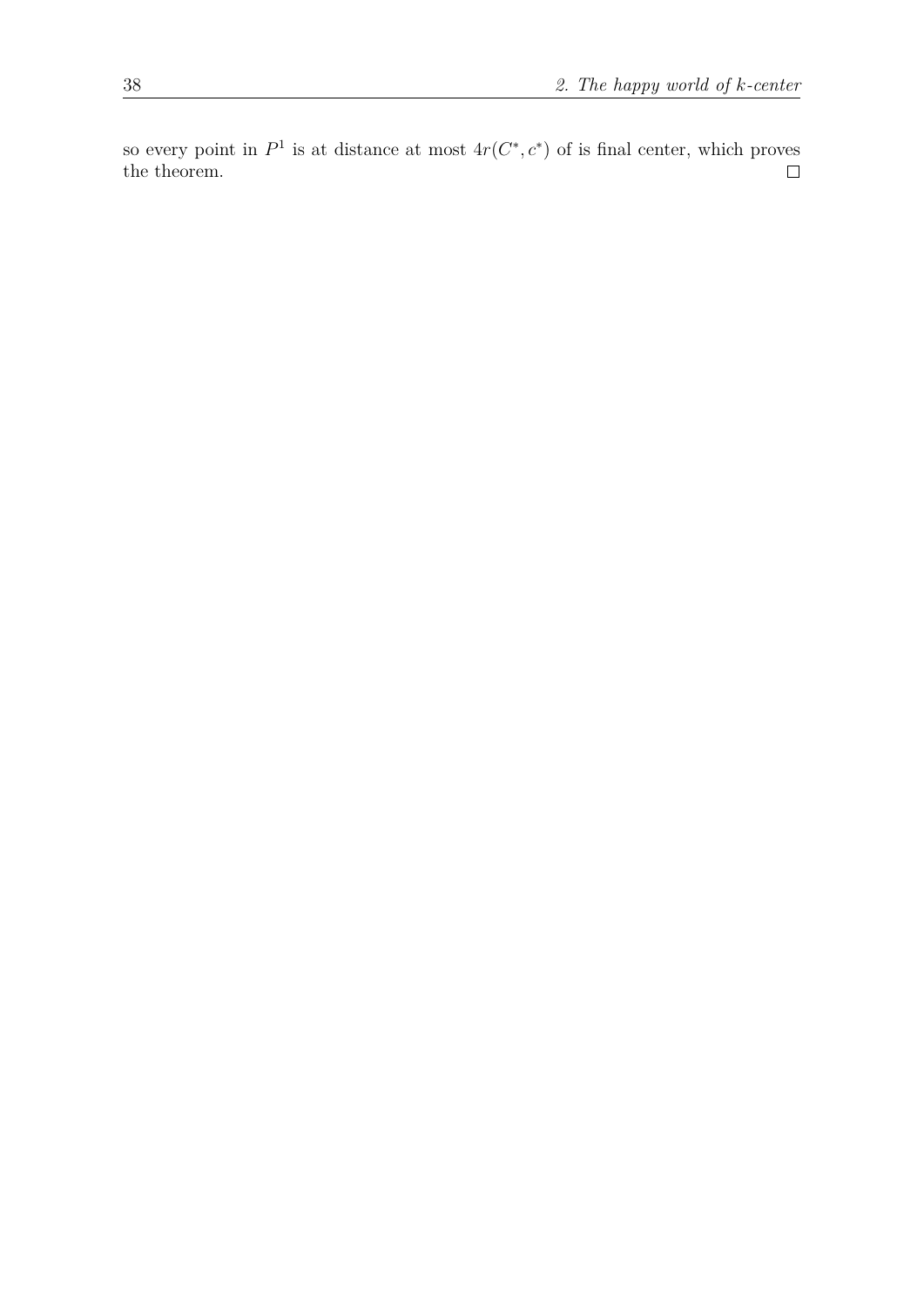so every point in $P^1$ is at distance at most $4r(C^*, c^*)$ of is final center, which proves the theorem. □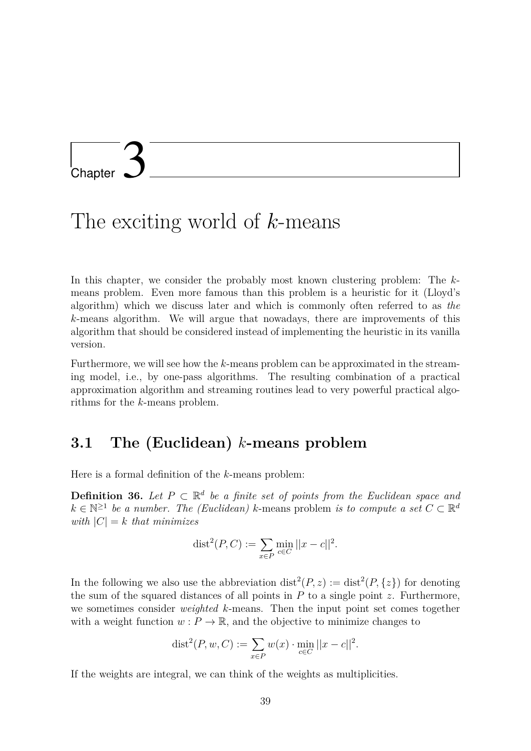# Chapter 3

# The exciting world of $k$-means

In this chapter, we consider the probably most known clustering problem: The $k$-means problem. Even more famous than this problem is a heuristic for it (Lloyd's algorithm) which we discuss later and which is commonly often referred to as *the* $k$-means algorithm. We will argue that nowadays, there are improvements of this algorithm that should be considered instead of implementing the heuristic in its vanilla version.

Furthermore, we will see how the $k$-means problem can be approximated in the streaming model, i.e., by one-pass algorithms. The resulting combination of a practical approximation algorithm and streaming routines lead to very powerful practical algorithms for the $k$-means problem.

## 3.1 The (Euclidean) $k$-means problem

Here is a formal definition of the $k$-means problem:

**Definition 36.** *Let $P \subset \mathbb{R}^d$ be a finite set of points from the Euclidean space and $k \in \mathbb{N}^{\geq 1}$ be a number. The (Euclidean) $k$-*means problem *is to compute a set $C \subset \mathbb{R}^d$ with $|C| = k$ that minimizes*

$$\mathrm{dist}^2(P, C) := \sum_{x \in P} \min_{c \in C} ||x - c||^2.$$

In the following we also use the abbreviation $\mathrm{dist}^2(P, z) := \mathrm{dist}^2(P, \{z\})$ for denoting the sum of the squared distances of all points in $P$ to a single point $z$. Furthermore, we sometimes consider *weighted* $k$-means. Then the input point set comes together with a weight function $w : P \to \mathbb{R}$, and the objective to minimize changes to

$$\mathrm{dist}^2(P, w, C) := \sum_{x \in P} w(x) \cdot \min_{c \in C} ||x - c||^2.$$

If the weights are integral, we can think of the weights as multiplicities.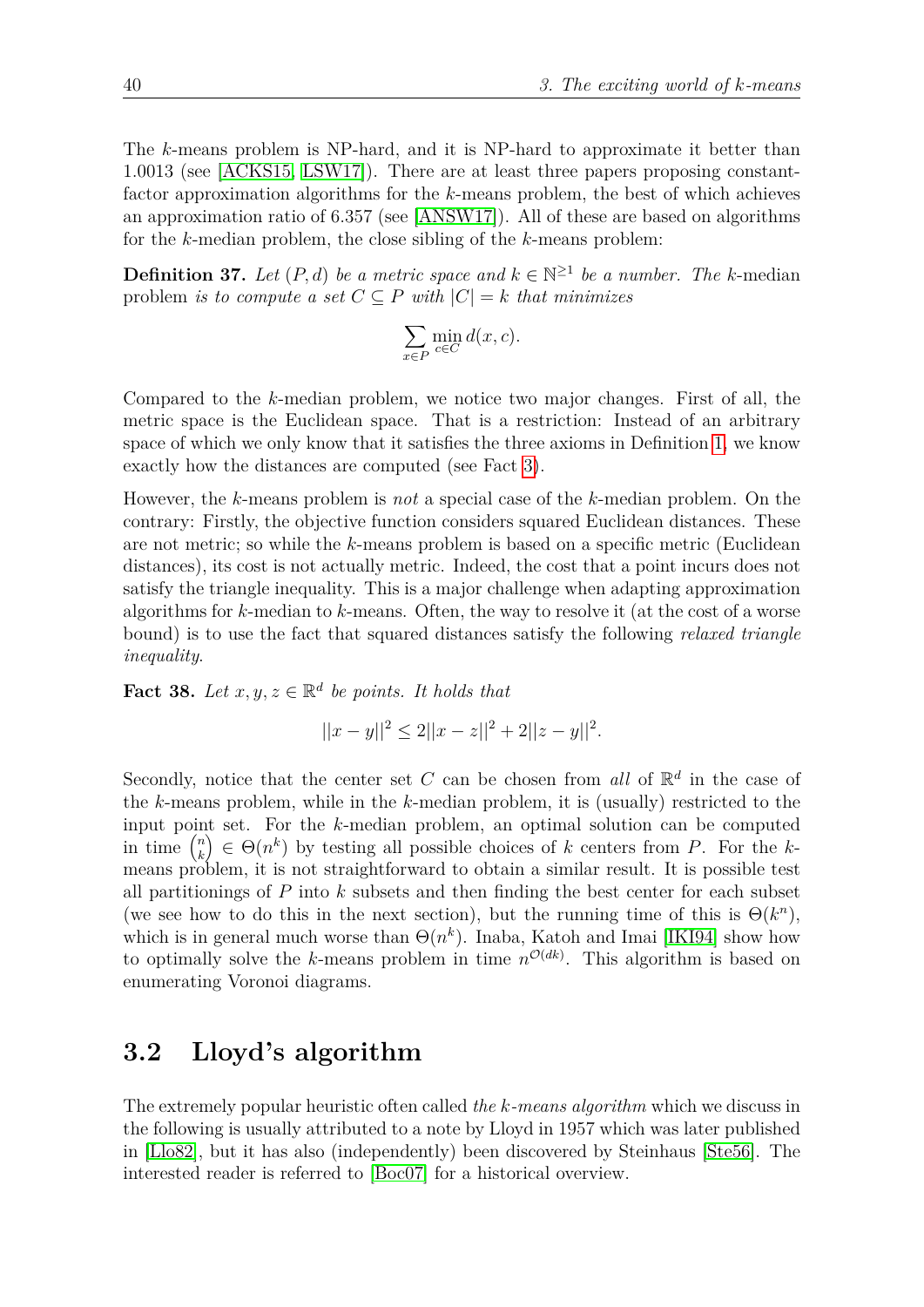The $k$-means problem is NP-hard, and it is NP-hard to approximate it better than 1.0013 (see [ACKS15, LSW17]). There are at least three papers proposing constant-factor approximation algorithms for the $k$-means problem, the best of which achieves an approximation ratio of 6.357 (see [ANSW17]). All of these are based on algorithms for the $k$-median problem, the close sibling of the $k$-means problem:

**Definition 37.** *Let $(P, d)$ be a metric space and $k \in \mathbb{N}^{\geq 1}$ be a number. The* $k$-median *problem is to compute a set $C \subseteq P$ with $|C| = k$ that minimizes*

$$\sum_{x \in P} \min_{c \in C} d(x, c).$$

Compared to the $k$-median problem, we notice two major changes. First of all, the metric space is the Euclidean space. That is a restriction: Instead of an arbitrary space of which we only know that it satisfies the three axioms in Definition 1, we know exactly how the distances are computed (see Fact 3).

However, the $k$-means problem is *not* a special case of the $k$-median problem. On the contrary: Firstly, the objective function considers squared Euclidean distances. These are not metric; so while the $k$-means problem is based on a specific metric (Euclidean distances), its cost is not actually metric. Indeed, the cost that a point incurs does not satisfy the triangle inequality. This is a major challenge when adapting approximation algorithms for $k$-median to $k$-means. Often, the way to resolve it (at the cost of a worse bound) is to use the fact that squared distances satisfy the following *relaxed triangle inequality*.

**Fact 38.** *Let $x, y, z \in \mathbb{R}^d$ be points. It holds that*

$$||x - y||^2 \leq 2||x - z||^2 + 2||z - y||^2.$$

Secondly, notice that the center set $C$ can be chosen from *all* of $\mathbb{R}^d$ in the case of the $k$-means problem, while in the $k$-median problem, it is (usually) restricted to the input point set. For the $k$-median problem, an optimal solution can be computed in time $\binom{n}{k} \in \Theta(n^k)$ by testing all possible choices of $k$ centers from $P$. For the $k$-means problem, it is not straightforward to obtain a similar result. It is possible test all partitionings of $P$ into $k$ subsets and then finding the best center for each subset (we see how to do this in the next section), but the running time of this is $\Theta(k^n)$, which is in general much worse than $\Theta(n^k)$. Inaba, Katoh and Imai [IKI94] show how to optimally solve the $k$-means problem in time $n^{\mathcal{O}(dk)}$. This algorithm is based on enumerating Voronoi diagrams.

## 3.2 Lloyd's algorithm

The extremely popular heuristic often called *the $k$-means algorithm* which we discuss in the following is usually attributed to a note by Lloyd in 1957 which was later published in [Llo82], but it has also (independently) been discovered by Steinhaus [Ste56]. The interested reader is referred to [Boc07] for a historical overview.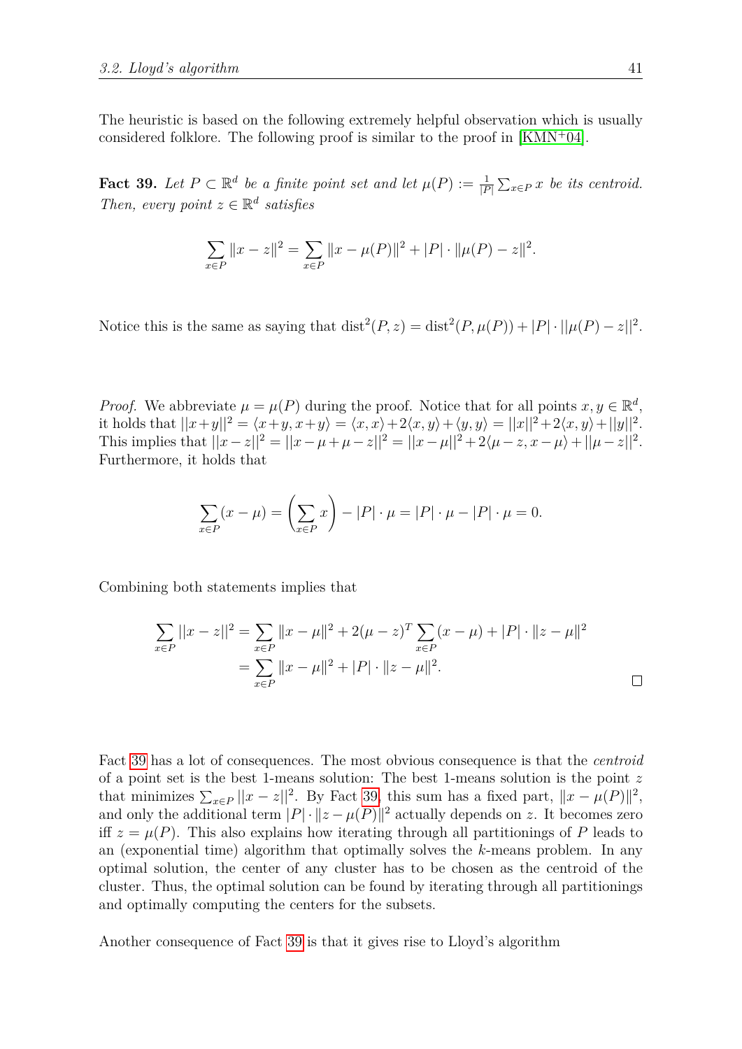The heuristic is based on the following extremely helpful observation which is usually considered folklore. The following proof is similar to the proof in [KMN+04].

**Fact 39.** *Let $P \subset \mathbb{R}^d$ be a finite point set and let $\mu(P) := \frac{1}{|P|}\sum_{x \in P} x$ be its centroid. Then, every point $z \in \mathbb{R}^d$ satisfies*

$$\sum_{x \in P} \|x - z\|^2 = \sum_{x \in P} \|x - \mu(P)\|^2 + |P| \cdot \|\mu(P) - z\|^2.$$

Notice this is the same as saying that $\mathrm{dist}^2(P, z) = \mathrm{dist}^2(P, \mu(P)) + |P| \cdot ||\mu(P) - z||^2$.

*Proof.* We abbreviate $\mu = \mu(P)$ during the proof. Notice that for all points $x, y \in \mathbb{R}^d$, it holds that $||x+y||^2 = \langle x+y, x+y\rangle = \langle x, x\rangle + 2\langle x, y\rangle + \langle y, y\rangle = ||x||^2 + 2\langle x, y\rangle + ||y||^2$. This implies that $||x-z||^2 = ||x-\mu+\mu-z||^2 = ||x-\mu||^2 + 2\langle \mu - z, x - \mu\rangle + ||\mu - z||^2$. Furthermore, it holds that

$$\sum_{x \in P} (x - \mu) = \left(\sum_{x \in P} x\right) - |P| \cdot \mu = |P| \cdot \mu - |P| \cdot \mu = 0.$$

Combining both statements implies that

$$\begin{aligned}
\sum_{x \in P} ||x - z||^2 &= \sum_{x \in P} \|x - \mu\|^2 + 2(\mu - z)^T \sum_{x \in P} (x - \mu) + |P| \cdot \|z - \mu\|^2 \\
&= \sum_{x \in P} \|x - \mu\|^2 + |P| \cdot \|z - \mu\|^2.
\end{aligned}$$

□

Fact 39 has a lot of consequences. The most obvious consequence is that the *centroid* of a point set is the best 1-means solution: The best 1-means solution is the point $z$ that minimizes $\sum_{x \in P} ||x - z||^2$. By Fact 39, this sum has a fixed part, $\|x - \mu(P)\|^2$, and only the additional term $|P| \cdot \|z - \mu(P)\|^2$ actually depends on $z$. It becomes zero iff $z = \mu(P)$. This also explains how iterating through all partitionings of $P$ leads to an (exponential time) algorithm that optimally solves the $k$-means problem. In any optimal solution, the center of any cluster has to be chosen as the centroid of the cluster. Thus, the optimal solution can be found by iterating through all partitionings and optimally computing the centers for the subsets.

Another consequence of Fact 39 is that it gives rise to Lloyd's algorithm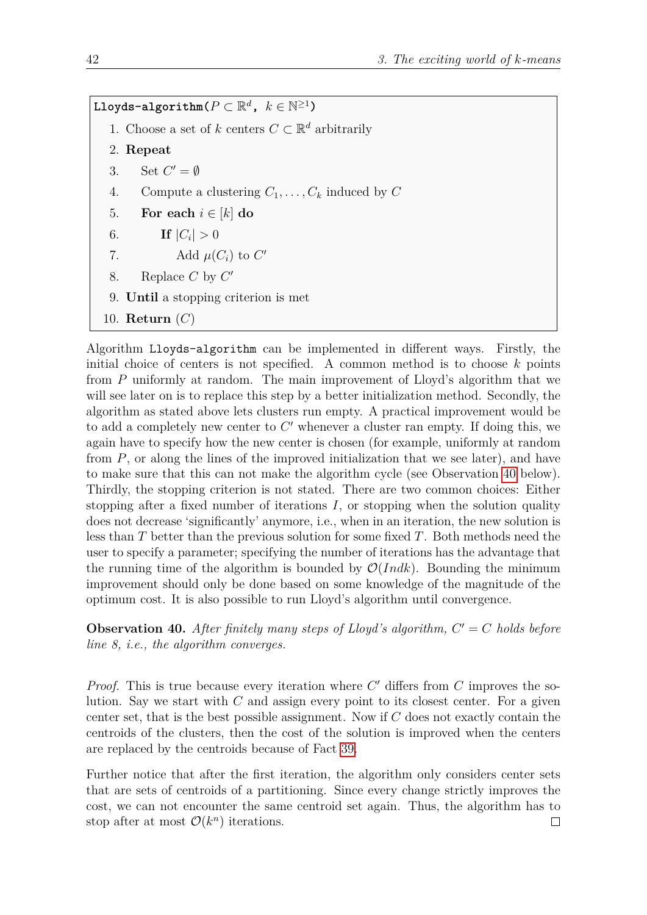```
Lloyds-algorithm(P ⊂ ℝ^d, k ∈ ℕ^{≥1})
 1. Choose a set of k centers C ⊂ ℝ^d arbitrarily
 2. Repeat
 3.    Set C' = ∅
 4.    Compute a clustering C_1, ..., C_k induced by C
 5.    For each i ∈ [k] do
 6.       If |C_i| > 0
 7.          Add μ(C_i) to C'
 8.    Replace C by C'
 9. Until a stopping criterion is met
10. Return (C)
```

Algorithm `Lloyds-algorithm` can be implemented in different ways. Firstly, the initial choice of centers is not specified. A common method is to choose $k$ points from $P$ uniformly at random. The main improvement of Lloyd's algorithm that we will see later on is to replace this step by a better initialization method. Secondly, the algorithm as stated above lets clusters run empty. A practical improvement would be to add a completely new center to $C'$ whenever a cluster ran empty. If doing this, we again have to specify how the new center is chosen (for example, uniformly at random from $P$, or along the lines of the improved initialization that we see later), and have to make sure that this can not make the algorithm cycle (see Observation 40 below). Thirdly, the stopping criterion is not stated. There are two common choices: Either stopping after a fixed number of iterations $I$, or stopping when the solution quality does not decrease 'significantly' anymore, i.e., when in an iteration, the new solution is less than $T$ better than the previous solution for some fixed $T$. Both methods need the user to specify a parameter; specifying the number of iterations has the advantage that the running time of the algorithm is bounded by $\mathcal{O}(Indk)$. Bounding the minimum improvement should only be done based on some knowledge of the magnitude of the optimum cost. It is also possible to run Lloyd's algorithm until convergence.

**Observation 40.** *After finitely many steps of Lloyd's algorithm, $C' = C$ holds before line 8, i.e., the algorithm converges.*

*Proof.* This is true because every iteration where $C'$ differs from $C$ improves the solution. Say we start with $C$ and assign every point to its closest center. For a given center set, that is the best possible assignment. Now if $C$ does not exactly contain the centroids of the clusters, then the cost of the solution is improved when the centers are replaced by the centroids because of Fact 39.

Further notice that after the first iteration, the algorithm only considers center sets that are sets of centroids of a partitioning. Since every change strictly improves the cost, we can not encounter the same centroid set again. Thus, the algorithm has to stop after at most $\mathcal{O}(k^n)$ iterations. □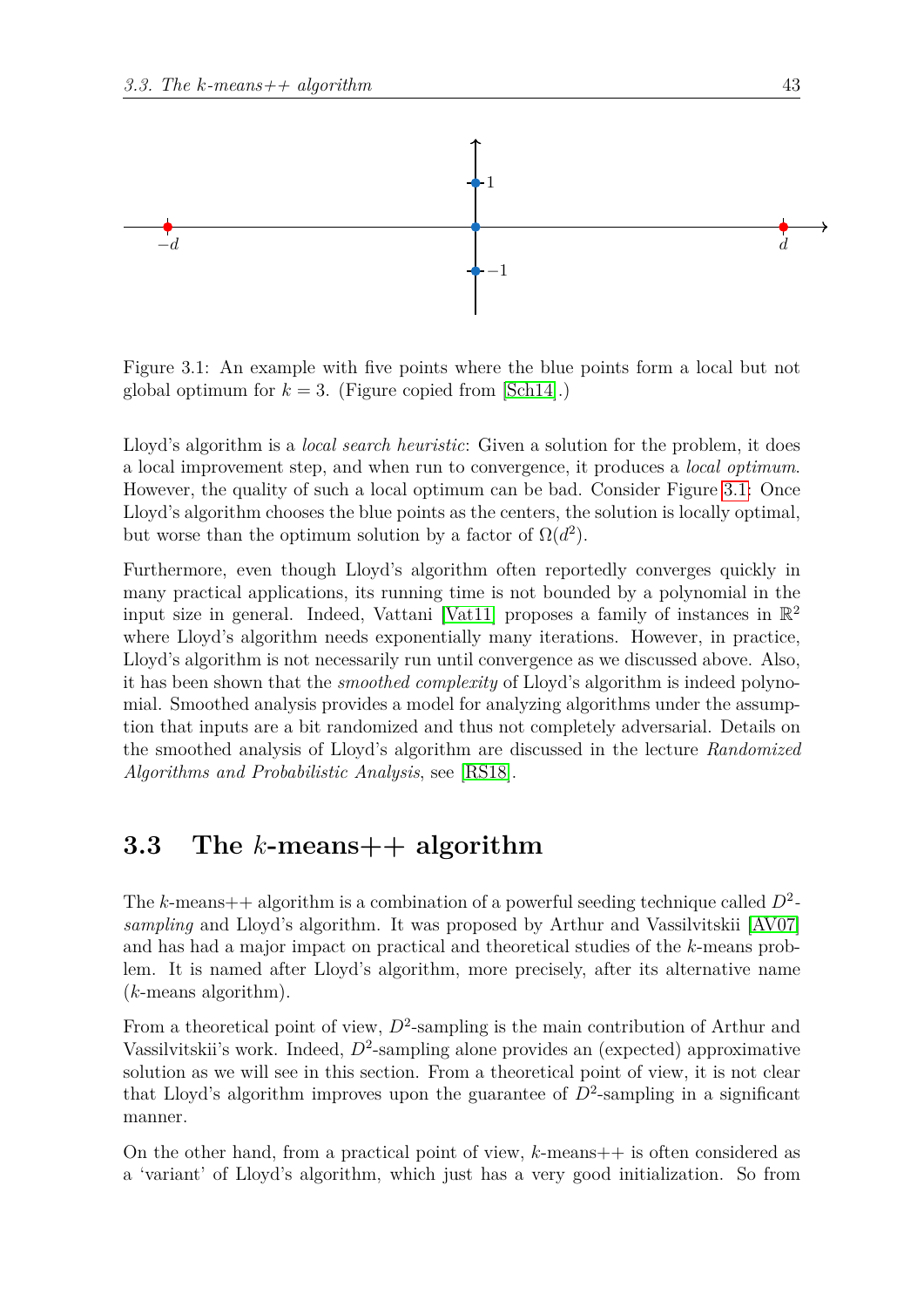Figure 3.1: An example with five points where the blue points form a local but not global optimum for $k = 3$. (Figure copied from [Sch14].)

Lloyd's algorithm is a *local search heuristic*: Given a solution for the problem, it does a local improvement step, and when run to convergence, it produces a *local optimum*. However, the quality of such a local optimum can be bad. Consider Figure 3.1: Once Lloyd's algorithm chooses the blue points as the centers, the solution is locally optimal, but worse than the optimum solution by a factor of $\Omega(d^2)$.

Furthermore, even though Lloyd's algorithm often reportedly converges quickly in many practical applications, its running time is not bounded by a polynomial in the input size in general. Indeed, Vattani [Vat11] proposes a family of instances in $\mathbb{R}^2$ where Lloyd's algorithm needs exponentially many iterations. However, in practice, Lloyd's algorithm is not necessarily run until convergence as we discussed above. Also, it has been shown that the *smoothed complexity* of Lloyd's algorithm is indeed polynomial. Smoothed analysis provides a model for analyzing algorithms under the assumption that inputs are a bit randomized and thus not completely adversarial. Details on the smoothed analysis of Lloyd's algorithm are discussed in the lecture *Randomized Algorithms and Probabilistic Analysis*, see [RS18].

## 3.3 The $k$-means++ algorithm

The $k$-means++ algorithm is a combination of a powerful seeding technique called *$D^2$-sampling* and Lloyd's algorithm. It was proposed by Arthur and Vassilvitskii [AV07] and has had a major impact on practical and theoretical studies of the $k$-means problem. It is named after Lloyd's algorithm, more precisely, after its alternative name ($k$-means algorithm).

From a theoretical point of view, $D^2$-sampling is the main contribution of Arthur and Vassilvitskii's work. Indeed, $D^2$-sampling alone provides an (expected) approximative solution as we will see in this section. From a theoretical point of view, it is not clear that Lloyd's algorithm improves upon the guarantee of $D^2$-sampling in a significant manner.

On the other hand, from a practical point of view, $k$-means++ is often considered as a 'variant' of Lloyd's algorithm, which just has a very good initialization. So from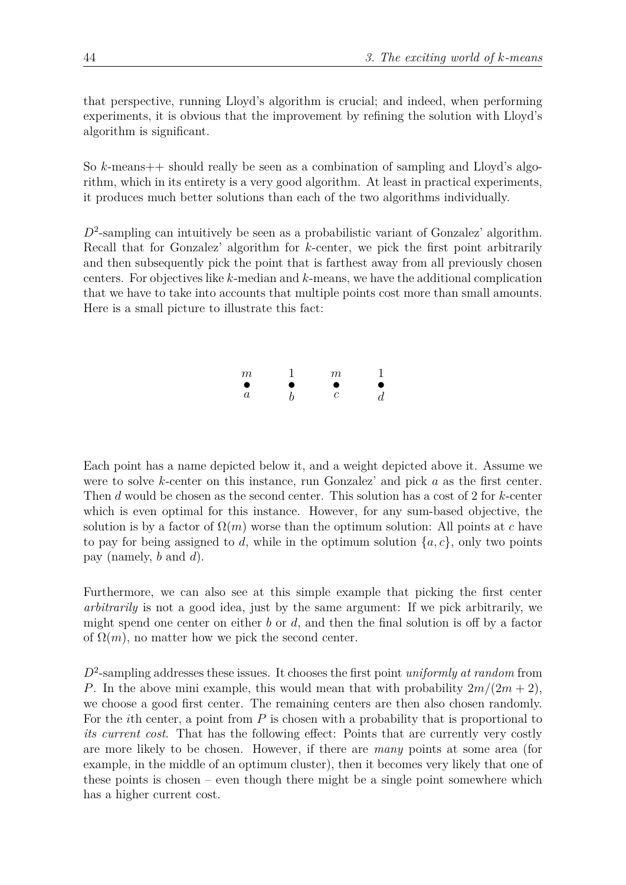that perspective, running Lloyd's algorithm is crucial; and indeed, when performing experiments, it is obvious that the improvement by refining the solution with Lloyd's algorithm is significant.

So $k$-means++ should really be seen as a combination of sampling and Lloyd's algorithm, which in its entirety is a very good algorithm. At least in practical experiments, it produces much better solutions than each of the two algorithms individually.

$D^2$-sampling can intuitively be seen as a probabilistic variant of Gonzalez' algorithm. Recall that for Gonzalez' algorithm for $k$-center, we pick the first point arbitrarily and then subsequently pick the point that is farthest away from all previously chosen centers. For objectives like $k$-median and $k$-means, we have the additional complication that we have to take into accounts that multiple points cost more than small amounts. Here is a small picture to illustrate this fact:

| $m$ | $1$ | $m$ | $1$ |
|---|---|---|---|
| ● | ● | ● | ● |
| $a$ | $b$ | $c$ | $d$ |

Each point has a name depicted below it, and a weight depicted above it. Assume we were to solve $k$-center on this instance, run Gonzalez' and pick $a$ as the first center. Then $d$ would be chosen as the second center. This solution has a cost of 2 for $k$-center which is even optimal for this instance. However, for any sum-based objective, the solution is by a factor of $\Omega(m)$ worse than the optimum solution: All points at $c$ have to pay for being assigned to $d$, while in the optimum solution $\{a, c\}$, only two points pay (namely, $b$ and $d$).

Furthermore, we can also see at this simple example that picking the first center *arbitrarily* is not a good idea, just by the same argument: If we pick arbitrarily, we might spend one center on either $b$ or $d$, and then the final solution is off by a factor of $\Omega(m)$, no matter how we pick the second center.

$D^2$-sampling addresses these issues. It chooses the first point *uniformly at random* from $P$. In the above mini example, this would mean that with probability $2m/(2m+2)$, we choose a good first center. The remaining centers are then also chosen randomly. For the $i$th center, a point from $P$ is chosen with a probability that is proportional to *its current cost*. That has the following effect: Points that are currently very costly are more likely to be chosen. However, if there are *many* points at some area (for example, in the middle of an optimum cluster), then it becomes very likely that one of these points is chosen – even though there might be a single point somewhere which has a higher current cost.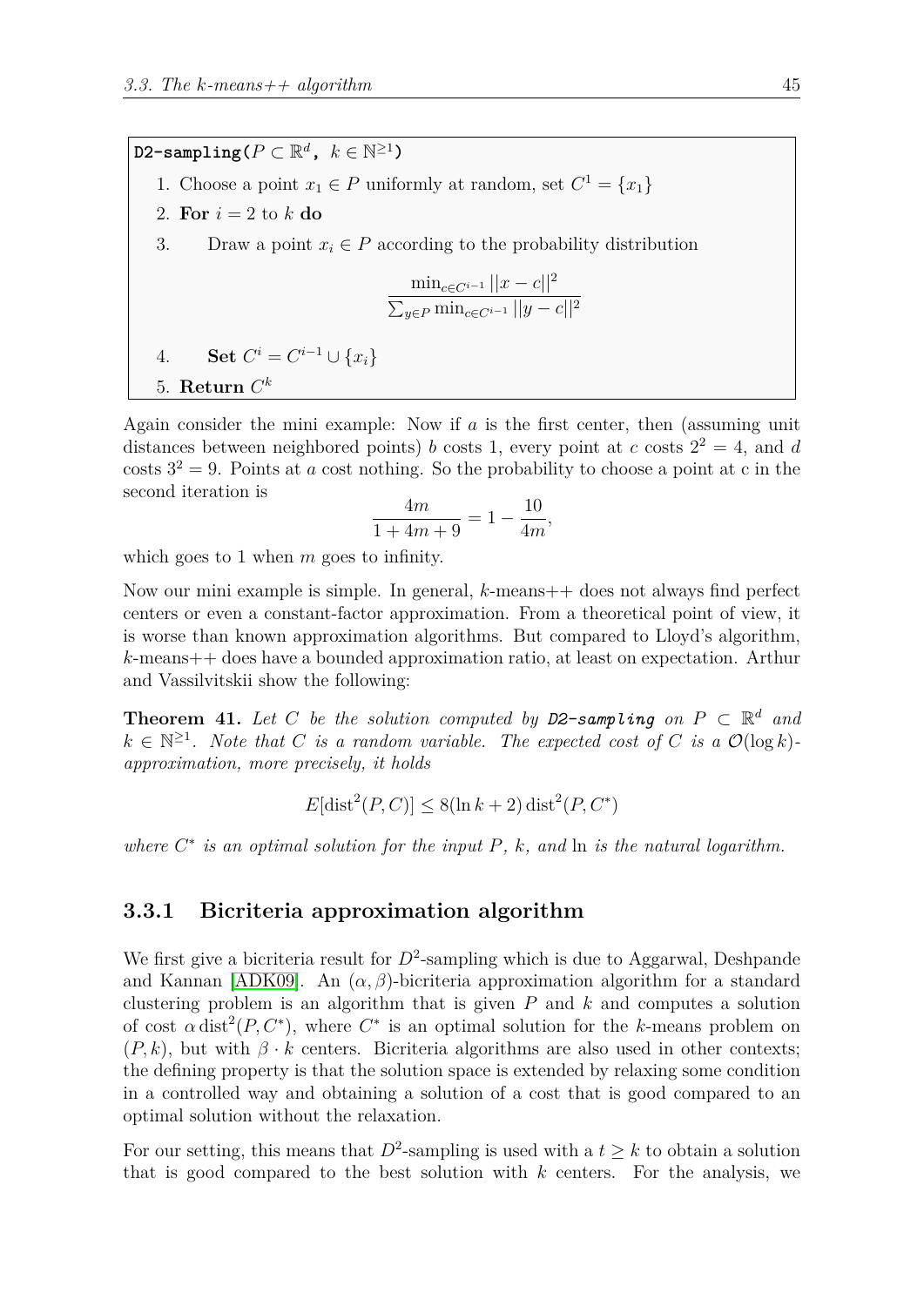```
D2-sampling(P ⊂ ℝ^d, k ∈ ℕ^≥1)
  1. Choose a point x_1 ∈ P uniformly at random, set C^1 = {x_1}
  2. For i = 2 to k do
  3.     Draw a point x_i ∈ P according to the probability distribution
             min_{c∈C^{i-1}} ||x − c||^2 / Σ_{y∈P} min_{c∈C^{i-1}} ||y − c||^2
  4.     Set C^i = C^{i-1} ∪ {x_i}
  5. Return C^k
```

Again consider the mini example: Now if $a$ is the first center, then (assuming unit distances between neighbored points) $b$ costs 1, every point at $c$ costs $2^2 = 4$, and $d$ costs $3^2 = 9$. Points at $a$ cost nothing. So the probability to choose a point at c in the second iteration is

$$\frac{4m}{1 + 4m + 9} = 1 - \frac{10}{4m},$$

which goes to 1 when $m$ goes to infinity.

Now our mini example is simple. In general, $k$-means++ does not always find perfect centers or even a constant-factor approximation. From a theoretical point of view, it is worse than known approximation algorithms. But compared to Lloyd's algorithm, $k$-means++ does have a bounded approximation ratio, at least on expectation. Arthur and Vassilvitskii show the following:

**Theorem 41.** *Let $C$ be the solution computed by* `D2-sampling` *on $P \subset \mathbb{R}^d$ and $k \in \mathbb{N}^{\geq 1}$. Note that $C$ is a random variable. The expected cost of $C$ is a $\mathcal{O}(\log k)$-approximation, more precisely, it holds*

$$E[\operatorname{dist}^2(P, C)] \leq 8(\ln k + 2) \operatorname{dist}^2(P, C^*)$$

*where $C^*$ is an optimal solution for the input $P$, $k$, and* ln *is the natural logarithm.*

### 3.3.1 Bicriteria approximation algorithm

We first give a bicriteria result for $D^2$-sampling which is due to Aggarwal, Deshpande and Kannan [ADK09]. An $(\alpha, \beta)$-bicriteria approximation algorithm for a standard clustering problem is an algorithm that is given $P$ and $k$ and computes a solution of cost $\alpha \operatorname{dist}^2(P, C^*)$, where $C^*$ is an optimal solution for the $k$-means problem on $(P, k)$, but with $\beta \cdot k$ centers. Bicriteria algorithms are also used in other contexts; the defining property is that the solution space is extended by relaxing some condition in a controlled way and obtaining a solution of a cost that is good compared to an optimal solution without the relaxation.

For our setting, this means that $D^2$-sampling is used with a $t \geq k$ to obtain a solution that is good compared to the best solution with $k$ centers. For the analysis, we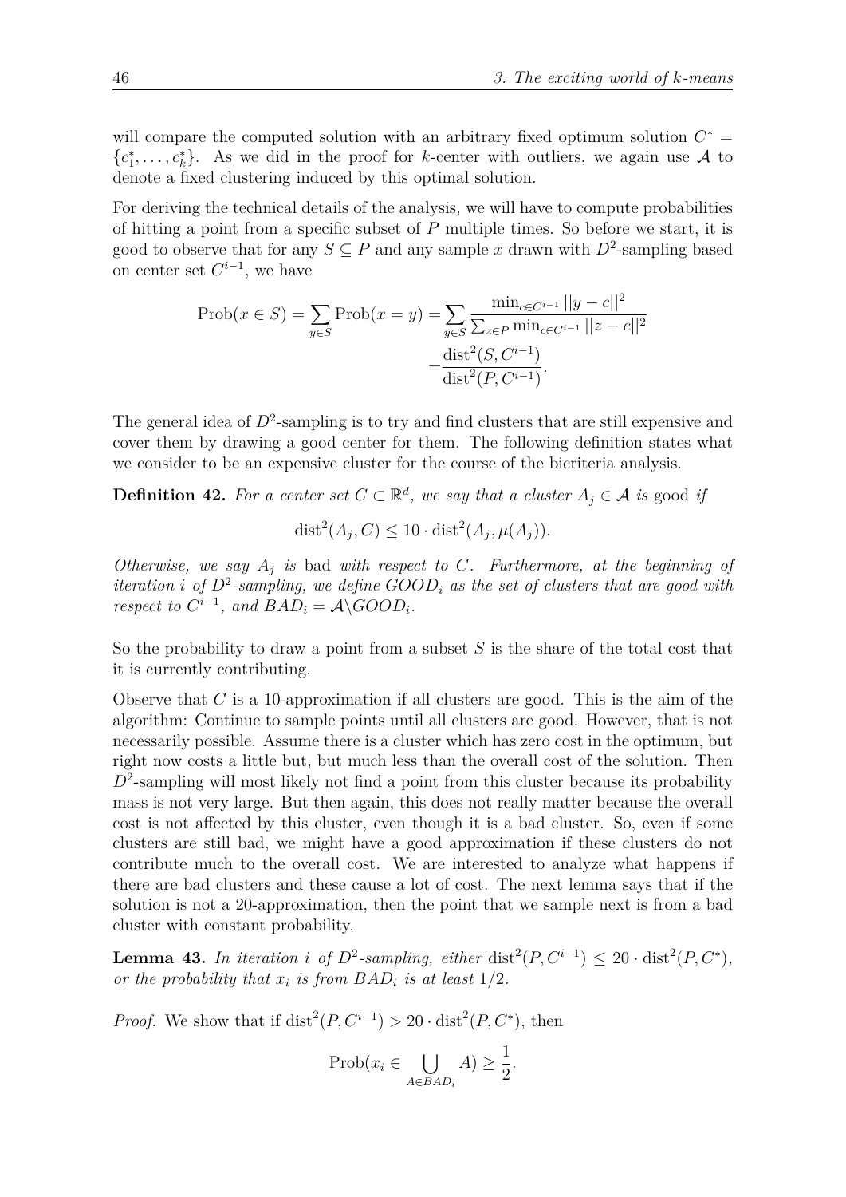will compare the computed solution with an arbitrary fixed optimum solution $C^* = \{c_1^*, \ldots, c_k^*\}$. As we did in the proof for $k$-center with outliers, we again use $\mathcal{A}$ to denote a fixed clustering induced by this optimal solution.

For deriving the technical details of the analysis, we will have to compute probabilities of hitting a point from a specific subset of $P$ multiple times. So before we start, it is good to observe that for any $S \subseteq P$ and any sample $x$ drawn with $D^2$-sampling based on center set $C^{i-1}$, we have

$$\begin{aligned}
\text{Prob}(x \in S) = \sum_{y \in S} \text{Prob}(x = y) &= \sum_{y \in S} \frac{\min_{c \in C^{i-1}} ||y - c||^2}{\sum_{z \in P} \min_{c \in C^{i-1}} ||z - c||^2} \\
&= \frac{\text{dist}^2(S, C^{i-1})}{\text{dist}^2(P, C^{i-1})}.
\end{aligned}$$

The general idea of $D^2$-sampling is to try and find clusters that are still expensive and cover them by drawing a good center for them. The following definition states what we consider to be an expensive cluster for the course of the bicriteria analysis.

**Definition 42.** *For a center set $C \subset \mathbb{R}^d$, we say that a cluster $A_j \in \mathcal{A}$ is* good *if*

$$\text{dist}^2(A_j, C) \leq 10 \cdot \text{dist}^2(A_j, \mu(A_j)).$$

*Otherwise, we say $A_j$ is* bad *with respect to $C$. Furthermore, at the beginning of iteration $i$ of $D^2$-sampling, we define $GOOD_i$ as the set of clusters that are good with respect to $C^{i-1}$, and $BAD_i = \mathcal{A} \backslash GOOD_i$.*

So the probability to draw a point from a subset $S$ is the share of the total cost that it is currently contributing.

Observe that $C$ is a 10-approximation if all clusters are good. This is the aim of the algorithm: Continue to sample points until all clusters are good. However, that is not necessarily possible. Assume there is a cluster which has zero cost in the optimum, but right now costs a little but, but much less than the overall cost of the solution. Then $D^2$-sampling will most likely not find a point from this cluster because its probability mass is not very large. But then again, this does not really matter because the overall cost is not affected by this cluster, even though it is a bad cluster. So, even if some clusters are still bad, we might have a good approximation if these clusters do not contribute much to the overall cost. We are interested to analyze what happens if there are bad clusters and these cause a lot of cost. The next lemma says that if the solution is not a 20-approximation, then the point that we sample next is from a bad cluster with constant probability.

**Lemma 43.** *In iteration $i$ of $D^2$-sampling, either $\text{dist}^2(P, C^{i-1}) \leq 20 \cdot \text{dist}^2(P, C^*)$, or the probability that $x_i$ is from $BAD_i$ is at least $1/2$.*

*Proof.* We show that if $\text{dist}^2(P, C^{i-1}) > 20 \cdot \text{dist}^2(P, C^*)$, then

$$\text{Prob}(x_i \in \bigcup_{A \in BAD_i} A) \geq \frac{1}{2}.$$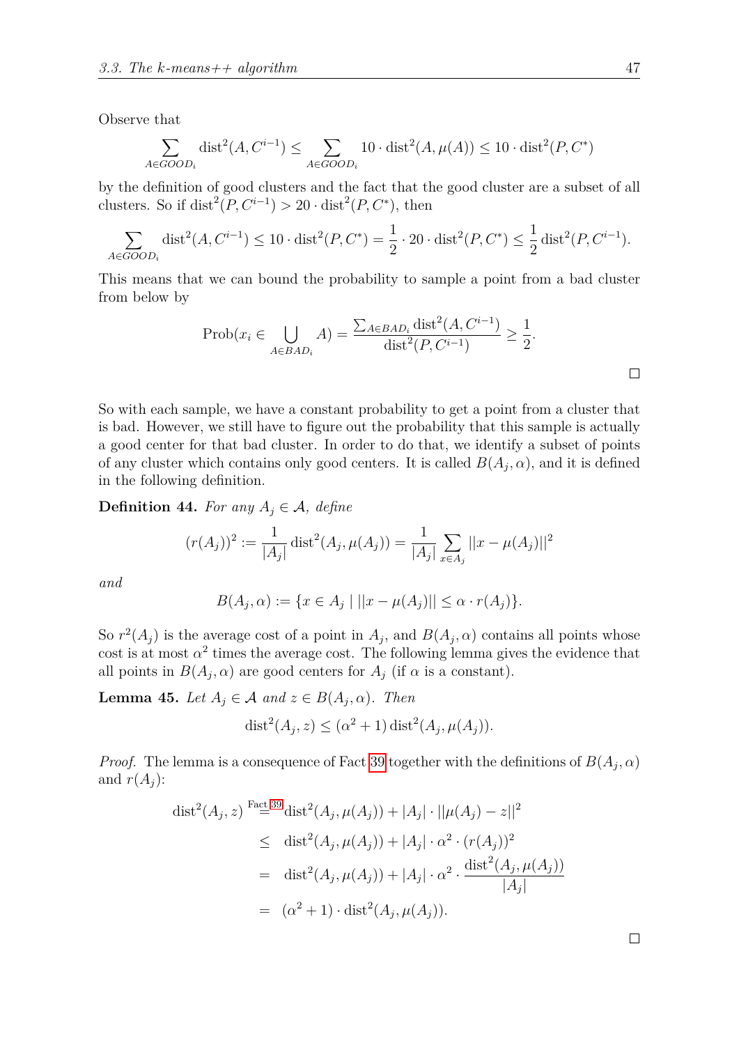Observe that

$$\sum_{A \in GOOD_i} \operatorname{dist}^2(A, C^{i-1}) \leq \sum_{A \in GOOD_i} 10 \cdot \operatorname{dist}^2(A, \mu(A)) \leq 10 \cdot \operatorname{dist}^2(P, C^*)$$

by the definition of good clusters and the fact that the good cluster are a subset of all clusters. So if $\operatorname{dist}^2(P, C^{i-1}) > 20 \cdot \operatorname{dist}^2(P, C^*)$, then

$$\sum_{A \in GOOD_i} \operatorname{dist}^2(A, C^{i-1}) \leq 10 \cdot \operatorname{dist}^2(P, C^*) = \frac{1}{2} \cdot 20 \cdot \operatorname{dist}^2(P, C^*) \leq \frac{1}{2} \operatorname{dist}^2(P, C^{i-1}).$$

This means that we can bound the probability to sample a point from a bad cluster from below by

$$\operatorname{Prob}(x_i \in \bigcup_{A \in BAD_i} A) = \frac{\sum_{A \in BAD_i} \operatorname{dist}^2(A, C^{i-1})}{\operatorname{dist}^2(P, C^{i-1})} \geq \frac{1}{2}.$$

□

So with each sample, we have a constant probability to get a point from a cluster that is bad. However, we still have to figure out the probability that this sample is actually a good center for that bad cluster. In order to do that, we identify a subset of points of any cluster which contains only good centers. It is called $B(A_j, \alpha)$, and it is defined in the following definition.

**Definition 44.** *For any $A_j \in \mathcal{A}$, define*

$$(r(A_j))^2 := \frac{1}{|A_j|} \operatorname{dist}^2(A_j, \mu(A_j)) = \frac{1}{|A_j|} \sum_{x \in A_j} ||x - \mu(A_j)||^2$$

*and*

$$B(A_j, \alpha) := \{x \in A_j \mid ||x - \mu(A_j)|| \leq \alpha \cdot r(A_j)\}.$$

So $r^2(A_j)$ is the average cost of a point in $A_j$, and $B(A_j, \alpha)$ contains all points whose cost is at most $\alpha^2$ times the average cost. The following lemma gives the evidence that all points in $B(A_j, \alpha)$ are good centers for $A_j$ (if $\alpha$ is a constant).

**Lemma 45.** *Let $A_j \in \mathcal{A}$ and $z \in B(A_j, \alpha)$. Then*

$$\operatorname{dist}^2(A_j, z) \leq (\alpha^2 + 1) \operatorname{dist}^2(A_j, \mu(A_j)).$$

*Proof.* The lemma is a consequence of Fact 39 together with the definitions of $B(A_j, \alpha)$ and $r(A_j)$:

$$\begin{aligned}
\operatorname{dist}^2(A_j, z) &\overset{\text{Fact 39}}{=} \operatorname{dist}^2(A_j, \mu(A_j)) + |A_j| \cdot ||\mu(A_j) - z||^2 \\
&\leq \operatorname{dist}^2(A_j, \mu(A_j)) + |A_j| \cdot \alpha^2 \cdot (r(A_j))^2 \\
&= \operatorname{dist}^2(A_j, \mu(A_j)) + |A_j| \cdot \alpha^2 \cdot \frac{\operatorname{dist}^2(A_j, \mu(A_j))}{|A_j|} \\
&= (\alpha^2 + 1) \cdot \operatorname{dist}^2(A_j, \mu(A_j)).
\end{aligned}$$

□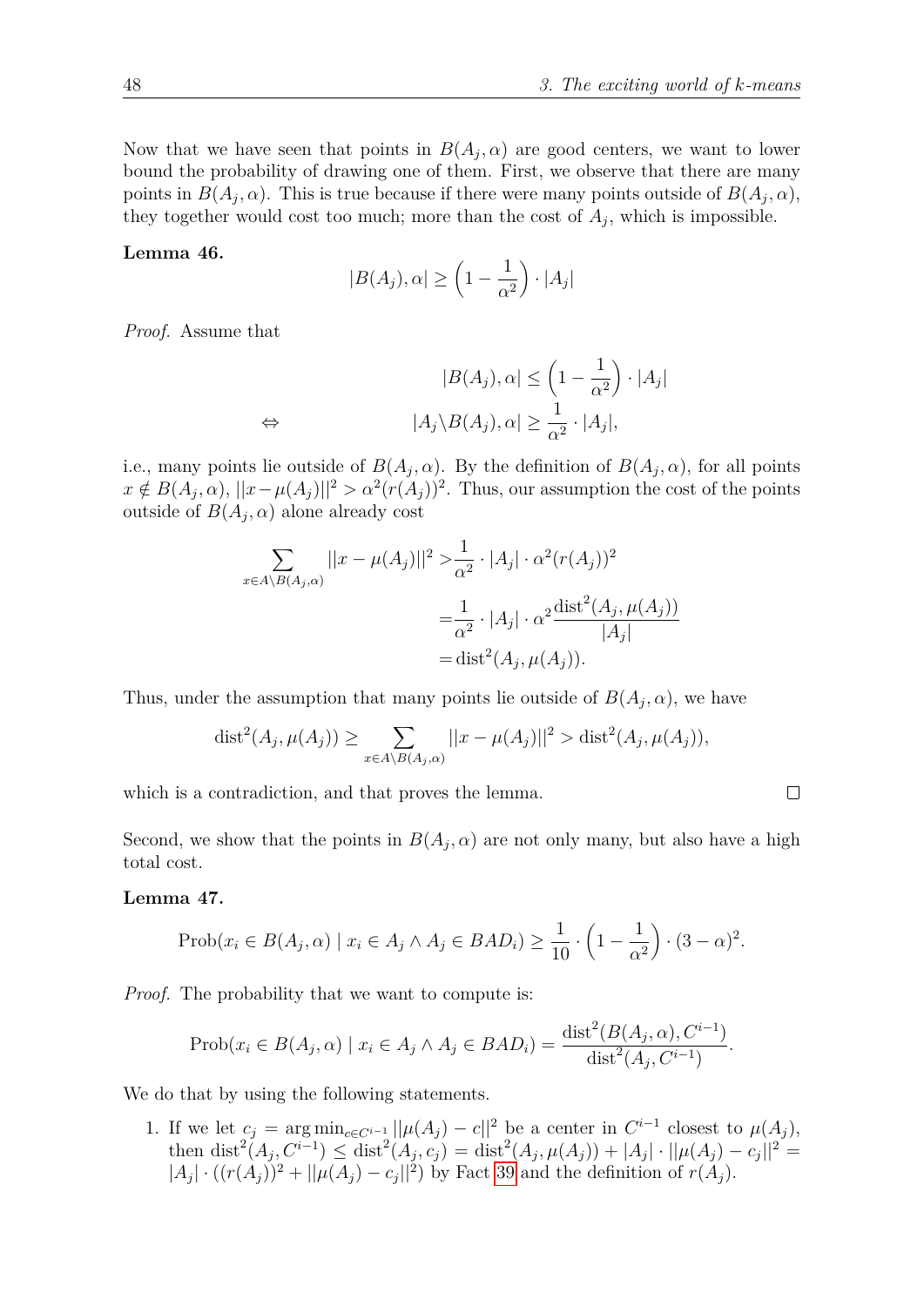Now that we have seen that points in $B(A_j, \alpha)$ are good centers, we want to lower bound the probability of drawing one of them. First, we observe that there are many points in $B(A_j, \alpha)$. This is true because if there were many points outside of $B(A_j, \alpha)$, they together would cost too much; more than the cost of $A_j$, which is impossible.

**Lemma 46.**

$$|B(A_j), \alpha| \geq \left(1 - \frac{1}{\alpha^2}\right) \cdot |A_j|$$

*Proof.* Assume that

$$\begin{aligned} & |B(A_j), \alpha| \leq \left(1 - \frac{1}{\alpha^2}\right) \cdot |A_j| \\ \Leftrightarrow \quad & |A_j \backslash B(A_j), \alpha| \geq \frac{1}{\alpha^2} \cdot |A_j|, \end{aligned}$$

i.e., many points lie outside of $B(A_j, \alpha)$. By the definition of $B(A_j, \alpha)$, for all points $x \notin B(A_j, \alpha)$, $||x - \mu(A_j)||^2 > \alpha^2 (r(A_j))^2$. Thus, our assumption the cost of the points outside of $B(A_j, \alpha)$ alone already cost

$$\begin{aligned} \sum_{x \in A \backslash B(A_j, \alpha)} ||x - \mu(A_j)||^2 > & \frac{1}{\alpha^2} \cdot |A_j| \cdot \alpha^2 (r(A_j))^2 \\ = & \frac{1}{\alpha^2} \cdot |A_j| \cdot \alpha^2 \frac{\text{dist}^2(A_j, \mu(A_j))}{|A_j|} \\ = & \text{dist}^2(A_j, \mu(A_j)). \end{aligned}$$

Thus, under the assumption that many points lie outside of $B(A_j, \alpha)$, we have

$$\text{dist}^2(A_j, \mu(A_j)) \geq \sum_{x \in A \backslash B(A_j, \alpha)} ||x - \mu(A_j)||^2 > \text{dist}^2(A_j, \mu(A_j)),$$

which is a contradiction, and that proves the lemma. $\square$

Second, we show that the points in $B(A_j, \alpha)$ are not only many, but also have a high total cost.

**Lemma 47.**

$$\text{Prob}(x_i \in B(A_j, \alpha) \mid x_i \in A_j \wedge A_j \in BAD_i) \geq \frac{1}{10} \cdot \left(1 - \frac{1}{\alpha^2}\right) \cdot (3 - \alpha)^2.$$

*Proof.* The probability that we want to compute is:

$$\text{Prob}(x_i \in B(A_j, \alpha) \mid x_i \in A_j \wedge A_j \in BAD_i) = \frac{\text{dist}^2(B(A_j, \alpha), C^{i-1})}{\text{dist}^2(A_j, C^{i-1})}.$$

We do that by using the following statements.

1. If we let $c_j = \arg\min_{c \in C^{i-1}} ||\mu(A_j) - c||^2$ be a center in $C^{i-1}$ closest to $\mu(A_j)$, then $\text{dist}^2(A_j, C^{i-1}) \leq \text{dist}^2(A_j, c_j) = \text{dist}^2(A_j, \mu(A_j)) + |A_j| \cdot ||\mu(A_j) - c_j||^2 = |A_j| \cdot ((r(A_j))^2 + ||\mu(A_j) - c_j||^2)$ by Fact 39 and the definition of $r(A_j)$.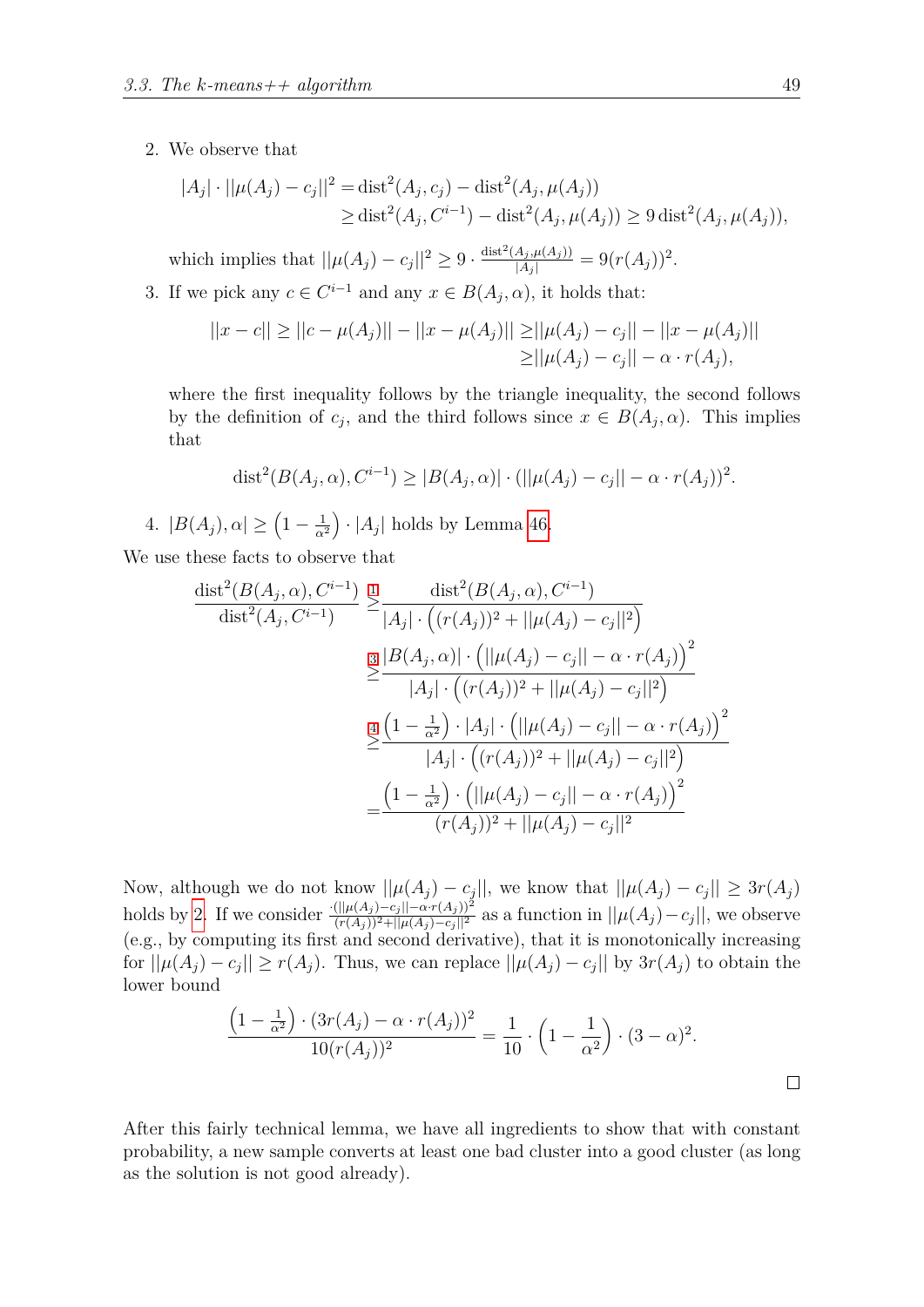2. We observe that

$$\begin{aligned}|A_j| \cdot ||\mu(A_j) - c_j||^2 =& \operatorname{dist}^2(A_j, c_j) - \operatorname{dist}^2(A_j, \mu(A_j)) \\ \geq& \operatorname{dist}^2(A_j, C^{i-1}) - \operatorname{dist}^2(A_j, \mu(A_j)) \geq 9 \operatorname{dist}^2(A_j, \mu(A_j)),\end{aligned}$$

   which implies that $||\mu(A_j) - c_j||^2 \geq 9 \cdot \frac{\operatorname{dist}^2(A_j, \mu(A_j))}{|A_j|} = 9(r(A_j))^2$.

3. If we pick any $c \in C^{i-1}$ and any $x \in B(A_j, \alpha)$, it holds that:

$$\begin{aligned}||x - c|| \geq ||c - \mu(A_j)|| - ||x - \mu(A_j)|| \geq& ||\mu(A_j) - c_j|| - ||x - \mu(A_j)|| \\ \geq& ||\mu(A_j) - c_j|| - \alpha \cdot r(A_j),\end{aligned}$$

   where the first inequality follows by the triangle inequality, the second follows by the definition of $c_j$, and the third follows since $x \in B(A_j, \alpha)$. This implies that

$$\operatorname{dist}^2(B(A_j, \alpha), C^{i-1}) \geq |B(A_j, \alpha)| \cdot (||\mu(A_j) - c_j|| - \alpha \cdot r(A_j))^2.$$

4. $|B(A_j), \alpha| \geq \left(1 - \frac{1}{\alpha^2}\right) \cdot |A_j|$ holds by Lemma 46.

We use these facts to observe that

$$\begin{aligned}\frac{\operatorname{dist}^2(B(A_j, \alpha), C^{i-1})}{\operatorname{dist}^2(A_j, C^{i-1})} \overset{1}{\geq}& \frac{\operatorname{dist}^2(B(A_j, \alpha), C^{i-1})}{|A_j| \cdot \left((r(A_j))^2 + ||\mu(A_j) - c_j||^2\right)} \\ \overset{3}{\geq}& \frac{|B(A_j, \alpha)| \cdot \left(||\mu(A_j) - c_j|| - \alpha \cdot r(A_j)\right)^2}{|A_j| \cdot \left((r(A_j))^2 + ||\mu(A_j) - c_j||^2\right)} \\ \overset{4}{\geq}& \frac{\left(1 - \frac{1}{\alpha^2}\right) \cdot |A_j| \cdot \left(||\mu(A_j) - c_j|| - \alpha \cdot r(A_j)\right)^2}{|A_j| \cdot \left((r(A_j))^2 + ||\mu(A_j) - c_j||^2\right)} \\ =& \frac{\left(1 - \frac{1}{\alpha^2}\right) \cdot \left(||\mu(A_j) - c_j|| - \alpha \cdot r(A_j)\right)^2}{(r(A_j))^2 + ||\mu(A_j) - c_j||^2}\end{aligned}$$

Now, although we do not know $||\mu(A_j) - c_j||$, we know that $||\mu(A_j) - c_j|| \geq 3r(A_j)$ holds by 2. If we consider $\frac{\cdot(||\mu(A_j) - c_j|| - \alpha \cdot r(A_j))^2}{(r(A_j))^2 + ||\mu(A_j) - c_j||^2}$ as a function in $||\mu(A_j) - c_j||$, we observe (e.g., by computing its first and second derivative), that it is monotonically increasing for $||\mu(A_j) - c_j|| \geq r(A_j)$. Thus, we can replace $||\mu(A_j) - c_j||$ by $3r(A_j)$ to obtain the lower bound

$$\frac{\left(1 - \frac{1}{\alpha^2}\right) \cdot (3r(A_j) - \alpha \cdot r(A_j))^2}{10(r(A_j))^2} = \frac{1}{10} \cdot \left(1 - \frac{1}{\alpha^2}\right) \cdot (3 - \alpha)^2.$$

□

After this fairly technical lemma, we have all ingredients to show that with constant probability, a new sample converts at least one bad cluster into a good cluster (as long as the solution is not good already).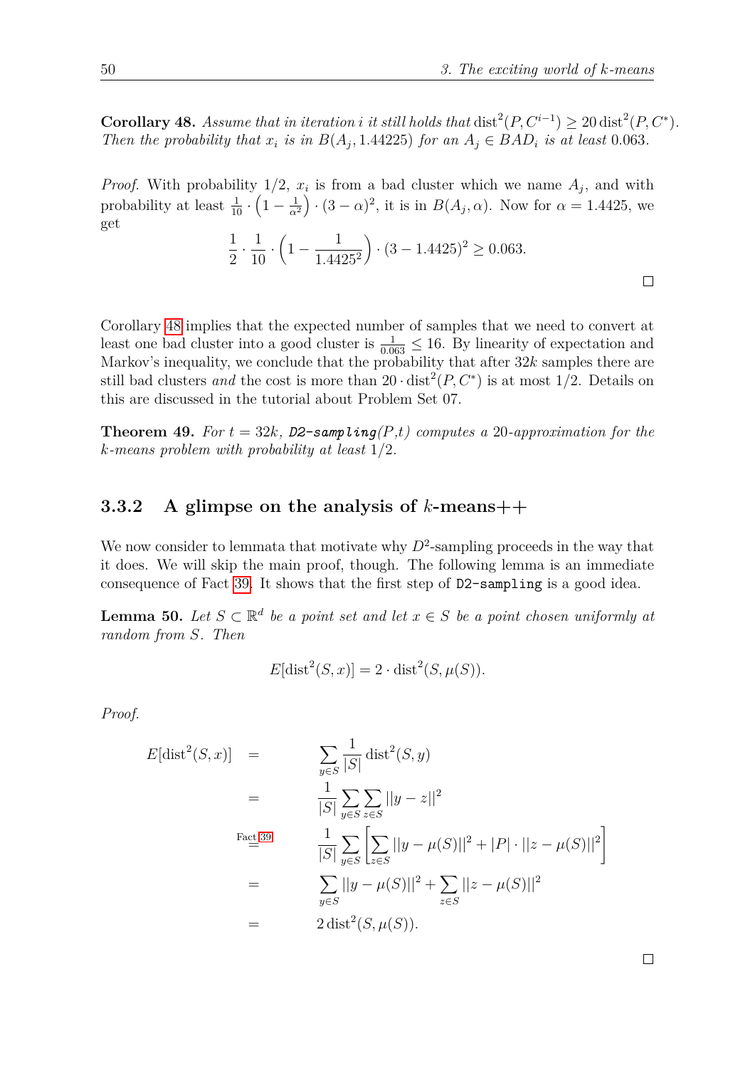**Corollary 48.** *Assume that in iteration $i$ it still holds that $\mathrm{dist}^2(P, C^{i-1}) \geq 20\,\mathrm{dist}^2(P, C^*)$. Then the probability that $x_i$ is in $B(A_j, 1.44225)$ for an $A_j \in BAD_i$ is at least $0.063$.*

*Proof.* With probability $1/2$, $x_i$ is from a bad cluster which we name $A_j$, and with probability at least $\frac{1}{10} \cdot \left(1 - \frac{1}{\alpha^2}\right) \cdot (3-\alpha)^2$, it is in $B(A_j, \alpha)$. Now for $\alpha = 1.4425$, we get

$$\frac{1}{2} \cdot \frac{1}{10} \cdot \left(1 - \frac{1}{1.4425^2}\right) \cdot (3 - 1.4425)^2 \geq 0.063.$$

□

Corollary 48 implies that the expected number of samples that we need to convert at least one bad cluster into a good cluster is $\frac{1}{0.063} \leq 16$. By linearity of expectation and Markov's inequality, we conclude that the probability that after $32k$ samples there are still bad clusters *and* the cost is more than $20 \cdot \mathrm{dist}^2(P, C^*)$ is at most $1/2$. Details on this are discussed in the tutorial about Problem Set 07.

**Theorem 49.** *For $t = 32k$, `D2-sampling(P,t)` computes a 20-approximation for the k-means problem with probability at least $1/2$.*

### 3.3.2 A glimpse on the analysis of $k$-means++

We now consider to lemmata that motivate why $D^2$-sampling proceeds in the way that it does. We will skip the main proof, though. The following lemma is an immediate consequence of Fact 39. It shows that the first step of `D2-sampling` is a good idea.

**Lemma 50.** *Let $S \subset \mathbb{R}^d$ be a point set and let $x \in S$ be a point chosen uniformly at random from $S$. Then*

$$E[\mathrm{dist}^2(S, x)] = 2 \cdot \mathrm{dist}^2(S, \mu(S)).$$

*Proof.*

$$\begin{aligned}
E[\mathrm{dist}^2(S,x)] &= \sum_{y \in S} \frac{1}{|S|} \mathrm{dist}^2(S, y) \\
&= \frac{1}{|S|} \sum_{y \in S} \sum_{z \in S} ||y - z||^2 \\
&\overset{\text{Fact 39}}{=} \frac{1}{|S|} \sum_{y \in S} \left[ \sum_{z \in S} ||y - \mu(S)||^2 + |P| \cdot ||z - \mu(S)||^2 \right] \\
&= \sum_{y \in S} ||y - \mu(S)||^2 + \sum_{z \in S} ||z - \mu(S)||^2 \\
&= 2\,\mathrm{dist}^2(S, \mu(S)).
\end{aligned}$$

□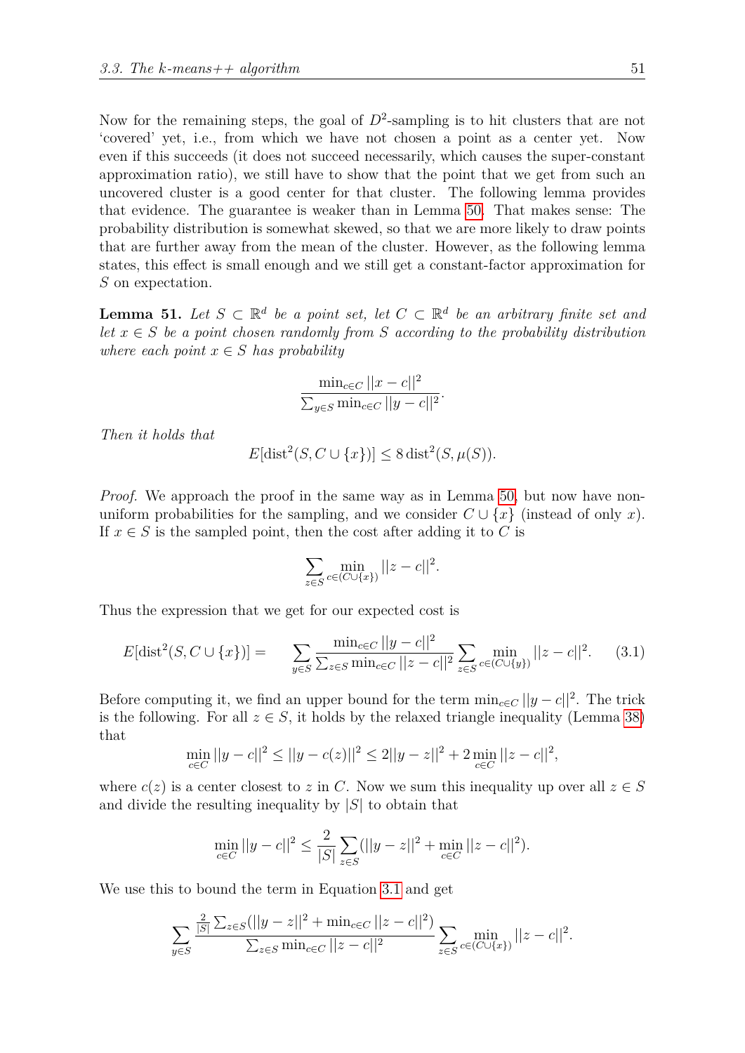Now for the remaining steps, the goal of $D^2$-sampling is to hit clusters that are not 'covered' yet, i.e., from which we have not chosen a point as a center yet. Now even if this succeeds (it does not succeed necessarily, which causes the super-constant approximation ratio), we still have to show that the point that we get from such an uncovered cluster is a good center for that cluster. The following lemma provides that evidence. The guarantee is weaker than in Lemma 50. That makes sense: The probability distribution is somewhat skewed, so that we are more likely to draw points that are further away from the mean of the cluster. However, as the following lemma states, this effect is small enough and we still get a constant-factor approximation for $S$ on expectation.

**Lemma 51.** *Let $S \subset \mathbb{R}^d$ be a point set, let $C \subset \mathbb{R}^d$ be an arbitrary finite set and let $x \in S$ be a point chosen randomly from $S$ according to the probability distribution where each point $x \in S$ has probability*

$$\frac{\min_{c \in C} ||x - c||^2}{\sum_{y \in S} \min_{c \in C} ||y - c||^2}.$$

*Then it holds that*

$$E[\operatorname{dist}^2(S, C \cup \{x\})] \leq 8 \operatorname{dist}^2(S, \mu(S)).$$

*Proof.* We approach the proof in the same way as in Lemma 50, but now have non-uniform probabilities for the sampling, and we consider $C \cup \{x\}$ (instead of only $x$). If $x \in S$ is the sampled point, then the cost after adding it to $C$ is

$$\sum_{z \in S} \min_{c \in (C \cup \{x\})} ||z - c||^2.$$

Thus the expression that we get for our expected cost is

$$E[\operatorname{dist}^2(S, C \cup \{x\})] = \quad \sum_{y \in S} \frac{\min_{c \in C} ||y - c||^2}{\sum_{z \in S} \min_{c \in C} ||z - c||^2} \sum_{z \in S} \min_{c \in (C \cup \{y\})} ||z - c||^2. \tag{3.1}$$

Before computing it, we find an upper bound for the term $\min_{c \in C} ||y - c||^2$. The trick is the following. For all $z \in S$, it holds by the relaxed triangle inequality (Lemma 38) that

$$\min_{c \in C} ||y - c||^2 \leq ||y - c(z)||^2 \leq 2||y - z||^2 + 2 \min_{c \in C} ||z - c||^2,$$

where $c(z)$ is a center closest to $z$ in $C$. Now we sum this inequality up over all $z \in S$ and divide the resulting inequality by $|S|$ to obtain that

$$\min_{c \in C} ||y - c||^2 \leq \frac{2}{|S|} \sum_{z \in S} (||y - z||^2 + \min_{c \in C} ||z - c||^2).$$

We use this to bound the term in Equation 3.1 and get

$$\sum_{y \in S} \frac{\frac{2}{|S|} \sum_{z \in S} (||y - z||^2 + \min_{c \in C} ||z - c||^2)}{\sum_{z \in S} \min_{c \in C} ||z - c||^2} \sum_{z \in S} \min_{c \in (C \cup \{x\})} ||z - c||^2.$$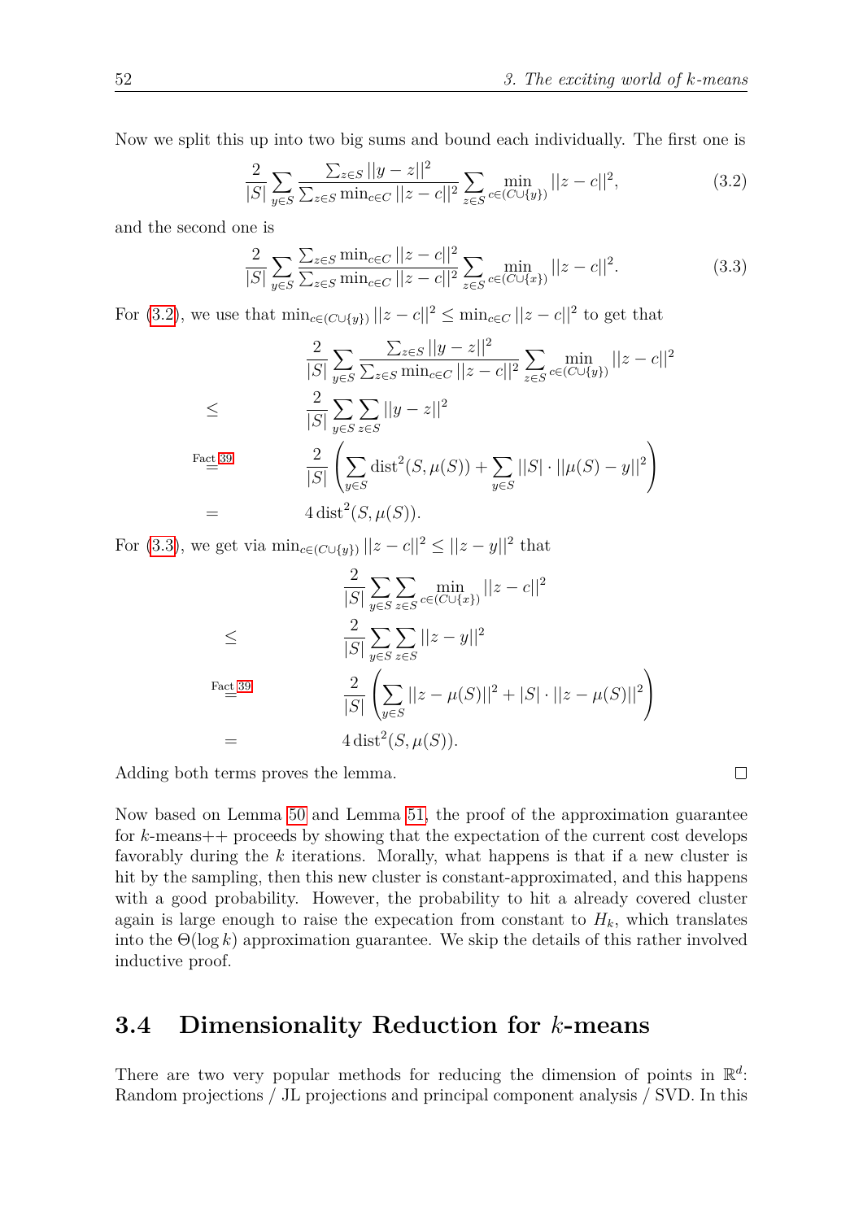Now we split this up into two big sums and bound each individually. The first one is

$$\frac{2}{|S|}\sum_{y\in S}\frac{\sum_{z\in S}||y-z||^2}{\sum_{z\in S}\min_{c\in C}||z-c||^2}\sum_{z\in S}\min_{c\in(C\cup\{y\})}||z-c||^2, \tag{3.2}$$

and the second one is

$$\frac{2}{|S|}\sum_{y\in S}\frac{\sum_{z\in S}\min_{c\in C}||z-c||^2}{\sum_{z\in S}\min_{c\in C}||z-c||^2}\sum_{z\in S}\min_{c\in(C\cup\{x\})}||z-c||^2. \tag{3.3}$$

For (3.2), we use that $\min_{c\in(C\cup\{y\})}||z-c||^2 \leq \min_{c\in C}||z-c||^2$ to get that

$$\begin{aligned}
& \frac{2}{|S|}\sum_{y\in S}\frac{\sum_{z\in S}||y-z||^2}{\sum_{z\in S}\min_{c\in C}||z-c||^2}\sum_{z\in S}\min_{c\in(C\cup\{y\})}||z-c||^2 \\
\leq\ & \frac{2}{|S|}\sum_{y\in S}\sum_{z\in S}||y-z||^2 \\
\overset{\text{Fact 39}}{=}\ & \frac{2}{|S|}\left(\sum_{y\in S}\text{dist}^2(S,\mu(S)) + \sum_{y\in S}||S|\cdot||\mu(S)-y||^2\right) \\
=\ & 4\,\text{dist}^2(S,\mu(S)).
\end{aligned}$$

For (3.3), we get via $\min_{c\in(C\cup\{y\})}||z-c||^2 \leq ||z-y||^2$ that

$$\begin{aligned}
& \frac{2}{|S|}\sum_{y\in S}\sum_{z\in S}\min_{c\in(C\cup\{x\})}||z-c||^2 \\
\leq\ & \frac{2}{|S|}\sum_{y\in S}\sum_{z\in S}||z-y||^2 \\
\overset{\text{Fact 39}}{=}\ & \frac{2}{|S|}\left(\sum_{y\in S}||z-\mu(S)||^2 + |S|\cdot||z-\mu(S)||^2\right) \\
=\ & 4\,\text{dist}^2(S,\mu(S)).
\end{aligned}$$

Adding both terms proves the lemma. □

Now based on Lemma 50 and Lemma 51, the proof of the approximation guarantee for $k$-means++ proceeds by showing that the expectation of the current cost develops favorably during the $k$ iterations. Morally, what happens is that if a new cluster is hit by the sampling, then this new cluster is constant-approximated, and this happens with a good probability. However, the probability to hit a already covered cluster again is large enough to raise the expecation from constant to $H_k$, which translates into the $\Theta(\log k)$ approximation guarantee. We skip the details of this rather involved inductive proof.

## 3.4 Dimensionality Reduction for $k$-means

There are two very popular methods for reducing the dimension of points in $\mathbb{R}^d$: Random projections / JL projections and principal component analysis / SVD. In this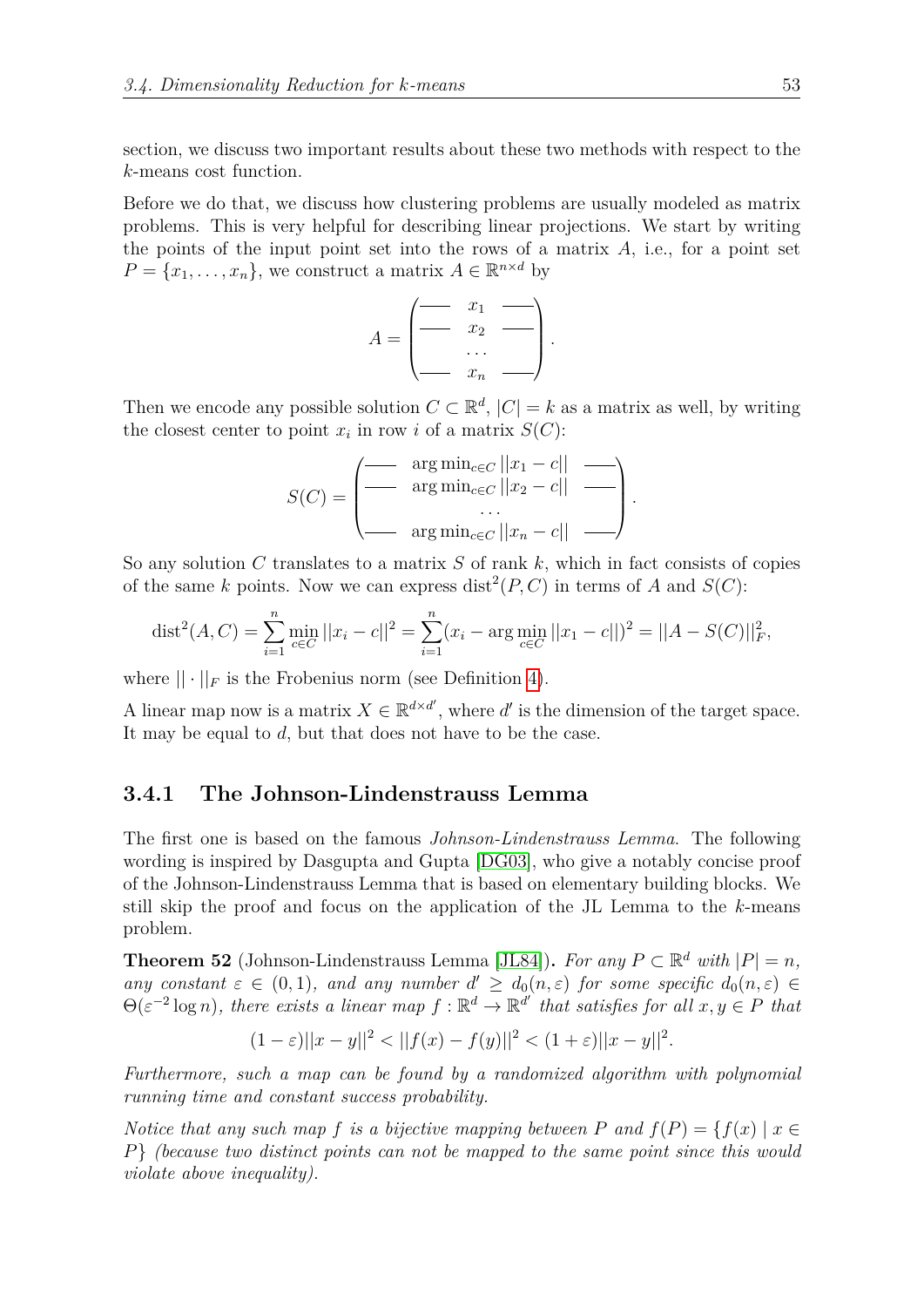section, we discuss two important results about these two methods with respect to the $k$-means cost function.

Before we do that, we discuss how clustering problems are usually modeled as matrix problems. This is very helpful for describing linear projections. We start by writing the points of the input point set into the rows of a matrix $A$, i.e., for a point set $P = \{x_1, \ldots, x_n\}$, we construct a matrix $A \in \mathbb{R}^{n \times d}$ by

$$A = \begin{pmatrix} \text{---} & x_1 & \text{---} \\ \text{---} & x_2 & \text{---} \\ & \ldots & \\ \text{---} & x_n & \text{---} \end{pmatrix}.$$

Then we encode any possible solution $C \subset \mathbb{R}^d$, $|C| = k$ as a matrix as well, by writing the closest center to point $x_i$ in row $i$ of a matrix $S(C)$:

$$S(C) = \begin{pmatrix} \text{---} & \arg\min_{c \in C} ||x_1 - c|| & \text{---} \\ \text{---} & \arg\min_{c \in C} ||x_2 - c|| & \text{---} \\ & \ldots & \\ \text{---} & \arg\min_{c \in C} ||x_n - c|| & \text{---} \end{pmatrix}.$$

So any solution $C$ translates to a matrix $S$ of rank $k$, which in fact consists of copies of the same $k$ points. Now we can express $\operatorname{dist}^2(P, C)$ in terms of $A$ and $S(C)$:

$$\operatorname{dist}^2(A, C) = \sum_{i=1}^{n} \min_{c \in C} ||x_i - c||^2 = \sum_{i=1}^{n} (x_i - \arg\min_{c \in C} ||x_1 - c||)^2 = ||A - S(C)||_F^2,$$

where $|| \cdot ||_F$ is the Frobenius norm (see Definition 4).

A linear map now is a matrix $X \in \mathbb{R}^{d \times d'}$, where $d'$ is the dimension of the target space. It may be equal to $d$, but that does not have to be the case.

### 3.4.1 The Johnson-Lindenstrauss Lemma

The first one is based on the famous *Johnson-Lindenstrauss Lemma*. The following wording is inspired by Dasgupta and Gupta [DG03], who give a notably concise proof of the Johnson-Lindenstrauss Lemma that is based on elementary building blocks. We still skip the proof and focus on the application of the JL Lemma to the $k$-means problem.

**Theorem 52** (Johnson-Lindenstrauss Lemma [JL84])**.** *For any $P \subset \mathbb{R}^d$ with $|P| = n$, any constant $\varepsilon \in (0, 1)$, and any number $d' \geq d_0(n, \varepsilon)$ for some specific $d_0(n, \varepsilon) \in \Theta(\varepsilon^{-2} \log n)$, there exists a linear map $f : \mathbb{R}^d \to \mathbb{R}^{d'}$ that satisfies for all $x, y \in P$ that*

$$(1 - \varepsilon)||x - y||^2 < ||f(x) - f(y)||^2 < (1 + \varepsilon)||x - y||^2.$$

*Furthermore, such a map can be found by a randomized algorithm with polynomial running time and constant success probability.*

*Notice that any such map $f$ is a bijective mapping between $P$ and $f(P) = \{f(x) \mid x \in P\}$ (because two distinct points can not be mapped to the same point since this would violate above inequality).*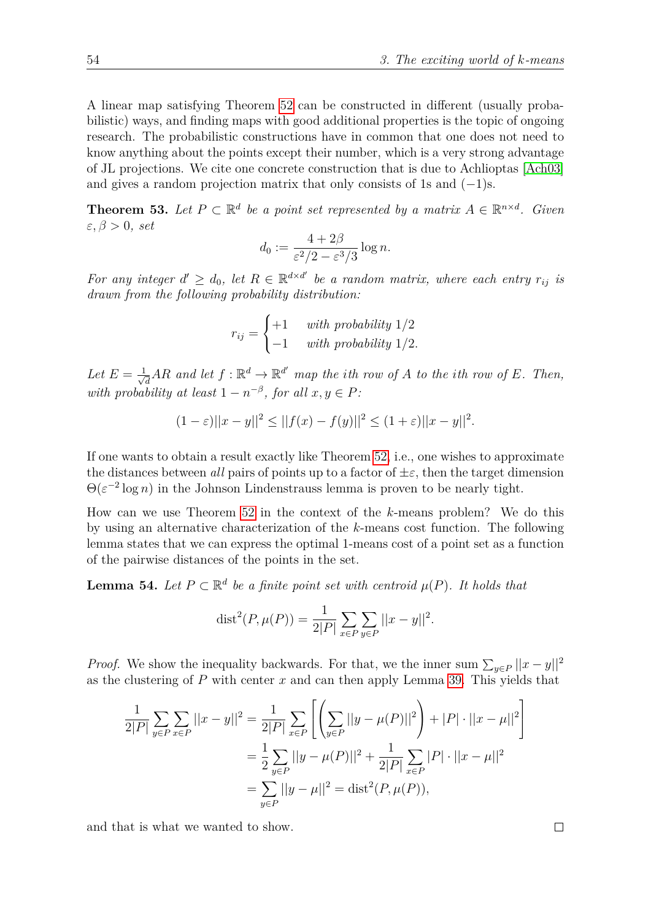A linear map satisfying Theorem 52 can be constructed in different (usually probabilistic) ways, and finding maps with good additional properties is the topic of ongoing research. The probabilistic constructions have in common that one does not need to know anything about the points except their number, which is a very strong advantage of JL projections. We cite one concrete construction that is due to Achlioptas [Ach03] and gives a random projection matrix that only consists of 1s and $(-1)$s.

**Theorem 53.** *Let $P \subset \mathbb{R}^d$ be a point set represented by a matrix $A \in \mathbb{R}^{n \times d}$. Given $\varepsilon, \beta > 0$, set*

$$d_0 := \frac{4 + 2\beta}{\varepsilon^2/2 - \varepsilon^3/3} \log n.$$

*For any integer $d' \geq d_0$, let $R \in \mathbb{R}^{d \times d'}$ be a random matrix, where each entry $r_{ij}$ is drawn from the following probability distribution:*

$$r_{ij} = \begin{cases} +1 & \text{with probability } 1/2 \\ -1 & \text{with probability } 1/2. \end{cases}$$

*Let $E = \frac{1}{\sqrt{d}} AR$ and let $f : \mathbb{R}^d \to \mathbb{R}^{d'}$ map the ith row of $A$ to the ith row of $E$. Then, with probability at least $1 - n^{-\beta}$, for all $x, y \in P$:*

$$(1 - \varepsilon)||x - y||^2 \leq ||f(x) - f(y)||^2 \leq (1 + \varepsilon)||x - y||^2.$$

If one wants to obtain a result exactly like Theorem 52, i.e., one wishes to approximate the distances between *all* pairs of points up to a factor of $\pm\varepsilon$, then the target dimension $\Theta(\varepsilon^{-2} \log n)$ in the Johnson Lindenstrauss lemma is proven to be nearly tight.

How can we use Theorem 52 in the context of the $k$-means problem? We do this by using an alternative characterization of the $k$-means cost function. The following lemma states that we can express the optimal 1-means cost of a point set as a function of the pairwise distances of the points in the set.

**Lemma 54.** *Let $P \subset \mathbb{R}^d$ be a finite point set with centroid $\mu(P)$. It holds that*

$$\mathrm{dist}^2(P, \mu(P)) = \frac{1}{2|P|} \sum_{x \in P} \sum_{y \in P} ||x - y||^2.$$

*Proof.* We show the inequality backwards. For that, we the inner sum $\sum_{y \in P} ||x - y||^2$ as the clustering of $P$ with center $x$ and can then apply Lemma 39. This yields that

$$\begin{aligned}
\frac{1}{2|P|} \sum_{y \in P} \sum_{x \in P} ||x - y||^2 &= \frac{1}{2|P|} \sum_{x \in P} \left[ \left( \sum_{y \in P} ||y - \mu(P)||^2 \right) + |P| \cdot ||x - \mu||^2 \right] \\
&= \frac{1}{2} \sum_{y \in P} ||y - \mu(P)||^2 + \frac{1}{2|P|} \sum_{x \in P} |P| \cdot ||x - \mu||^2 \\
&= \sum_{y \in P} ||y - \mu||^2 = \mathrm{dist}^2(P, \mu(P)),
\end{aligned}$$

and that is what we wanted to show. $\square$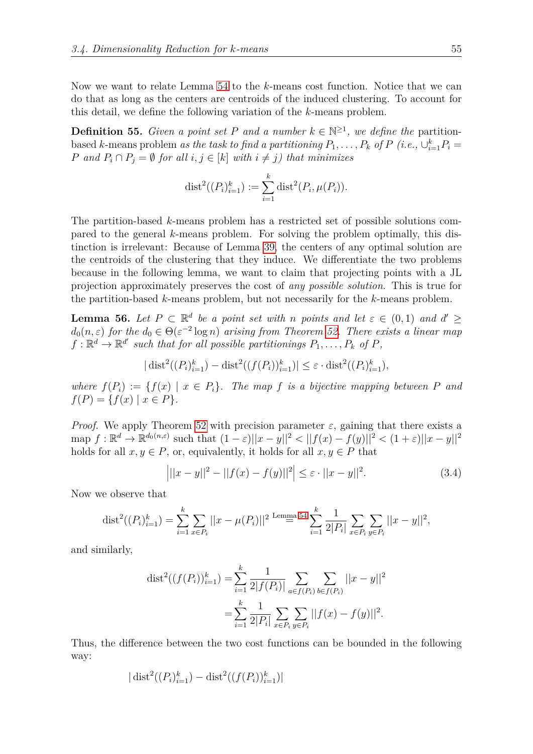Now we want to relate Lemma 54 to the $k$-means cost function. Notice that we can do that as long as the centers are centroids of the induced clustering. To account for this detail, we define the following variation of the $k$-means problem.

**Definition 55.** *Given a point set $P$ and a number $k \in \mathbb{N}^{\geq 1}$, we define the* partition-based $k$-means problem *as the task to find a partitioning $P_1, \ldots, P_k$ of $P$ (i.e., $\cup_{i=1}^k P_i = P$ and $P_i \cap P_j = \emptyset$ for all $i, j \in [k]$ with $i \neq j$) that minimizes*

$$\operatorname{dist}^2((P_i)_{i=1}^k) := \sum_{i=1}^k \operatorname{dist}^2(P_i, \mu(P_i)).$$

The partition-based $k$-means problem has a restricted set of possible solutions compared to the general $k$-means problem. For solving the problem optimally, this distinction is irrelevant: Because of Lemma 39, the centers of any optimal solution are the centroids of the clustering that they induce. We differentiate the two problems because in the following lemma, we want to claim that projecting points with a JL projection approximately preserves the cost of *any possible solution*. This is true for the partition-based $k$-means problem, but not necessarily for the $k$-means problem.

**Lemma 56.** *Let $P \subset \mathbb{R}^d$ be a point set with $n$ points and let $\varepsilon \in (0,1)$ and $d' \geq d_0(n, \varepsilon)$ for the $d_0 \in \Theta(\varepsilon^{-2} \log n)$ arising from Theorem 52. There exists a linear map $f : \mathbb{R}^d \to \mathbb{R}^{d'}$ such that for all possible partitionings $P_1, \ldots, P_k$ of $P$,*

$$|\operatorname{dist}^2((P_i)_{i=1}^k) - \operatorname{dist}^2((f(P_i))_{i=1}^k)| \leq \varepsilon \cdot \operatorname{dist}^2((P_i)_{i=1}^k),$$

*where $f(P_i) := \{f(x) \mid x \in P_i\}$. The map $f$ is a bijective mapping between $P$ and $f(P) = \{f(x) \mid x \in P\}$.*

*Proof.* We apply Theorem 52 with precision parameter $\varepsilon$, gaining that there exists a map $f : \mathbb{R}^d \to \mathbb{R}^{d_0(n,\varepsilon)}$ such that $(1-\varepsilon)||x-y||^2 < ||f(x) - f(y)||^2 < (1+\varepsilon)||x-y||^2$ holds for all $x, y \in P$, or, equivalently, it holds for all $x, y \in P$ that

$$\Big| ||x-y||^2 - ||f(x) - f(y)||^2 \Big| \leq \varepsilon \cdot ||x-y||^2. \tag{3.4}$$

Now we observe that

$$\operatorname{dist}^2((P_i)_{i=1}^k) = \sum_{i=1}^k \sum_{x \in P_i} ||x - \mu(P_i)||^2 \overset{\text{Lemma 54}}{=} \sum_{i=1}^k \frac{1}{2|P_i|} \sum_{x \in P_i} \sum_{y \in P_i} ||x-y||^2,$$

and similarly,

$$\begin{aligned}
\operatorname{dist}^2((f(P_i))_{i=1}^k) =& \sum_{i=1}^k \frac{1}{2|f(P_i)|} \sum_{a \in f(P_i)} \sum_{b \in f(P_i)} ||x-y||^2 \\
=& \sum_{i=1}^k \frac{1}{2|P_i|} \sum_{x \in P_i} \sum_{y \in P_i} ||f(x) - f(y)||^2.
\end{aligned}$$

Thus, the difference between the two cost functions can be bounded in the following way:

$$|\operatorname{dist}^2((P_i)_{i=1}^k) - \operatorname{dist}^2((f(P_i))_{i=1}^k)|$$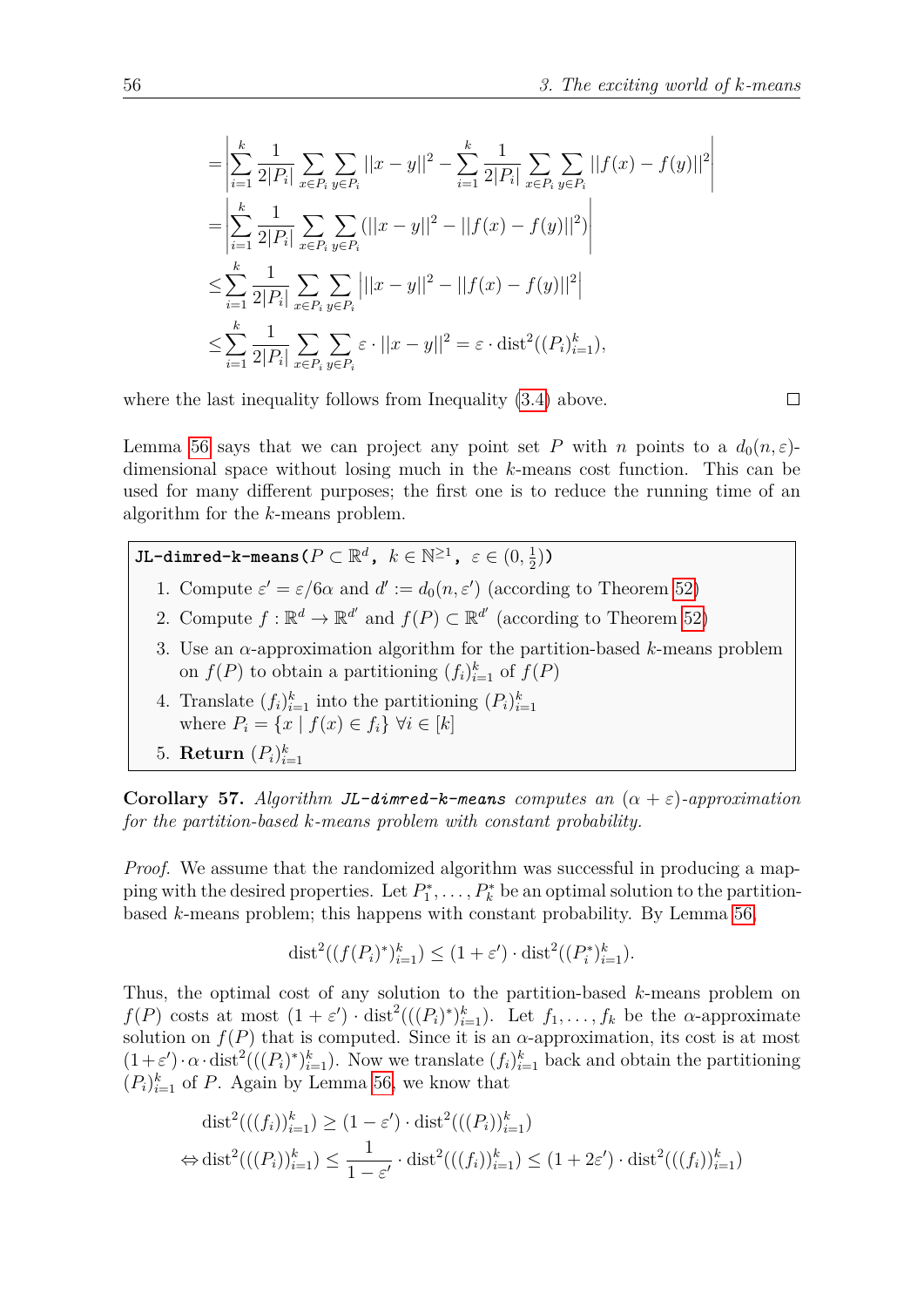$$
\begin{aligned}
&= \left| \sum_{i=1}^{k} \frac{1}{2|P_i|} \sum_{x \in P_i} \sum_{y \in P_i} ||x-y||^2 - \sum_{i=1}^{k} \frac{1}{2|P_i|} \sum_{x \in P_i} \sum_{y \in P_i} ||f(x)-f(y)||^2 \right| \\
&= \left| \sum_{i=1}^{k} \frac{1}{2|P_i|} \sum_{x \in P_i} \sum_{y \in P_i} (||x-y||^2 - ||f(x)-f(y)||^2) \right| \\
&\leq \sum_{i=1}^{k} \frac{1}{2|P_i|} \sum_{x \in P_i} \sum_{y \in P_i} \left| ||x-y||^2 - ||f(x)-f(y)||^2 \right| \\
&\leq \sum_{i=1}^{k} \frac{1}{2|P_i|} \sum_{x \in P_i} \sum_{y \in P_i} \varepsilon \cdot ||x-y||^2 = \varepsilon \cdot \mathrm{dist}^2((P_i)_{i=1}^k),
\end{aligned}
$$

where the last inequality follows from Inequality (3.4) above. □

Lemma 56 says that we can project any point set $P$ with $n$ points to a $d_0(n, \varepsilon)$-dimensional space without losing much in the $k$-means cost function. This can be used for many different purposes; the first one is to reduce the running time of an algorithm for the $k$-means problem.

**JL-dimred-k-means**$(P \subset \mathbb{R}^d,\ k \in \mathbb{N}^{\geq 1},\ \varepsilon \in (0, \frac{1}{2}))$

1. Compute $\varepsilon' = \varepsilon/6\alpha$ and $d' := d_0(n, \varepsilon')$ (according to Theorem 52)
2. Compute $f : \mathbb{R}^d \to \mathbb{R}^{d'}$ and $f(P) \subset \mathbb{R}^{d'}$ (according to Theorem 52)
3. Use an $\alpha$-approximation algorithm for the partition-based $k$-means problem on $f(P)$ to obtain a partitioning $(f_i)_{i=1}^k$ of $f(P)$
4. Translate $(f_i)_{i=1}^k$ into the partitioning $(P_i)_{i=1}^k$ where $P_i = \{x \mid f(x) \in f_i\}\ \forall i \in [k]$
5. **Return** $(P_i)_{i=1}^k$

**Corollary 57.** *Algorithm* JL-dimred-k-means *computes an* $(\alpha + \varepsilon)$*-approximation for the partition-based* $k$*-means problem with constant probability.*

*Proof.* We assume that the randomized algorithm was successful in producing a mapping with the desired properties. Let $P_1^*, \ldots, P_k^*$ be an optimal solution to the partition-based $k$-means problem; this happens with constant probability. By Lemma 56,

$$
\mathrm{dist}^2((f(P_i)^*)_{i=1}^k) \leq (1 + \varepsilon') \cdot \mathrm{dist}^2((P_i^*)_{i=1}^k).
$$

Thus, the optimal cost of any solution to the partition-based $k$-means problem on $f(P)$ costs at most $(1 + \varepsilon') \cdot \mathrm{dist}^2(((P_i)^*)_{i=1}^k)$. Let $f_1, \ldots, f_k$ be the $\alpha$-approximate solution on $f(P)$ that is computed. Since it is an $\alpha$-approximation, its cost is at most $(1+\varepsilon') \cdot \alpha \cdot \mathrm{dist}^2(((P_i)^*)_{i=1}^k)$. Now we translate $(f_i)_{i=1}^k$ back and obtain the partitioning $(P_i)_{i=1}^k$ of $P$. Again by Lemma 56, we know that

$$
\begin{aligned}
&\mathrm{dist}^2(((f_i))_{i=1}^k) \geq (1 - \varepsilon') \cdot \mathrm{dist}^2(((P_i))_{i=1}^k) \\
\Leftrightarrow\ &\mathrm{dist}^2(((P_i))_{i=1}^k) \leq \frac{1}{1 - \varepsilon'} \cdot \mathrm{dist}^2(((f_i))_{i=1}^k) \leq (1 + 2\varepsilon') \cdot \mathrm{dist}^2(((f_i))_{i=1}^k)
\end{aligned}
$$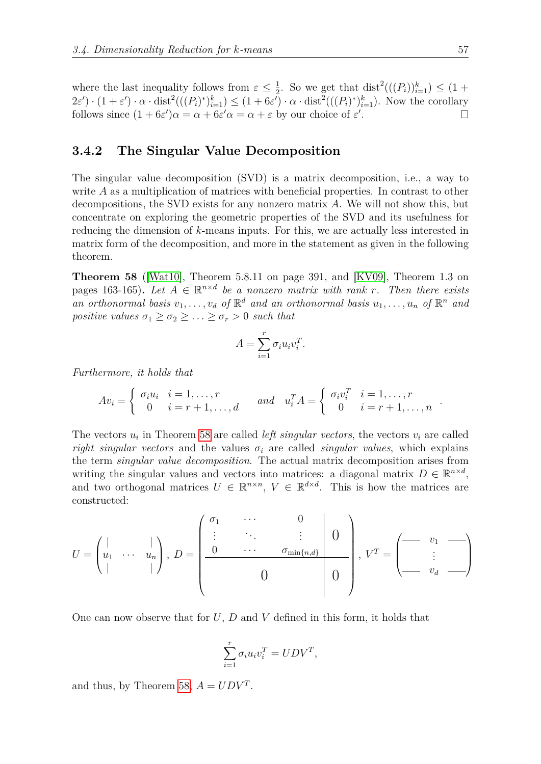where the last inequality follows from $\varepsilon \le \frac{1}{2}$. So we get that $\text{dist}^2(((P_i))_{i=1}^k) \le (1 + 2\varepsilon') \cdot (1 + \varepsilon') \cdot \alpha \cdot \text{dist}^2(((P_i)^*)_{i=1}^k) \le (1 + 6\varepsilon') \cdot \alpha \cdot \text{dist}^2(((P_i)^*)_{i=1}^k)$. Now the corollary follows since $(1 + 6\varepsilon')\alpha = \alpha + 6\varepsilon'\alpha = \alpha + \varepsilon$ by our choice of $\varepsilon'$. □

### 3.4.2 The Singular Value Decomposition

The singular value decomposition (SVD) is a matrix decomposition, i.e., a way to write $A$ as a multiplication of matrices with beneficial properties. In contrast to other decompositions, the SVD exists for any nonzero matrix $A$. We will not show this, but concentrate on exploring the geometric properties of the SVD and its usefulness for reducing the dimension of $k$-means inputs. For this, we are actually less interested in matrix form of the decomposition, and more in the statement as given in the following theorem.

**Theorem 58** ([Wat10], Theorem 5.8.11 on page 391, and [KV09], Theorem 1.3 on pages 163-165)**.** *Let $A \in \mathbb{R}^{n \times d}$ be a nonzero matrix with rank $r$. Then there exists an orthonormal basis $v_1, \ldots, v_d$ of $\mathbb{R}^d$ and an orthonormal basis $u_1, \ldots, u_n$ of $\mathbb{R}^n$ and positive values $\sigma_1 \ge \sigma_2 \ge \ldots \ge \sigma_r > 0$ such that*

$$A = \sum_{i=1}^{r} \sigma_i u_i v_i^T.$$

*Furthermore, it holds that*

$$Av_i = \begin{cases} \sigma_i u_i & i = 1, \ldots, r \\ 0 & i = r+1, \ldots, d \end{cases} \qquad \text{and} \qquad u_i^T A = \begin{cases} \sigma_i v_i^T & i = 1, \ldots, r \\ 0 & i = r+1, \ldots, n \end{cases}.$$

The vectors $u_i$ in Theorem 58 are called *left singular vectors*, the vectors $v_i$ are called *right singular vectors* and the values $\sigma_i$ are called *singular values*, which explains the term *singular value decomposition*. The actual matrix decomposition arises from writing the singular values and vectors into matrices: a diagonal matrix $D \in \mathbb{R}^{n \times d}$, and two orthogonal matrices $U \in \mathbb{R}^{n \times n}$, $V \in \mathbb{R}^{d \times d}$. This is how the matrices are constructed:

$$U = \begin{pmatrix} | & & | \\ u_1 & \cdots & u_n \\ | & & | \end{pmatrix}, \; D = \left(\begin{array}{ccc|c} \sigma_1 & \cdots & 0 & \\ \vdots & \ddots & \vdots & 0 \\ 0 & \cdots & \sigma_{\min\{n,d\}} & \\ \hline & 0 & & 0 \end{array}\right), \; V^T = \begin{pmatrix} \text{---} & v_1 & \text{---} \\ & \vdots & \\ \text{---} & v_d & \text{---} \end{pmatrix}$$

One can now observe that for $U$, $D$ and $V$ defined in this form, it holds that

$$\sum_{i=1}^{r} \sigma_i u_i v_i^T = UDV^T,$$

and thus, by Theorem 58, $A = UDV^T$.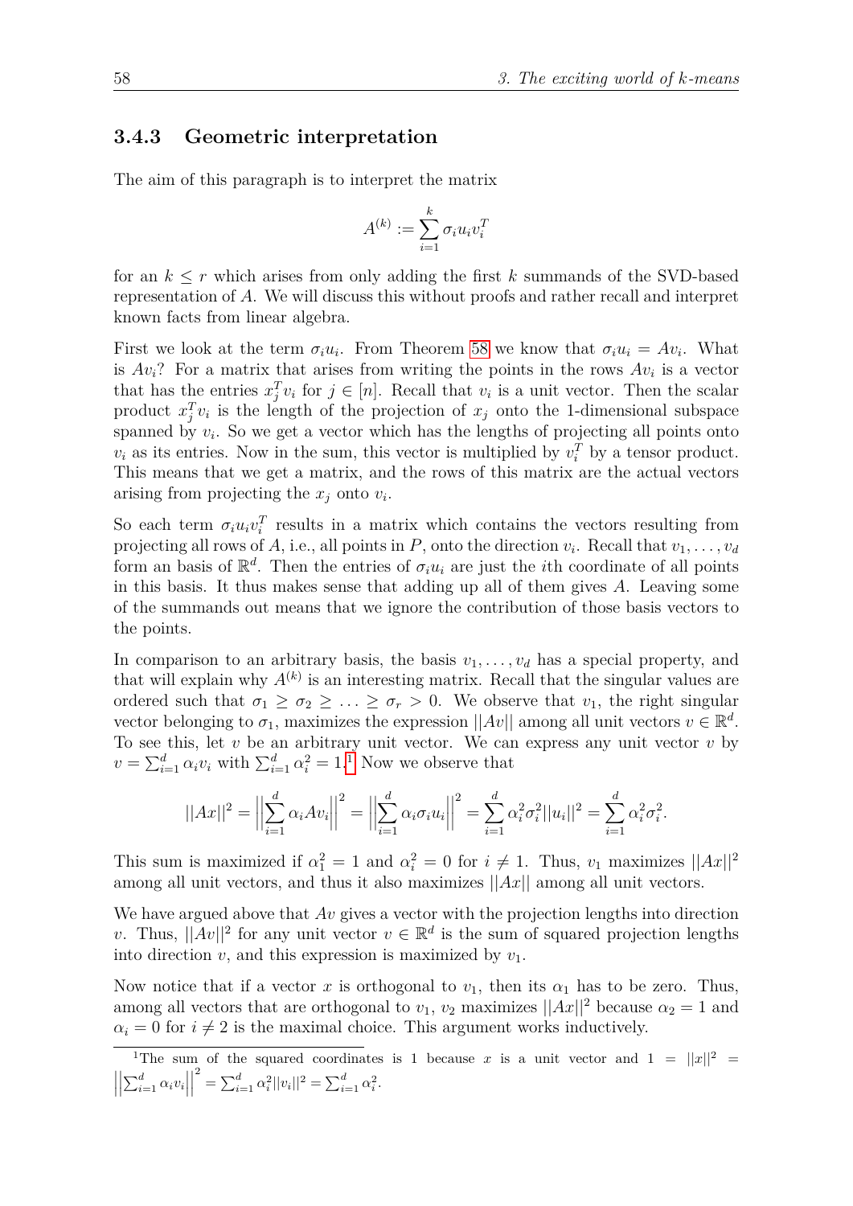### 3.4.3 Geometric interpretation

The aim of this paragraph is to interpret the matrix

$$A^{(k)} := \sum_{i=1}^{k} \sigma_i u_i v_i^T$$

for an $k \leq r$ which arises from only adding the first $k$ summands of the SVD-based representation of $A$. We will discuss this without proofs and rather recall and interpret known facts from linear algebra.

First we look at the term $\sigma_i u_i$. From Theorem 58 we know that $\sigma_i u_i = Av_i$. What is $Av_i$? For a matrix that arises from writing the points in the rows $Av_i$ is a vector that has the entries $x_j^T v_i$ for $j \in [n]$. Recall that $v_i$ is a unit vector. Then the scalar product $x_j^T v_i$ is the length of the projection of $x_j$ onto the 1-dimensional subspace spanned by $v_i$. So we get a vector which has the lengths of projecting all points onto $v_i$ as its entries. Now in the sum, this vector is multiplied by $v_i^T$ by a tensor product. This means that we get a matrix, and the rows of this matrix are the actual vectors arising from projecting the $x_j$ onto $v_i$.

So each term $\sigma_i u_i v_i^T$ results in a matrix which contains the vectors resulting from projecting all rows of $A$, i.e., all points in $P$, onto the direction $v_i$. Recall that $v_1, \ldots, v_d$ form an basis of $\mathbb{R}^d$. Then the entries of $\sigma_i u_i$ are just the $i$th coordinate of all points in this basis. It thus makes sense that adding up all of them gives $A$. Leaving some of the summands out means that we ignore the contribution of those basis vectors to the points.

In comparison to an arbitrary basis, the basis $v_1, \ldots, v_d$ has a special property, and that will explain why $A^{(k)}$ is an interesting matrix. Recall that the singular values are ordered such that $\sigma_1 \geq \sigma_2 \geq \ldots \geq \sigma_r > 0$. We observe that $v_1$, the right singular vector belonging to $\sigma_1$, maximizes the expression $||Av||$ among all unit vectors $v \in \mathbb{R}^d$. To see this, let $v$ be an arbitrary unit vector. We can express any unit vector $v$ by $v = \sum_{i=1}^{d} \alpha_i v_i$ with $\sum_{i=1}^{d} \alpha_i^2 = 1$.[1] Now we observe that

$$||Ax||^2 = \left|\left|\sum_{i=1}^{d} \alpha_i A v_i\right|\right|^2 = \left|\left|\sum_{i=1}^{d} \alpha_i \sigma_i u_i\right|\right|^2 = \sum_{i=1}^{d} \alpha_i^2 \sigma_i^2 ||u_i||^2 = \sum_{i=1}^{d} \alpha_i^2 \sigma_i^2.$$

This sum is maximized if $\alpha_1^2 = 1$ and $\alpha_i^2 = 0$ for $i \neq 1$. Thus, $v_1$ maximizes $||Ax||^2$ among all unit vectors, and thus it also maximizes $||Ax||$ among all unit vectors.

We have argued above that $Av$ gives a vector with the projection lengths into direction $v$. Thus, $||Av||^2$ for any unit vector $v \in \mathbb{R}^d$ is the sum of squared projection lengths into direction $v$, and this expression is maximized by $v_1$.

Now notice that if a vector $x$ is orthogonal to $v_1$, then its $\alpha_1$ has to be zero. Thus, among all vectors that are orthogonal to $v_1$, $v_2$ maximizes $||Ax||^2$ because $\alpha_2 = 1$ and $\alpha_i = 0$ for $i \neq 2$ is the maximal choice. This argument works inductively.

[1] The sum of the squared coordinates is 1 because $x$ is a unit vector and $1 = ||x||^2 = \left|\left|\sum_{i=1}^{d} \alpha_i v_i\right|\right|^2 = \sum_{i=1}^{d} \alpha_i^2 ||v_i||^2 = \sum_{i=1}^{d} \alpha_i^2$.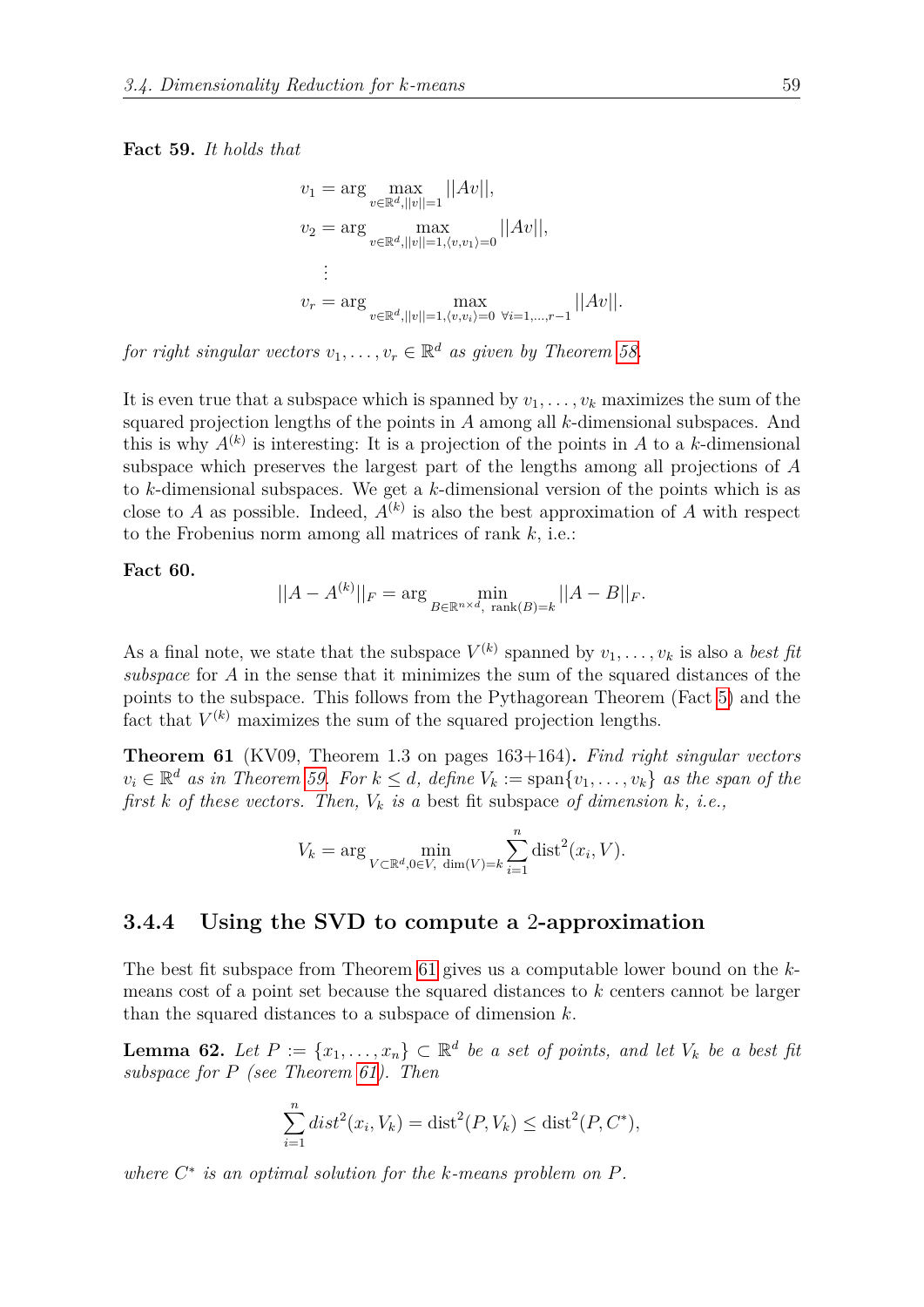**Fact 59.** *It holds that*

$$
\begin{aligned}
v_1 &= \arg \max_{v \in \mathbb{R}^d, ||v||=1} ||Av||, \\
v_2 &= \arg \max_{v \in \mathbb{R}^d, ||v||=1, \langle v, v_1 \rangle = 0} ||Av||, \\
&\vdots \\
v_r &= \arg \max_{v \in \mathbb{R}^d, ||v||=1, \langle v, v_i \rangle = 0 \ \forall i=1,\ldots,r-1} ||Av||.
\end{aligned}
$$

*for right singular vectors $v_1, \ldots, v_r \in \mathbb{R}^d$ as given by Theorem 58.*

It is even true that a subspace which is spanned by $v_1, \ldots, v_k$ maximizes the sum of the squared projection lengths of the points in $A$ among all $k$-dimensional subspaces. And this is why $A^{(k)}$ is interesting: It is a projection of the points in $A$ to a $k$-dimensional subspace which preserves the largest part of the lengths among all projections of $A$ to $k$-dimensional subspaces. We get a $k$-dimensional version of the points which is as close to $A$ as possible. Indeed, $A^{(k)}$ is also the best approximation of $A$ with respect to the Frobenius norm among all matrices of rank $k$, i.e.:

**Fact 60.**

$$
||A - A^{(k)}||_F = \arg \min_{B \in \mathbb{R}^{n \times d}, \ \mathrm{rank}(B) = k} ||A - B||_F.
$$

As a final note, we state that the subspace $V^{(k)}$ spanned by $v_1, \ldots, v_k$ is also a *best fit subspace* for $A$ in the sense that it minimizes the sum of the squared distances of the points to the subspace. This follows from the Pythagorean Theorem (Fact 5) and the fact that $V^{(k)}$ maximizes the sum of the squared projection lengths.

**Theorem 61** (KV09, Theorem 1.3 on pages 163+164)**.** *Find right singular vectors $v_i \in \mathbb{R}^d$ as in Theorem 59. For $k \leq d$, define $V_k := \mathrm{span}\{v_1, \ldots, v_k\}$ as the span of the first $k$ of these vectors. Then, $V_k$ is a* best fit subspace *of dimension $k$, i.e.,*

$$
V_k = \arg \min_{V \subset \mathbb{R}^d, 0 \in V, \ \dim(V) = k} \sum_{i=1}^{n} \mathrm{dist}^2(x_i, V).
$$

### 3.4.4 Using the SVD to compute a 2-approximation

The best fit subspace from Theorem 61 gives us a computable lower bound on the $k$-means cost of a point set because the squared distances to $k$ centers cannot be larger than the squared distances to a subspace of dimension $k$.

**Lemma 62.** *Let $P := \{x_1, \ldots, x_n\} \subset \mathbb{R}^d$ be a set of points, and let $V_k$ be a best fit subspace for $P$ (see Theorem 61). Then*

$$
\sum_{i=1}^{n} dist^2(x_i, V_k) = \mathrm{dist}^2(P, V_k) \leq \mathrm{dist}^2(P, C^*),
$$

*where $C^*$ is an optimal solution for the $k$-means problem on $P$.*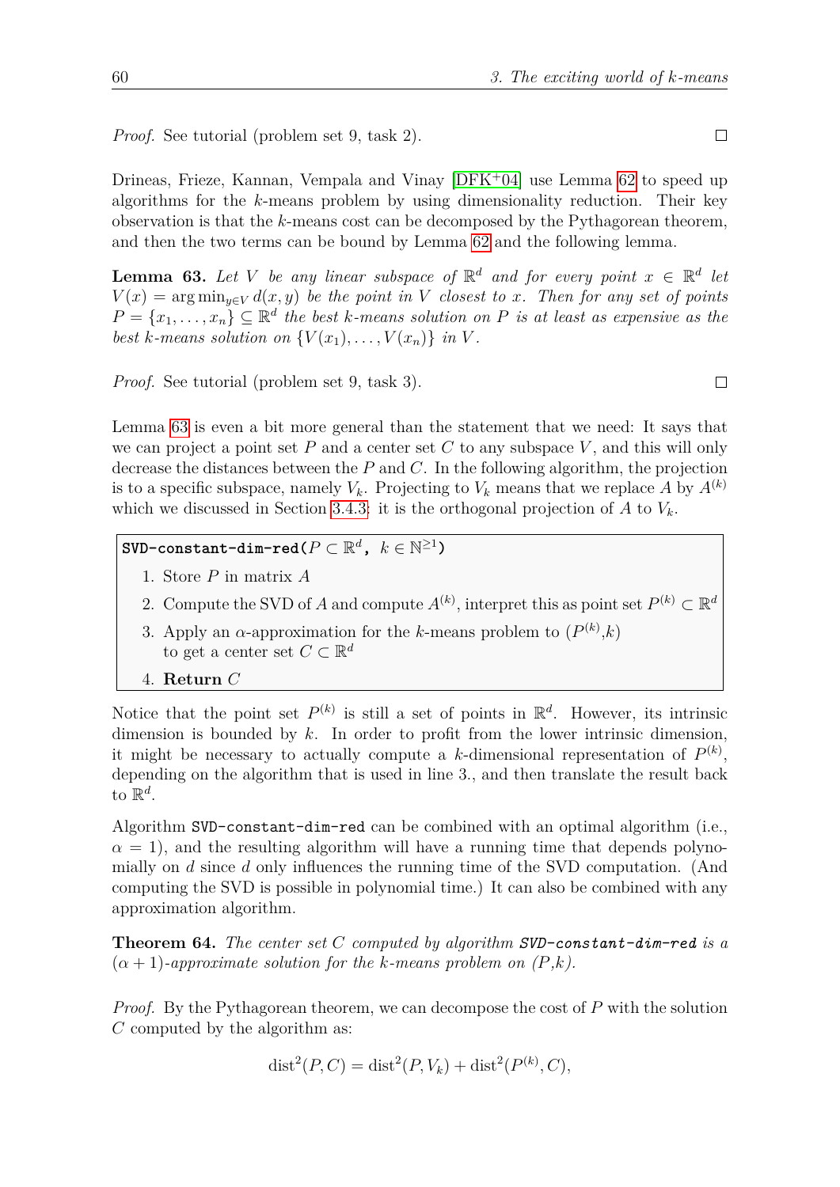*Proof.* See tutorial (problem set 9, task 2). □

Drineas, Frieze, Kannan, Vempala and Vinay [DFK+04] use Lemma 62 to speed up algorithms for the $k$-means problem by using dimensionality reduction. Their key observation is that the $k$-means cost can be decomposed by the Pythagorean theorem, and then the two terms can be bound by Lemma 62 and the following lemma.

**Lemma 63.** *Let $V$ be any linear subspace of $\mathbb{R}^d$ and for every point $x \in \mathbb{R}^d$ let $V(x) = \arg\min_{y \in V} d(x, y)$ be the point in $V$ closest to $x$. Then for any set of points $P = \{x_1, \ldots, x_n\} \subseteq \mathbb{R}^d$ the best $k$-means solution on $P$ is at least as expensive as the best $k$-means solution on $\{V(x_1), \ldots, V(x_n)\}$ in $V$.*

*Proof.* See tutorial (problem set 9, task 3). □

Lemma 63 is even a bit more general than the statement that we need: It says that we can project a point set $P$ and a center set $C$ to any subspace $V$, and this will only decrease the distances between the $P$ and $C$. In the following algorithm, the projection is to a specific subspace, namely $V_k$. Projecting to $V_k$ means that we replace $A$ by $A^{(k)}$ which we discussed in Section 3.4.3: it is the orthogonal projection of $A$ to $V_k$.

> **SVD-constant-dim-red**($P \subset \mathbb{R}^d$, $k \in \mathbb{N}^{\geq 1}$)
>
> 1. Store $P$ in matrix $A$
> 2. Compute the SVD of $A$ and compute $A^{(k)}$, interpret this as point set $P^{(k)} \subset \mathbb{R}^d$
> 3. Apply an $\alpha$-approximation for the $k$-means problem to $(P^{(k)}, k)$ to get a center set $C \subset \mathbb{R}^d$
> 4. **Return** $C$

Notice that the point set $P^{(k)}$ is still a set of points in $\mathbb{R}^d$. However, its intrinsic dimension is bounded by $k$. In order to profit from the lower intrinsic dimension, it might be necessary to actually compute a $k$-dimensional representation of $P^{(k)}$, depending on the algorithm that is used in line 3., and then translate the result back to $\mathbb{R}^d$.

Algorithm SVD-constant-dim-red can be combined with an optimal algorithm (i.e., $\alpha = 1$), and the resulting algorithm will have a running time that depends polynomially on $d$ since $d$ only influences the running time of the SVD computation. (And computing the SVD is possible in polynomial time.) It can also be combined with any approximation algorithm.

**Theorem 64.** *The center set $C$ computed by algorithm SVD-constant-dim-red is a $(\alpha + 1)$-approximate solution for the $k$-means problem on $(P, k)$.*

*Proof.* By the Pythagorean theorem, we can decompose the cost of $P$ with the solution $C$ computed by the algorithm as:

$$\text{dist}^2(P, C) = \text{dist}^2(P, V_k) + \text{dist}^2(P^{(k)}, C),$$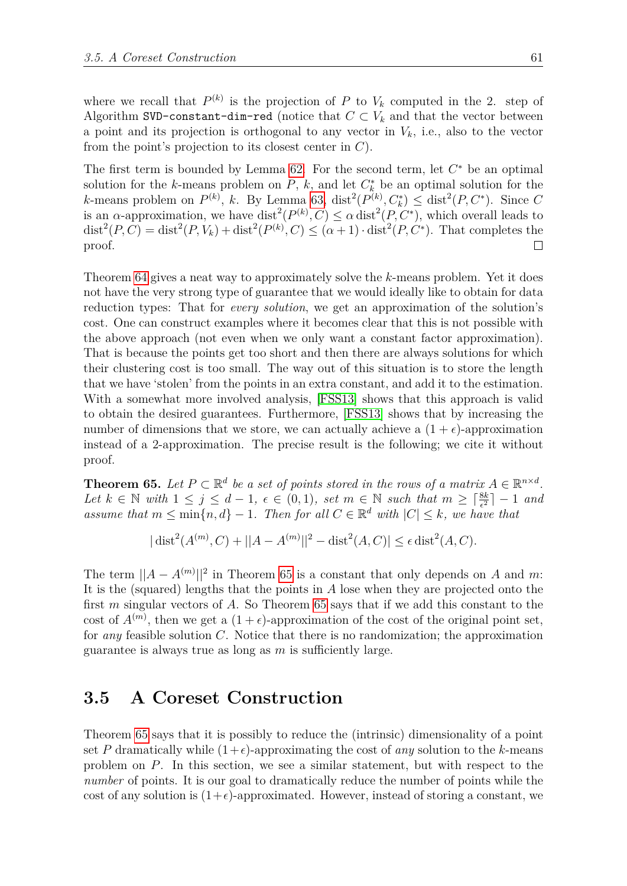where we recall that $P^{(k)}$ is the projection of $P$ to $V_k$ computed in the 2. step of Algorithm SVD-constant-dim-red (notice that $C \subset V_k$ and that the vector between a point and its projection is orthogonal to any vector in $V_k$, i.e., also to the vector from the point's projection to its closest center in $C$).

The first term is bounded by Lemma 62. For the second term, let $C^*$ be an optimal solution for the $k$-means problem on $P$, $k$, and let $C_k^*$ be an optimal solution for the $k$-means problem on $P^{(k)}$, $k$. By Lemma 63, $\mathrm{dist}^2(P^{(k)}, C_k^*) \leq \mathrm{dist}^2(P, C^*)$. Since $C$ is an $\alpha$-approximation, we have $\mathrm{dist}^2(P^{(k)}, C) \leq \alpha \,\mathrm{dist}^2(P, C^*)$, which overall leads to $\mathrm{dist}^2(P, C) = \mathrm{dist}^2(P, V_k) + \mathrm{dist}^2(P^{(k)}, C) \leq (\alpha + 1) \cdot \mathrm{dist}^2(P, C^*)$. That completes the proof. □

Theorem 64 gives a neat way to approximately solve the $k$-means problem. Yet it does not have the very strong type of guarantee that we would ideally like to obtain for data reduction types: That for *every solution*, we get an approximation of the solution's cost. One can construct examples where it becomes clear that this is not possible with the above approach (not even when we only want a constant factor approximation). That is because the points get too short and then there are always solutions for which their clustering cost is too small. The way out of this situation is to store the length that we have 'stolen' from the points in an extra constant, and add it to the estimation. With a somewhat more involved analysis, [FSS13] shows that this approach is valid to obtain the desired guarantees. Furthermore, [FSS13] shows that by increasing the number of dimensions that we store, we can actually achieve a $(1 + \epsilon)$-approximation instead of a 2-approximation. The precise result is the following; we cite it without proof.

**Theorem 65.** *Let $P \subset \mathbb{R}^d$ be a set of points stored in the rows of a matrix $A \in \mathbb{R}^{n \times d}$. Let $k \in \mathbb{N}$ with $1 \leq j \leq d - 1$, $\epsilon \in (0, 1)$, set $m \in \mathbb{N}$ such that $m \geq \lceil \frac{8k}{\epsilon^2} \rceil - 1$ and assume that $m \leq \min\{n, d\} - 1$. Then for all $C \in \mathbb{R}^d$ with $|C| \leq k$, we have that*

$$|\,\mathrm{dist}^2(A^{(m)}, C) + ||A - A^{(m)}||^2 - \mathrm{dist}^2(A, C)| \leq \epsilon \,\mathrm{dist}^2(A, C).$$

The term $||A - A^{(m)}||^2$ in Theorem 65 is a constant that only depends on $A$ and $m$: It is the (squared) lengths that the points in $A$ lose when they are projected onto the first $m$ singular vectors of $A$. So Theorem 65 says that if we add this constant to the cost of $A^{(m)}$, then we get a $(1 + \epsilon)$-approximation of the cost of the original point set, for *any* feasible solution $C$. Notice that there is no randomization; the approximation guarantee is always true as long as $m$ is sufficiently large.

## 3.5 A Coreset Construction

Theorem 65 says that it is possibly to reduce the (intrinsic) dimensionality of a point set $P$ dramatically while $(1+\epsilon)$-approximating the cost of *any* solution to the $k$-means problem on $P$. In this section, we see a similar statement, but with respect to the *number* of points. It is our goal to dramatically reduce the number of points while the cost of any solution is $(1+\epsilon)$-approximated. However, instead of storing a constant, we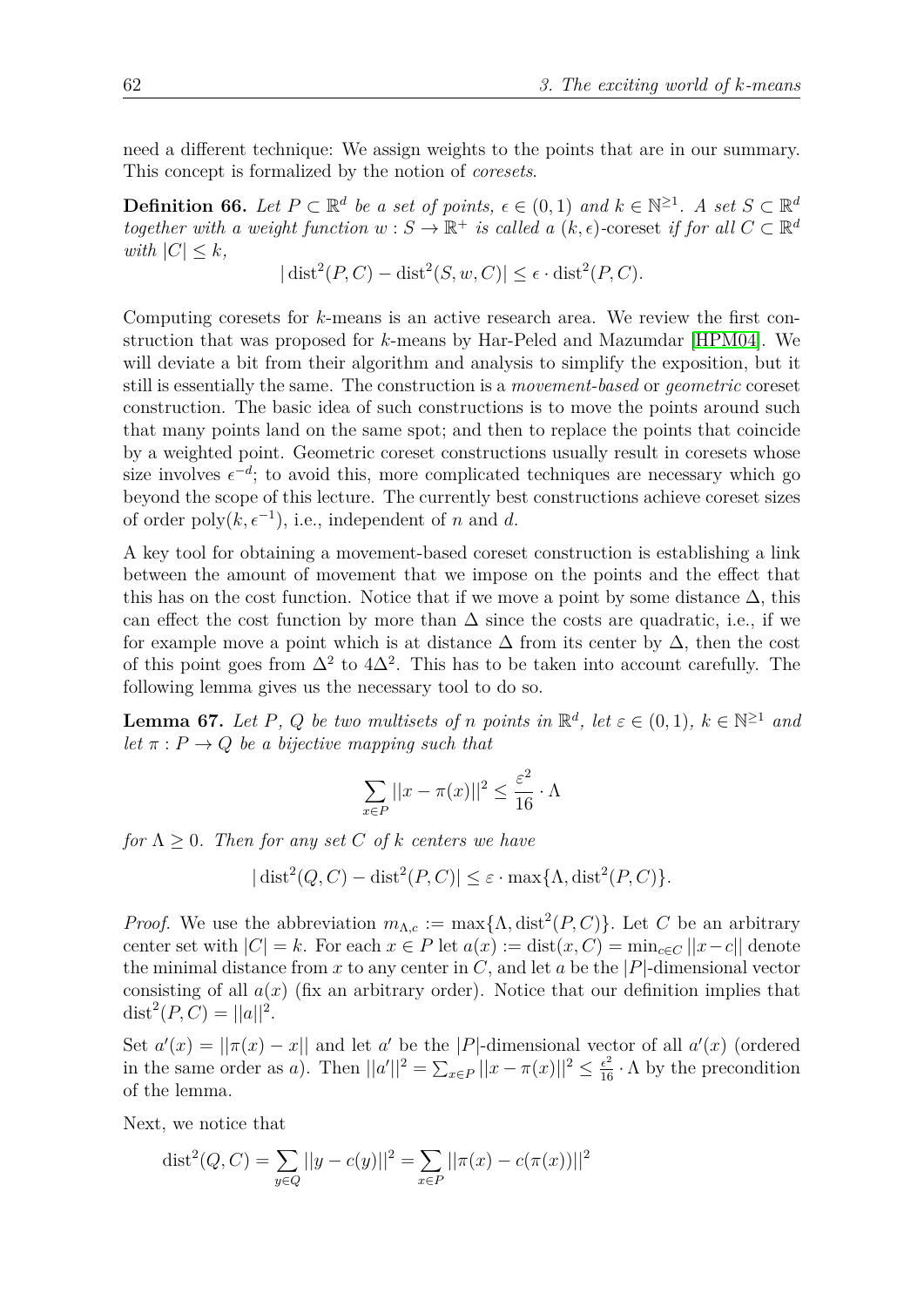need a different technique: We assign weights to the points that are in our summary. This concept is formalized by the notion of *coresets*.

**Definition 66.** *Let $P \subset \mathbb{R}^d$ be a set of points, $\epsilon \in (0,1)$ and $k \in \mathbb{N}^{\geq 1}$. A set $S \subset \mathbb{R}^d$ together with a weight function $w : S \to \mathbb{R}^+$ is called a* $(k,\epsilon)$-coreset *if for all $C \subset \mathbb{R}^d$ with $|C| \leq k$,*

$$|\operatorname{dist}^2(P,C) - \operatorname{dist}^2(S,w,C)| \leq \epsilon \cdot \operatorname{dist}^2(P,C).$$

Computing coresets for $k$-means is an active research area. We review the first construction that was proposed for $k$-means by Har-Peled and Mazumdar [HPM04]. We will deviate a bit from their algorithm and analysis to simplify the exposition, but it still is essentially the same. The construction is a *movement-based* or *geometric* coreset construction. The basic idea of such constructions is to move the points around such that many points land on the same spot; and then to replace the points that coincide by a weighted point. Geometric coreset constructions usually result in coresets whose size involves $\epsilon^{-d}$; to avoid this, more complicated techniques are necessary which go beyond the scope of this lecture. The currently best constructions achieve coreset sizes of order $\operatorname{poly}(k, \epsilon^{-1})$, i.e., independent of $n$ and $d$.

A key tool for obtaining a movement-based coreset construction is establishing a link between the amount of movement that we impose on the points and the effect that this has on the cost function. Notice that if we move a point by some distance $\Delta$, this can effect the cost function by more than $\Delta$ since the costs are quadratic, i.e., if we for example move a point which is at distance $\Delta$ from its center by $\Delta$, then the cost of this point goes from $\Delta^2$ to $4\Delta^2$. This has to be taken into account carefully. The following lemma gives us the necessary tool to do so.

**Lemma 67.** *Let $P$, $Q$ be two multisets of $n$ points in $\mathbb{R}^d$, let $\varepsilon \in (0,1)$, $k \in \mathbb{N}^{\geq 1}$ and let $\pi : P \to Q$ be a bijective mapping such that*

$$\sum_{x \in P} ||x - \pi(x)||^2 \leq \frac{\varepsilon^2}{16} \cdot \Lambda$$

*for $\Lambda \geq 0$. Then for any set $C$ of $k$ centers we have*

$$|\operatorname{dist}^2(Q,C) - \operatorname{dist}^2(P,C)| \leq \varepsilon \cdot \max\{\Lambda, \operatorname{dist}^2(P,C)\}.$$

*Proof.* We use the abbreviation $m_{\Lambda,c} := \max\{\Lambda, \operatorname{dist}^2(P,C)\}$. Let $C$ be an arbitrary center set with $|C| = k$. For each $x \in P$ let $a(x) := \operatorname{dist}(x, C) = \min_{c \in C} ||x - c||$ denote the minimal distance from $x$ to any center in $C$, and let $a$ be the $|P|$-dimensional vector consisting of all $a(x)$ (fix an arbitrary order). Notice that our definition implies that $\operatorname{dist}^2(P,C) = ||a||^2$.

Set $a'(x) = ||\pi(x) - x||$ and let $a'$ be the $|P|$-dimensional vector of all $a'(x)$ (ordered in the same order as $a$). Then $||a'||^2 = \sum_{x \in P} ||x - \pi(x)||^2 \leq \frac{\epsilon^2}{16} \cdot \Lambda$ by the precondition of the lemma.

Next, we notice that

$$\operatorname{dist}^2(Q,C) = \sum_{y \in Q} ||y - c(y)||^2 = \sum_{x \in P} ||\pi(x) - c(\pi(x))||^2$$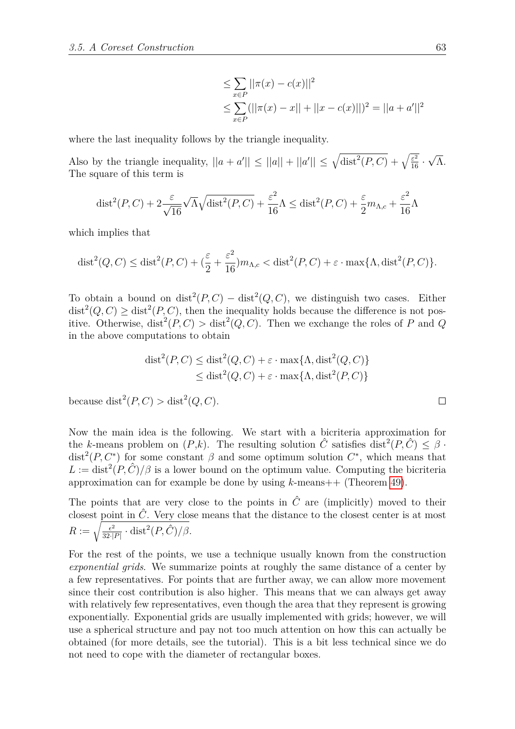$$
\begin{aligned}
&\leq \sum_{x \in P} ||\pi(x) - c(x)||^2 \\
&\leq \sum_{x \in P} (||\pi(x) - x|| + ||x - c(x)||)^2 = ||a + a'||^2
\end{aligned}
$$

where the last inequality follows by the triangle inequality.

Also by the triangle inequality, $||a + a'|| \leq ||a|| + ||a'|| \leq \sqrt{\mathrm{dist}^2(P, C)} + \sqrt{\frac{\varepsilon^2}{16}} \cdot \sqrt{\Lambda}$. The square of this term is

$$
\mathrm{dist}^2(P, C) + 2\frac{\varepsilon}{\sqrt{16}}\sqrt{\Lambda}\sqrt{\mathrm{dist}^2(P, C)} + \frac{\varepsilon^2}{16}\Lambda \leq \mathrm{dist}^2(P, C) + \frac{\varepsilon}{2}m_{\Lambda,c} + \frac{\varepsilon^2}{16}\Lambda
$$

which implies that

$$
\mathrm{dist}^2(Q, C) \leq \mathrm{dist}^2(P, C) + (\frac{\varepsilon}{2} + \frac{\varepsilon^2}{16})m_{\Lambda,c} < \mathrm{dist}^2(P, C) + \varepsilon \cdot \max\{\Lambda, \mathrm{dist}^2(P, C)\}.
$$

To obtain a bound on $\mathrm{dist}^2(P, C) - \mathrm{dist}^2(Q, C)$, we distinguish two cases. Either $\mathrm{dist}^2(Q, C) \geq \mathrm{dist}^2(P, C)$, then the inequality holds because the difference is not positive. Otherwise, $\mathrm{dist}^2(P, C) > \mathrm{dist}^2(Q, C)$. Then we exchange the roles of $P$ and $Q$ in the above computations to obtain

$$
\begin{aligned}
\mathrm{dist}^2(P, C) &\leq \mathrm{dist}^2(Q, C) + \varepsilon \cdot \max\{\Lambda, \mathrm{dist}^2(Q, C)\} \\
&\leq \mathrm{dist}^2(Q, C) + \varepsilon \cdot \max\{\Lambda, \mathrm{dist}^2(P, C)\}
\end{aligned}
$$

because $\mathrm{dist}^2(P, C) > \mathrm{dist}^2(Q, C)$. □

Now the main idea is the following. We start with a bicriteria approximation for the $k$-means problem on $(P,k)$. The resulting solution $\hat{C}$ satisfies $\mathrm{dist}^2(P, \hat{C}) \leq \beta \cdot \mathrm{dist}^2(P, C^*)$ for some constant $\beta$ and some optimum solution $C^*$, which means that $L := \mathrm{dist}^2(P, \hat{C})/\beta$ is a lower bound on the optimum value. Computing the bicriteria approximation can for example be done by using $k$-means++ (Theorem 49).

The points that are very close to the points in $\hat{C}$ are (implicitly) moved to their closest point in $\hat{C}$. Very close means that the distance to the closest center is at most $R := \sqrt{\frac{\epsilon^2}{32 \cdot |P|} \cdot \mathrm{dist}^2(P, \hat{C})/\beta}$.

For the rest of the points, we use a technique usually known from the construction *exponential grids*. We summarize points at roughly the same distance of a center by a few representatives. For points that are further away, we can allow more movement since their cost contribution is also higher. This means that we can always get away with relatively few representatives, even though the area that they represent is growing exponentially. Exponential grids are usually implemented with grids; however, we will use a spherical structure and pay not too much attention on how this can actually be obtained (for more details, see the tutorial). This is a bit less technical since we do not need to cope with the diameter of rectangular boxes.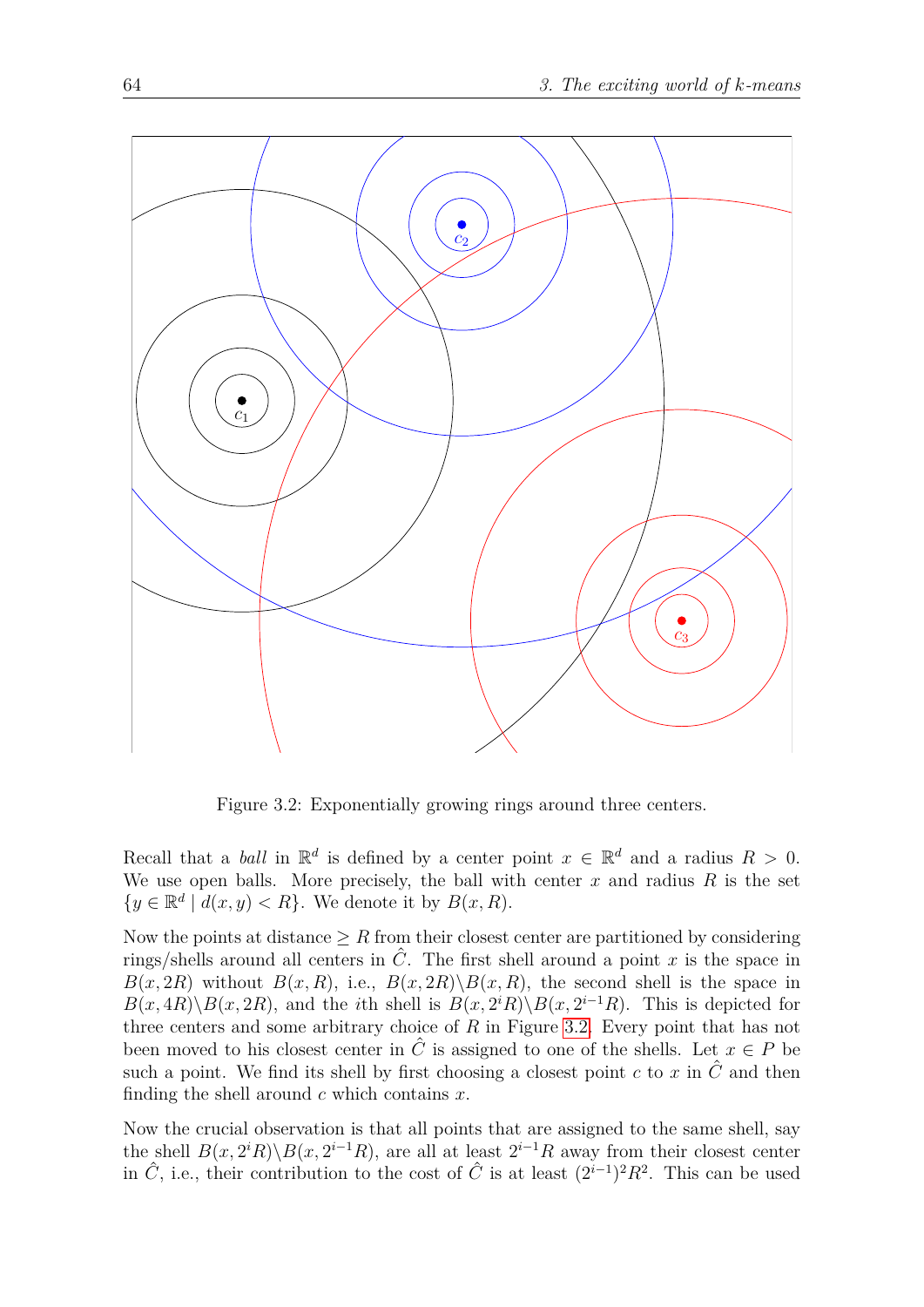Figure 3.2: Exponentially growing rings around three centers.

Recall that a *ball* in $\mathbb{R}^d$ is defined by a center point $x \in \mathbb{R}^d$ and a radius $R > 0$. We use open balls. More precisely, the ball with center $x$ and radius $R$ is the set $\{y \in \mathbb{R}^d \mid d(x,y) < R\}$. We denote it by $B(x, R)$.

Now the points at distance $\geq R$ from their closest center are partitioned by considering rings/shells around all centers in $\hat{C}$. The first shell around a point $x$ is the space in $B(x, 2R)$ without $B(x, R)$, i.e., $B(x, 2R)\backslash B(x, R)$, the second shell is the space in $B(x, 4R)\backslash B(x, 2R)$, and the $i$th shell is $B(x, 2^i R)\backslash B(x, 2^{i-1}R)$. This is depicted for three centers and some arbitrary choice of $R$ in Figure 3.2. Every point that has not been moved to his closest center in $\hat{C}$ is assigned to one of the shells. Let $x \in P$ be such a point. We find its shell by first choosing a closest point $c$ to $x$ in $\hat{C}$ and then finding the shell around $c$ which contains $x$.

Now the crucial observation is that all points that are assigned to the same shell, say the shell $B(x, 2^i R)\backslash B(x, 2^{i-1}R)$, are all at least $2^{i-1}R$ away from their closest center in $\hat{C}$, i.e., their contribution to the cost of $\hat{C}$ is at least $(2^{i-1})^2 R^2$. This can be used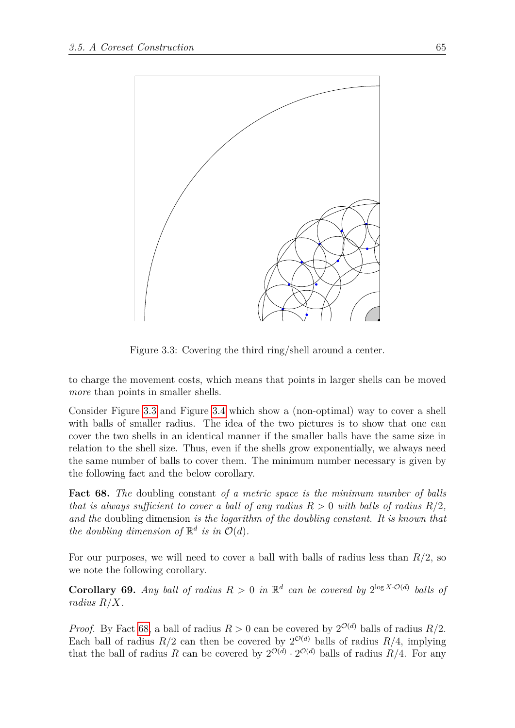Figure 3.3: Covering the third ring/shell around a center.

to charge the movement costs, which means that points in larger shells can be moved *more* than points in smaller shells.

Consider Figure 3.3 and Figure 3.4 which show a (non-optimal) way to cover a shell with balls of smaller radius. The idea of the two pictures is to show that one can cover the two shells in an identical manner if the smaller balls have the same size in relation to the shell size. Thus, even if the shells grow exponentially, we always need the same number of balls to cover them. The minimum number necessary is given by the following fact and the below corollary.

**Fact 68.** *The* doubling constant *of a metric space is the minimum number of balls that is always sufficient to cover a ball of any radius $R > 0$ with balls of radius $R/2$, and the* doubling dimension *is the logarithm of the doubling constant. It is known that the doubling dimension of $\mathbb{R}^d$ is in $\mathcal{O}(d)$.*

For our purposes, we will need to cover a ball with balls of radius less than $R/2$, so we note the following corollary.

**Corollary 69.** *Any ball of radius $R > 0$ in $\mathbb{R}^d$ can be covered by $2^{\log X \cdot \mathcal{O}(d)}$ balls of radius $R/X$.*

*Proof.* By Fact 68, a ball of radius $R > 0$ can be covered by $2^{\mathcal{O}(d)}$ balls of radius $R/2$. Each ball of radius $R/2$ can then be covered by $2^{\mathcal{O}(d)}$ balls of radius $R/4$, implying that the ball of radius $R$ can be covered by $2^{\mathcal{O}(d)} \cdot 2^{\mathcal{O}(d)}$ balls of radius $R/4$. For any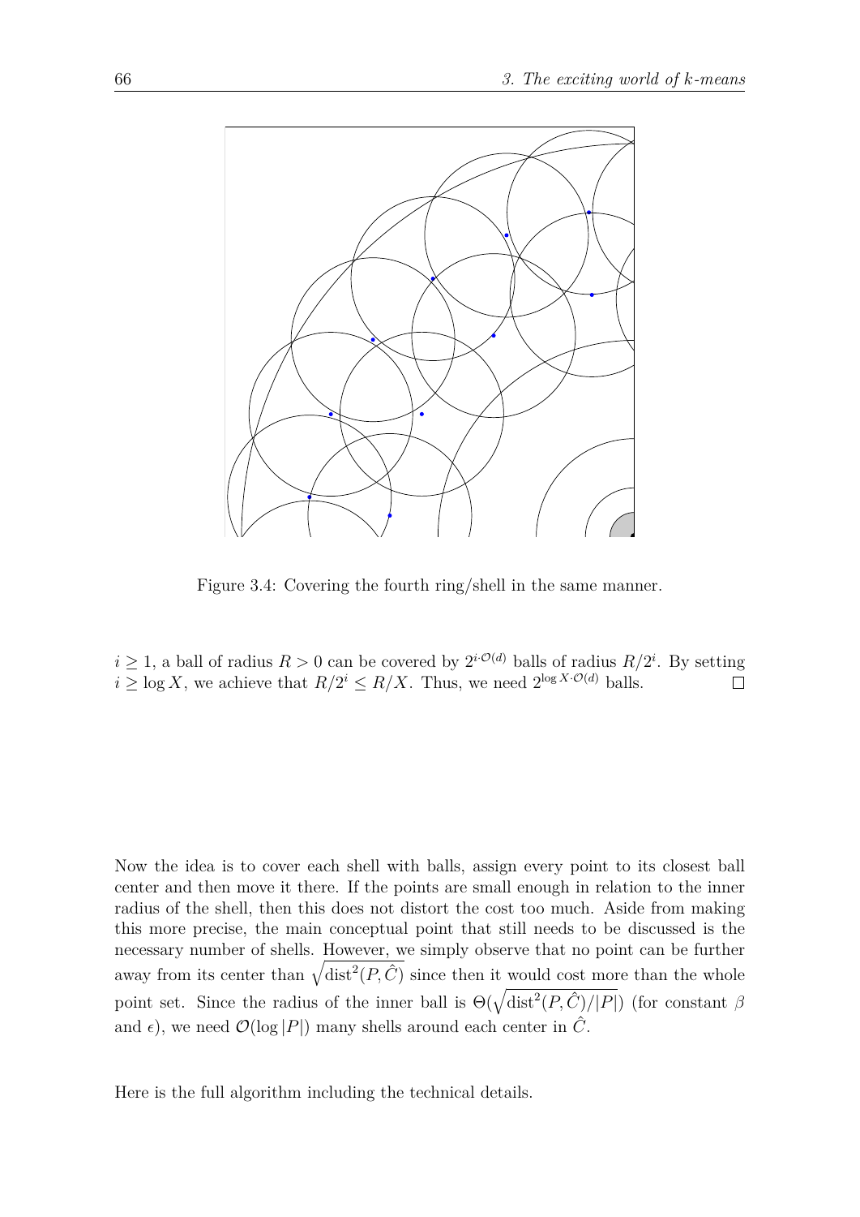Figure 3.4: Covering the fourth ring/shell in the same manner.

$i \geq 1$, a ball of radius $R > 0$ can be covered by $2^{i \cdot \mathcal{O}(d)}$ balls of radius $R/2^i$. By setting $i \geq \log X$, we achieve that $R/2^i \leq R/X$. Thus, we need $2^{\log X \cdot \mathcal{O}(d)}$ balls. $\square$

Now the idea is to cover each shell with balls, assign every point to its closest ball center and then move it there. If the points are small enough in relation to the inner radius of the shell, then this does not distort the cost too much. Aside from making this more precise, the main conceptual point that still needs to be discussed is the necessary number of shells. However, we simply observe that no point can be further away from its center than $\sqrt{\text{dist}^2(P, \hat{C})}$ since then it would cost more than the whole point set. Since the radius of the inner ball is $\Theta(\sqrt{\text{dist}^2(P, \hat{C})/|P|})$ (for constant $\beta$ and $\epsilon$), we need $\mathcal{O}(\log |P|)$ many shells around each center in $\hat{C}$.

Here is the full algorithm including the technical details.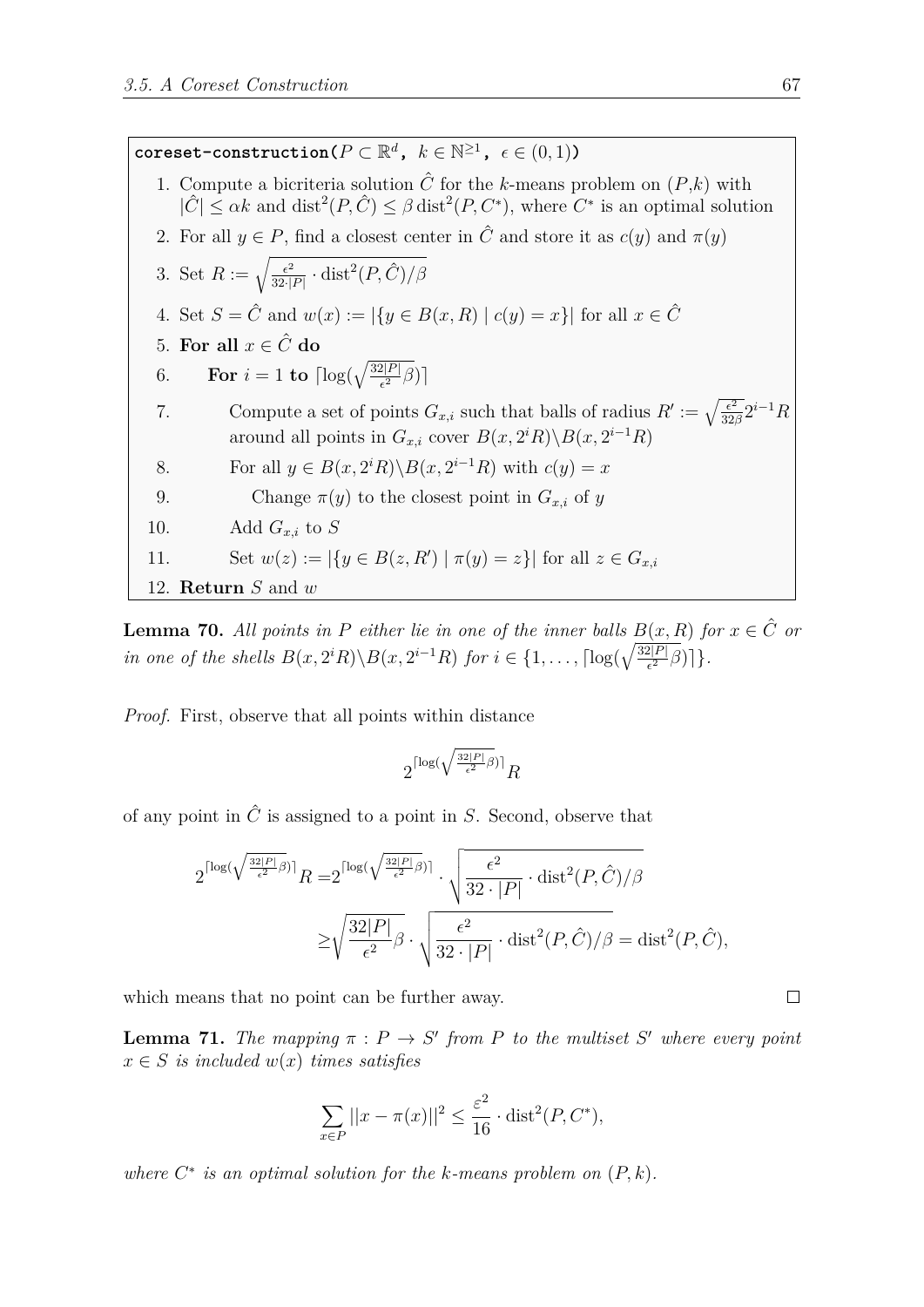```
coreset-construction(P ⊂ ℝ^d, k ∈ ℕ^{≥1}, ϵ ∈ (0,1))
 1. Compute a bicriteria solution Ĉ for the k-means problem on (P,k) with
    |Ĉ| ≤ αk and dist²(P,Ĉ) ≤ β dist²(P,C*), where C* is an optimal solution
 2. For all y ∈ P, find a closest center in Ĉ and store it as c(y) and π(y)
 3. Set R := sqrt(ϵ²/(32·|P|) · dist²(P,Ĉ)/β)
 4. Set S = Ĉ and w(x) := |{y ∈ B(x,R) | c(y) = x}| for all x ∈ Ĉ
 5. For all x ∈ Ĉ do
 6.     For i = 1 to ⌈log(sqrt(32|P|/ϵ²) β)⌉
 7.         Compute a set of points G_{x,i} such that balls of radius R' := sqrt(ϵ²/(32β)) 2^{i-1} R
            around all points in G_{x,i} cover B(x,2^i R)\B(x,2^{i-1} R)
 8.         For all y ∈ B(x,2^i R)\B(x,2^{i-1} R) with c(y) = x
 9.             Change π(y) to the closest point in G_{x,i} of y
10.         Add G_{x,i} to S
11.         Set w(z) := |{y ∈ B(z,R') | π(y) = z}| for all z ∈ G_{x,i}
12. Return S and w
```

**Lemma 70.** *All points in $P$ either lie in one of the inner balls $B(x, R)$ for $x \in \hat{C}$ or in one of the shells $B(x, 2^i R)\backslash B(x, 2^{i-1}R)$ for $i \in \{1, \ldots, \lceil \log(\sqrt{\frac{32|P|}{\epsilon^2}}\beta)\rceil\}$.*

*Proof.* First, observe that all points within distance

$$2^{\lceil \log(\sqrt{\frac{32|P|}{\epsilon^2}}\beta)\rceil} R$$

of any point in $\hat{C}$ is assigned to a point in $S$. Second, observe that

$$\begin{aligned}
2^{\lceil \log(\sqrt{\frac{32|P|}{\epsilon^2}}\beta)\rceil} R =& 2^{\lceil \log(\sqrt{\frac{32|P|}{\epsilon^2}}\beta)\rceil} \cdot \sqrt{\frac{\epsilon^2}{32 \cdot |P|} \cdot \operatorname{dist}^2(P, \hat{C})/\beta} \\
\geq& \sqrt{\frac{32|P|}{\epsilon^2}}\beta \cdot \sqrt{\frac{\epsilon^2}{32 \cdot |P|} \cdot \operatorname{dist}^2(P, \hat{C})/\beta} = \operatorname{dist}^2(P, \hat{C}),
\end{aligned}$$

which means that no point can be further away. □

**Lemma 71.** *The mapping $\pi : P \to S'$ from $P$ to the multiset $S'$ where every point $x \in S$ is included $w(x)$ times satisfies*

$$\sum_{x \in P} ||x - \pi(x)||^2 \leq \frac{\varepsilon^2}{16} \cdot \operatorname{dist}^2(P, C^*),$$

*where $C^*$ is an optimal solution for the $k$-means problem on $(P, k)$.*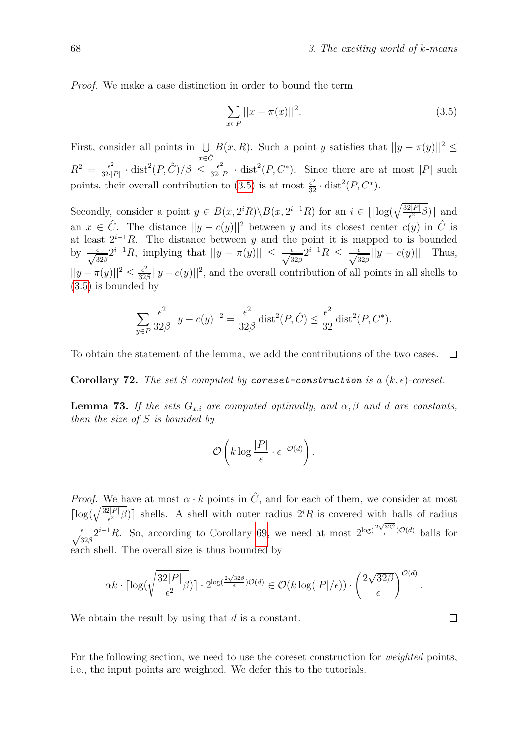*Proof.* We make a case distinction in order to bound the term

$$\sum_{x \in P} ||x - \pi(x)||^2. \tag{3.5}$$

First, consider all points in $\bigcup_{x \in \hat{C}} B(x, R)$. Such a point $y$ satisfies that $||y - \pi(y)||^2 \leq R^2 = \frac{\epsilon^2}{32 \cdot |P|} \cdot \text{dist}^2(P, \hat{C})/\beta \leq \frac{\epsilon^2}{32 \cdot |P|} \cdot \text{dist}^2(P, C^*)$. Since there are at most $|P|$ such points, their overall contribution to (3.5) is at most $\frac{\epsilon^2}{32} \cdot \text{dist}^2(P, C^*)$.

Secondly, consider a point $y \in B(x, 2^i R) \backslash B(x, 2^{i-1} R)$ for an $i \in [\lceil \log(\sqrt{\frac{32|P|}{\epsilon^2}\beta}) \rceil$ and an $x \in \hat{C}$. The distance $||y - c(y)||^2$ between $y$ and its closest center $c(y)$ in $\hat{C}$ is at least $2^{i-1}R$. The distance between $y$ and the point it is mapped to is bounded by $\frac{\epsilon}{\sqrt{32\beta}} 2^{i-1} R$, implying that $||y - \pi(y)|| \leq \frac{\epsilon}{\sqrt{32\beta}} 2^{i-1} R \leq \frac{\epsilon}{\sqrt{32\beta}} ||y - c(y)||$. Thus, $||y - \pi(y)||^2 \leq \frac{\epsilon^2}{32\beta} ||y - c(y)||^2$, and the overall contribution of all points in all shells to (3.5) is bounded by

$$\sum_{y \in P} \frac{\epsilon^2}{32\beta} ||y - c(y)||^2 = \frac{\epsilon^2}{32\beta} \text{dist}^2(P, \hat{C}) \leq \frac{\epsilon^2}{32} \text{dist}^2(P, C^*).$$

To obtain the statement of the lemma, we add the contributions of the two cases. □

**Corollary 72.** *The set $S$ computed by* `coreset-construction` *is a $(k, \epsilon)$-coreset.*

**Lemma 73.** *If the sets $G_{x,i}$ are computed optimally, and $\alpha, \beta$ and $d$ are constants, then the size of $S$ is bounded by*

$$\mathcal{O}\left(k \log \frac{|P|}{\epsilon} \cdot \epsilon^{-\mathcal{O}(d)}\right).$$

*Proof.* We have at most $\alpha \cdot k$ points in $\hat{C}$, and for each of them, we consider at most $\lceil \log(\sqrt{\frac{32|P|}{\epsilon^2}\beta}) \rceil$ shells. A shell with outer radius $2^i R$ is covered with balls of radius $\frac{\epsilon}{\sqrt{32\beta}} 2^{i-1} R$. So, according to Corollary 69, we need at most $2^{\log(\frac{2\sqrt{32\beta}}{\epsilon})\mathcal{O}(d)}$ balls for each shell. The overall size is thus bounded by

$$\alpha k \cdot \lceil \log(\sqrt{\frac{32|P|}{\epsilon^2}\beta}) \rceil \cdot 2^{\log(\frac{2\sqrt{32\beta}}{\epsilon})\mathcal{O}(d)} \in \mathcal{O}(k \log(|P|/\epsilon)) \cdot \left(\frac{2\sqrt{32\beta}}{\epsilon}\right)^{\mathcal{O}(d)}.$$

We obtain the result by using that $d$ is a constant. □

For the following section, we need to use the coreset construction for *weighted* points, i.e., the input points are weighted. We defer this to the tutorials.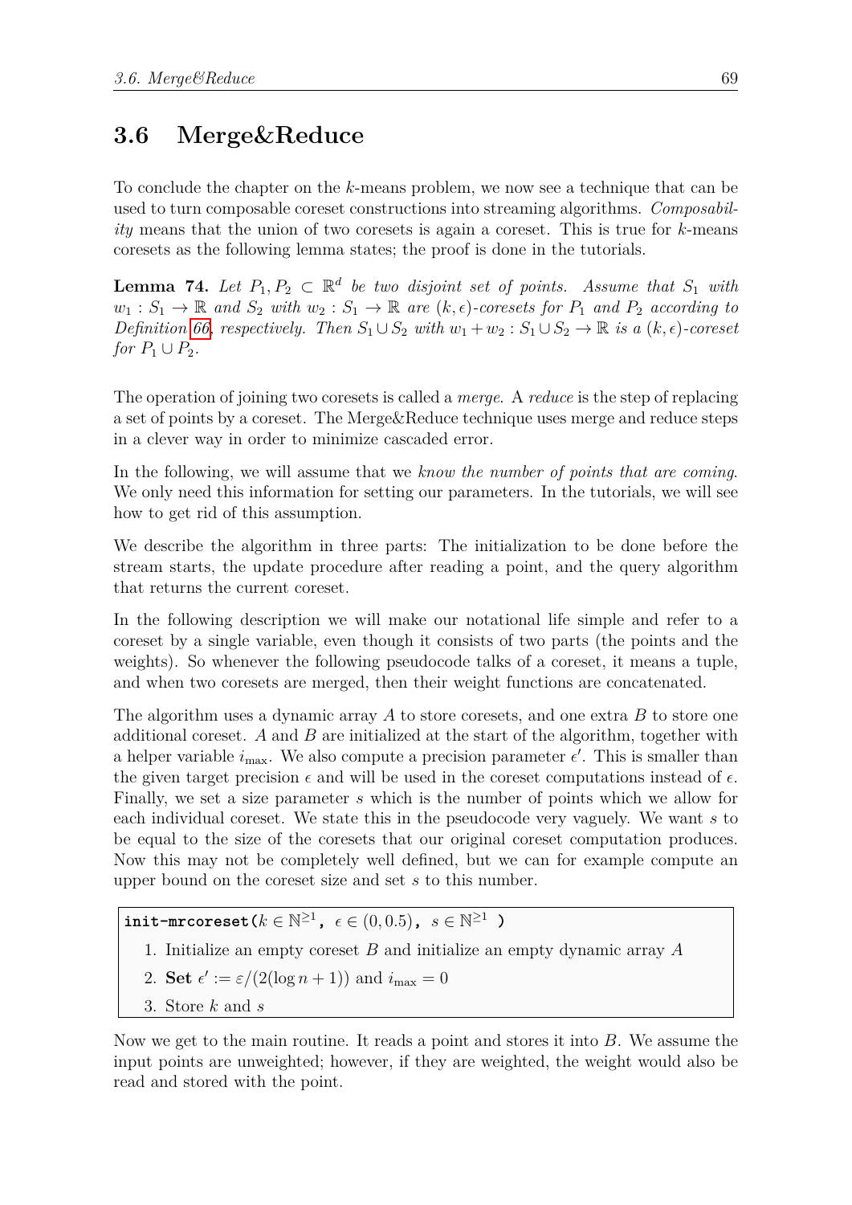## 3.6 Merge&Reduce

To conclude the chapter on the $k$-means problem, we now see a technique that can be used to turn composable coreset constructions into streaming algorithms. *Composability* means that the union of two coresets is again a coreset. This is true for $k$-means coresets as the following lemma states; the proof is done in the tutorials.

**Lemma 74.** *Let $P_1, P_2 \subset \mathbb{R}^d$ be two disjoint set of points. Assume that $S_1$ with $w_1 : S_1 \to \mathbb{R}$ and $S_2$ with $w_2 : S_1 \to \mathbb{R}$ are $(k,\epsilon)$-coresets for $P_1$ and $P_2$ according to Definition 66, respectively. Then $S_1 \cup S_2$ with $w_1 + w_2 : S_1 \cup S_2 \to \mathbb{R}$ is a $(k,\epsilon)$-coreset for $P_1 \cup P_2$.*

The operation of joining two coresets is called a *merge*. A *reduce* is the step of replacing a set of points by a coreset. The Merge&Reduce technique uses merge and reduce steps in a clever way in order to minimize cascaded error.

In the following, we will assume that we *know the number of points that are coming*. We only need this information for setting our parameters. In the tutorials, we will see how to get rid of this assumption.

We describe the algorithm in three parts: The initialization to be done before the stream starts, the update procedure after reading a point, and the query algorithm that returns the current coreset.

In the following description we will make our notational life simple and refer to a coreset by a single variable, even though it consists of two parts (the points and the weights). So whenever the following pseudocode talks of a coreset, it means a tuple, and when two coresets are merged, then their weight functions are concatenated.

The algorithm uses a dynamic array $A$ to store coresets, and one extra $B$ to store one additional coreset. $A$ and $B$ are initialized at the start of the algorithm, together with a helper variable $i_{\max}$. We also compute a precision parameter $\epsilon'$. This is smaller than the given target precision $\epsilon$ and will be used in the coreset computations instead of $\epsilon$. Finally, we set a size parameter $s$ which is the number of points which we allow for each individual coreset. We state this in the pseudocode very vaguely. We want $s$ to be equal to the size of the coresets that our original coreset computation produces. Now this may not be completely well defined, but we can for example compute an upper bound on the coreset size and set $s$ to this number.

**init-mrcoreset**($k \in \mathbb{N}^{\geq 1}$, $\epsilon \in (0, 0.5)$, $s \in \mathbb{N}^{\geq 1}$ )

1. Initialize an empty coreset $B$ and initialize an empty dynamic array $A$
2. **Set** $\epsilon' := \varepsilon/(2(\log n + 1))$ and $i_{\max} = 0$
3. Store $k$ and $s$

Now we get to the main routine. It reads a point and stores it into $B$. We assume the input points are unweighted; however, if they are weighted, the weight would also be read and stored with the point.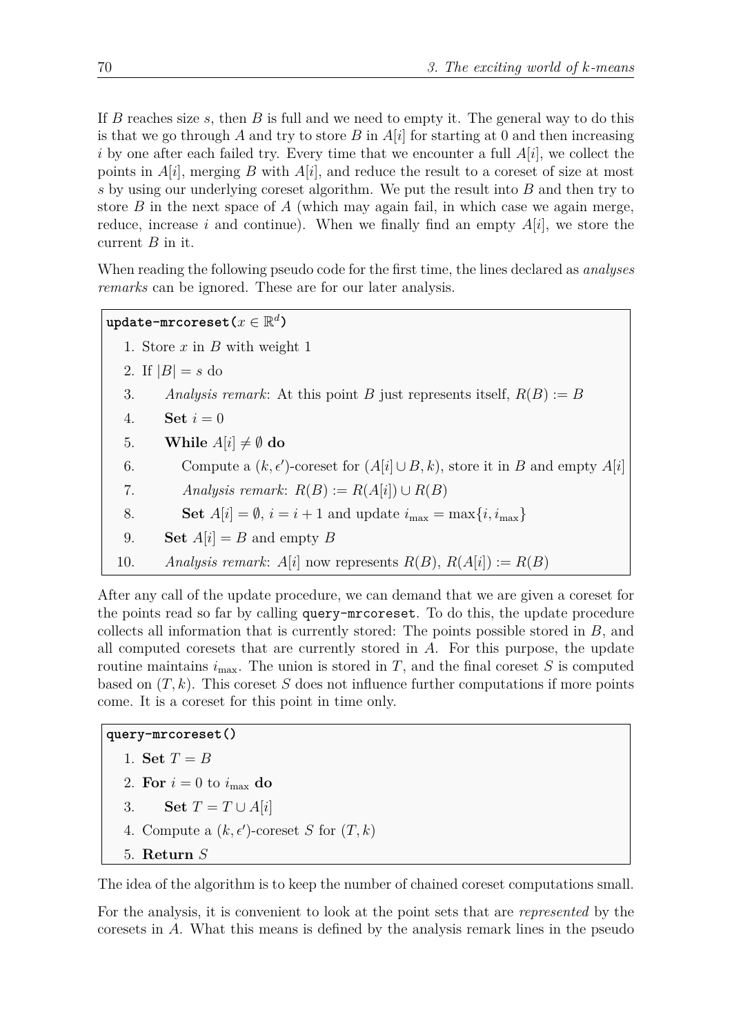If $B$ reaches size $s$, then $B$ is full and we need to empty it. The general way to do this is that we go through $A$ and try to store $B$ in $A[i]$ for starting at 0 and then increasing $i$ by one after each failed try. Every time that we encounter a full $A[i]$, we collect the points in $A[i]$, merging $B$ with $A[i]$, and reduce the result to a coreset of size at most $s$ by using our underlying coreset algorithm. We put the result into $B$ and then try to store $B$ in the next space of $A$ (which may again fail, in which case we again merge, reduce, increase $i$ and continue). When we finally find an empty $A[i]$, we store the current $B$ in it.

When reading the following pseudo code for the first time, the lines declared as *analyses remarks* can be ignored. These are for our later analysis.

**update-mrcoreset($x \in \mathbb{R}^d$)**

1. Store $x$ in $B$ with weight 1
2. If $|B| = s$ do
3. *Analysis remark*: At this point $B$ just represents itself, $R(B) := B$
4. **Set** $i = 0$
5. **While** $A[i] \neq \emptyset$ **do**
6. Compute a $(k, \epsilon')$-coreset for $(A[i] \cup B, k)$, store it in $B$ and empty $A[i]$
7. *Analysis remark*: $R(B) := R(A[i]) \cup R(B)$
8. **Set** $A[i] = \emptyset$, $i = i + 1$ and update $i_{\max} = \max\{i, i_{\max}\}$
9. **Set** $A[i] = B$ and empty $B$
10. *Analysis remark*: $A[i]$ now represents $R(B)$, $R(A[i]) := R(B)$

After any call of the update procedure, we can demand that we are given a coreset for the points read so far by calling query-mrcoreset. To do this, the update procedure collects all information that is currently stored: The points possible stored in $B$, and all computed coresets that are currently stored in $A$. For this purpose, the update routine maintains $i_{\max}$. The union is stored in $T$, and the final coreset $S$ is computed based on $(T, k)$. This coreset $S$ does not influence further computations if more points come. It is a coreset for this point in time only.

**query-mrcoreset()**

1. **Set** $T = B$
2. **For** $i = 0$ to $i_{\max}$ **do**
3. **Set** $T = T \cup A[i]$
4. Compute a $(k, \epsilon')$-coreset $S$ for $(T, k)$
5. **Return** $S$

The idea of the algorithm is to keep the number of chained coreset computations small.

For the analysis, it is convenient to look at the point sets that are *represented* by the coresets in $A$. What this means is defined by the analysis remark lines in the pseudo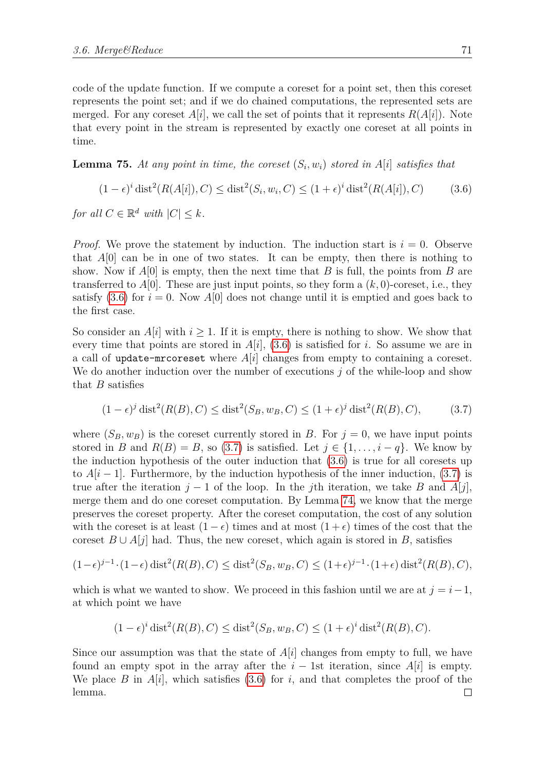code of the update function. If we compute a coreset for a point set, then this coreset represents the point set; and if we do chained computations, the represented sets are merged. For any coreset $A[i]$, we call the set of points that it represents $R(A[i])$. Note that every point in the stream is represented by exactly one coreset at all points in time.

**Lemma 75.** *At any point in time, the coreset $(S_i, w_i)$ stored in $A[i]$ satisfies that*

$$(1-\epsilon)^i \operatorname{dist}^2(R(A[i]), C) \leq \operatorname{dist}^2(S_i, w_i, C) \leq (1+\epsilon)^i \operatorname{dist}^2(R(A[i]), C) \tag{3.6}$$

*for all $C \in \mathbb{R}^d$ with $|C| \leq k$.*

*Proof.* We prove the statement by induction. The induction start is $i = 0$. Observe that $A[0]$ can be in one of two states. It can be empty, then there is nothing to show. Now if $A[0]$ is empty, then the next time that $B$ is full, the points from $B$ are transferred to $A[0]$. These are just input points, so they form a $(k, 0)$-coreset, i.e., they satisfy (3.6) for $i = 0$. Now $A[0]$ does not change until it is emptied and goes back to the first case.

So consider an $A[i]$ with $i \geq 1$. If it is empty, there is nothing to show. We show that every time that points are stored in $A[i]$, (3.6) is satisfied for $i$. So assume we are in a call of `update-mrcoreset` where $A[i]$ changes from empty to containing a coreset. We do another induction over the number of executions $j$ of the while-loop and show that $B$ satisfies

$$(1-\epsilon)^j \operatorname{dist}^2(R(B), C) \leq \operatorname{dist}^2(S_B, w_B, C) \leq (1+\epsilon)^j \operatorname{dist}^2(R(B), C), \tag{3.7}$$

where $(S_B, w_B)$ is the coreset currently stored in $B$. For $j = 0$, we have input points stored in $B$ and $R(B) = B$, so (3.7) is satisfied. Let $j \in \{1, \ldots, i-q\}$. We know by the induction hypothesis of the outer induction that (3.6) is true for all coresets up to $A[i-1]$. Furthermore, by the induction hypothesis of the inner induction, (3.7) is true after the iteration $j-1$ of the loop. In the $j$th iteration, we take $B$ and $A[j]$, merge them and do one coreset computation. By Lemma 74, we know that the merge preserves the coreset property. After the coreset computation, the cost of any solution with the coreset is at least $(1-\epsilon)$ times and at most $(1+\epsilon)$ times of the cost that the coreset $B \cup A[j]$ had. Thus, the new coreset, which again is stored in $B$, satisfies

$$(1-\epsilon)^{j-1} \cdot (1-\epsilon) \operatorname{dist}^2(R(B), C) \leq \operatorname{dist}^2(S_B, w_B, C) \leq (1+\epsilon)^{j-1} \cdot (1+\epsilon) \operatorname{dist}^2(R(B), C),$$

which is what we wanted to show. We proceed in this fashion until we are at $j = i-1$, at which point we have

$$(1-\epsilon)^i \operatorname{dist}^2(R(B), C) \leq \operatorname{dist}^2(S_B, w_B, C) \leq (1+\epsilon)^i \operatorname{dist}^2(R(B), C).$$

Since our assumption was that the state of $A[i]$ changes from empty to full, we have found an empty spot in the array after the $i-1$st iteration, since $A[i]$ is empty. We place $B$ in $A[i]$, which satisfies (3.6) for $i$, and that completes the proof of the lemma. ∎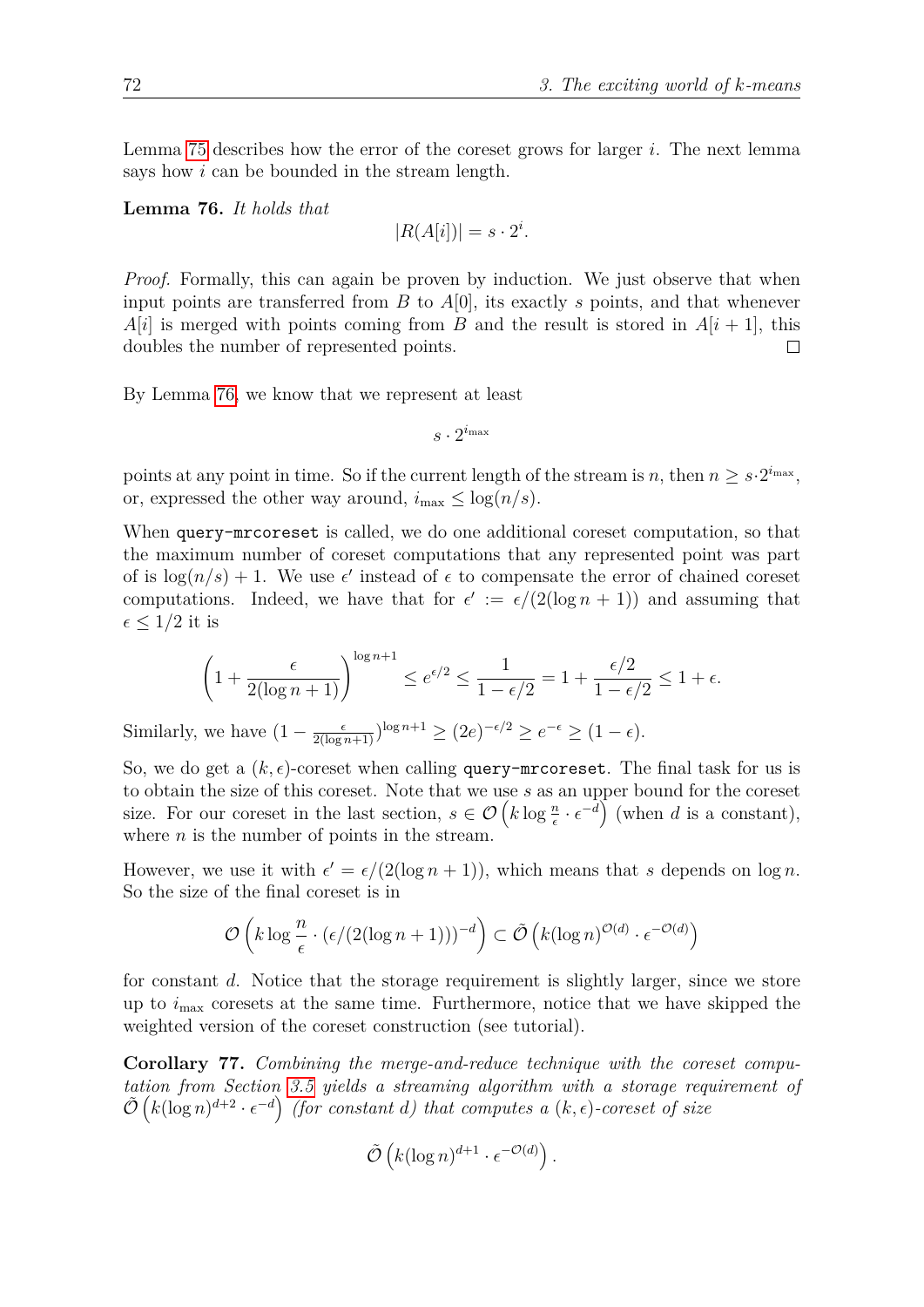Lemma 75 describes how the error of the coreset grows for larger $i$. The next lemma says how $i$ can be bounded in the stream length.

**Lemma 76.** *It holds that*

$$|R(A[i])| = s \cdot 2^i.$$

*Proof.* Formally, this can again be proven by induction. We just observe that when input points are transferred from $B$ to $A[0]$, its exactly $s$ points, and that whenever $A[i]$ is merged with points coming from $B$ and the result is stored in $A[i+1]$, this doubles the number of represented points. □

By Lemma 76, we know that we represent at least

$$s \cdot 2^{i_{\max}}$$

points at any point in time. So if the current length of the stream is $n$, then $n \geq s \cdot 2^{i_{\max}}$, or, expressed the other way around, $i_{\max} \leq \log(n/s)$.

When `query-mrcoreset` is called, we do one additional coreset computation, so that the maximum number of coreset computations that any represented point was part of is $\log(n/s) + 1$. We use $\epsilon'$ instead of $\epsilon$ to compensate the error of chained coreset computations. Indeed, we have that for $\epsilon' := \epsilon/(2(\log n + 1))$ and assuming that $\epsilon \leq 1/2$ it is

$$\left(1 + \frac{\epsilon}{2(\log n + 1)}\right)^{\log n + 1} \leq e^{\epsilon/2} \leq \frac{1}{1 - \epsilon/2} = 1 + \frac{\epsilon/2}{1 - \epsilon/2} \leq 1 + \epsilon.$$

Similarly, we have $(1 - \frac{\epsilon}{2(\log n + 1)})^{\log n + 1} \geq (2e)^{-\epsilon/2} \geq e^{-\epsilon} \geq (1 - \epsilon)$.

So, we do get a $(k, \epsilon)$-coreset when calling `query-mrcoreset`. The final task for us is to obtain the size of this coreset. Note that we use $s$ as an upper bound for the coreset size. For our coreset in the last section, $s \in \mathcal{O}\left(k \log \frac{n}{\epsilon} \cdot \epsilon^{-d}\right)$ (when $d$ is a constant), where $n$ is the number of points in the stream.

However, we use it with $\epsilon' = \epsilon/(2(\log n + 1))$, which means that $s$ depends on $\log n$. So the size of the final coreset is in

$$\mathcal{O}\left(k \log \frac{n}{\epsilon} \cdot (\epsilon/(2(\log n + 1)))^{-d}\right) \subset \tilde{\mathcal{O}}\left(k (\log n)^{\mathcal{O}(d)} \cdot \epsilon^{-\mathcal{O}(d)}\right)$$

for constant $d$. Notice that the storage requirement is slightly larger, since we store up to $i_{\max}$ coresets at the same time. Furthermore, notice that we have skipped the weighted version of the coreset construction (see tutorial).

**Corollary 77.** *Combining the merge-and-reduce technique with the coreset computation from Section 3.5 yields a streaming algorithm with a storage requirement of* $\tilde{\mathcal{O}}\left(k(\log n)^{d+2} \cdot \epsilon^{-d}\right)$ *(for constant $d$) that computes a $(k, \epsilon)$-coreset of size*

$$\tilde{\mathcal{O}}\left(k(\log n)^{d+1} \cdot \epsilon^{-\mathcal{O}(d)}\right).$$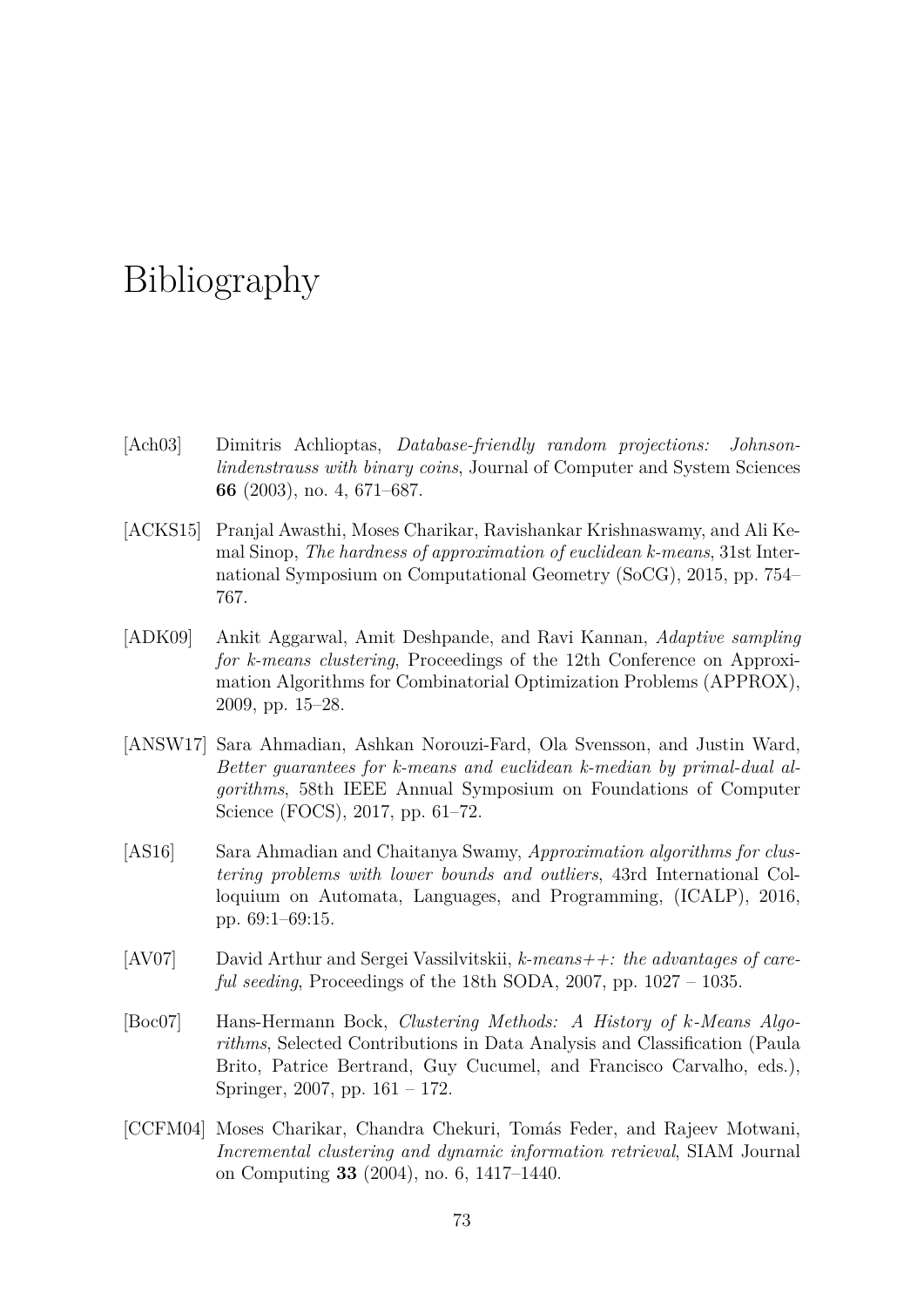# Bibliography

[Ach03] Dimitris Achlioptas, *Database-friendly random projections: Johnson-lindenstrauss with binary coins*, Journal of Computer and System Sciences **66** (2003), no. 4, 671–687.

[ACKS15] Pranjal Awasthi, Moses Charikar, Ravishankar Krishnaswamy, and Ali Kemal Sinop, *The hardness of approximation of euclidean k-means*, 31st International Symposium on Computational Geometry (SoCG), 2015, pp. 754–767.

[ADK09] Ankit Aggarwal, Amit Deshpande, and Ravi Kannan, *Adaptive sampling for k-means clustering*, Proceedings of the 12th Conference on Approximation Algorithms for Combinatorial Optimization Problems (APPROX), 2009, pp. 15–28.

[ANSW17] Sara Ahmadian, Ashkan Norouzi-Fard, Ola Svensson, and Justin Ward, *Better guarantees for k-means and euclidean k-median by primal-dual algorithms*, 58th IEEE Annual Symposium on Foundations of Computer Science (FOCS), 2017, pp. 61–72.

[AS16] Sara Ahmadian and Chaitanya Swamy, *Approximation algorithms for clustering problems with lower bounds and outliers*, 43rd International Colloquium on Automata, Languages, and Programming, (ICALP), 2016, pp. 69:1–69:15.

[AV07] David Arthur and Sergei Vassilvitskii, *k-means++: the advantages of careful seeding*, Proceedings of the 18th SODA, 2007, pp. 1027 – 1035.

[Boc07] Hans-Hermann Bock, *Clustering Methods: A History of k-Means Algorithms*, Selected Contributions in Data Analysis and Classification (Paula Brito, Patrice Bertrand, Guy Cucumel, and Francisco Carvalho, eds.), Springer, 2007, pp. 161 – 172.

[CCFM04] Moses Charikar, Chandra Chekuri, Tomás Feder, and Rajeev Motwani, *Incremental clustering and dynamic information retrieval*, SIAM Journal on Computing **33** (2004), no. 6, 1417–1440.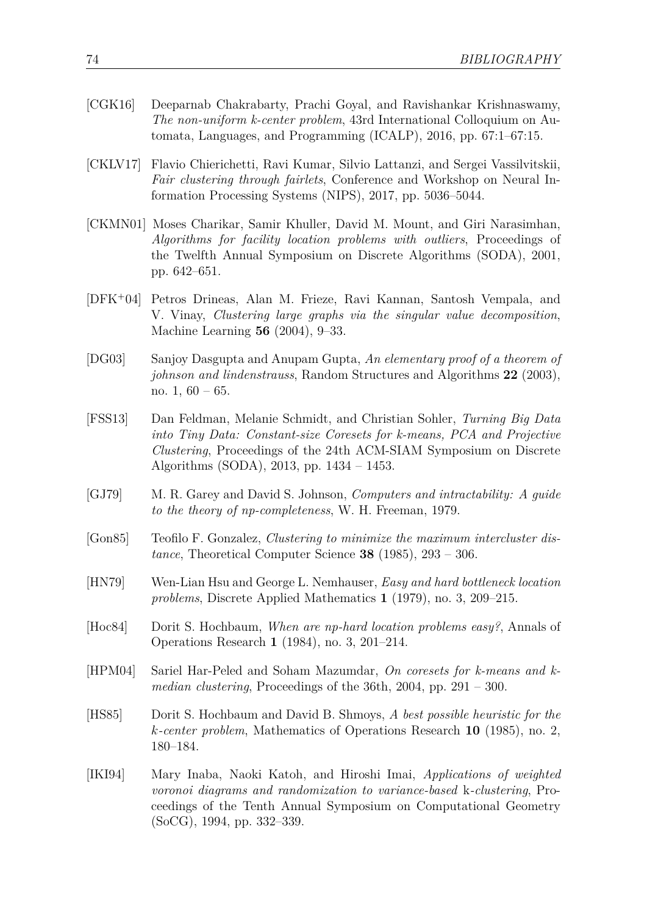[CGK16] Deeparnab Chakrabarty, Prachi Goyal, and Ravishankar Krishnaswamy, *The non-uniform k-center problem*, 43rd International Colloquium on Automata, Languages, and Programming (ICALP), 2016, pp. 67:1–67:15.

[CKLV17] Flavio Chierichetti, Ravi Kumar, Silvio Lattanzi, and Sergei Vassilvitskii, *Fair clustering through fairlets*, Conference and Workshop on Neural Information Processing Systems (NIPS), 2017, pp. 5036–5044.

[CKMN01] Moses Charikar, Samir Khuller, David M. Mount, and Giri Narasimhan, *Algorithms for facility location problems with outliers*, Proceedings of the Twelfth Annual Symposium on Discrete Algorithms (SODA), 2001, pp. 642–651.

[DFK+04] Petros Drineas, Alan M. Frieze, Ravi Kannan, Santosh Vempala, and V. Vinay, *Clustering large graphs via the singular value decomposition*, Machine Learning **56** (2004), 9–33.

[DG03] Sanjoy Dasgupta and Anupam Gupta, *An elementary proof of a theorem of johnson and lindenstrauss*, Random Structures and Algorithms **22** (2003), no. 1, 60 – 65.

[FSS13] Dan Feldman, Melanie Schmidt, and Christian Sohler, *Turning Big Data into Tiny Data: Constant-size Coresets for k-means, PCA and Projective Clustering*, Proceedings of the 24th ACM-SIAM Symposium on Discrete Algorithms (SODA), 2013, pp. 1434 – 1453.

[GJ79] M. R. Garey and David S. Johnson, *Computers and intractability: A guide to the theory of np-completeness*, W. H. Freeman, 1979.

[Gon85] Teofilo F. Gonzalez, *Clustering to minimize the maximum intercluster distance*, Theoretical Computer Science **38** (1985), 293 – 306.

[HN79] Wen-Lian Hsu and George L. Nemhauser, *Easy and hard bottleneck location problems*, Discrete Applied Mathematics **1** (1979), no. 3, 209–215.

[Hoc84] Dorit S. Hochbaum, *When are np-hard location problems easy?*, Annals of Operations Research **1** (1984), no. 3, 201–214.

[HPM04] Sariel Har-Peled and Soham Mazumdar, *On coresets for k-means and k-median clustering*, Proceedings of the 36th, 2004, pp. 291 – 300.

[HS85] Dorit S. Hochbaum and David B. Shmoys, *A best possible heuristic for the k-center problem*, Mathematics of Operations Research **10** (1985), no. 2, 180–184.

[IKI94] Mary Inaba, Naoki Katoh, and Hiroshi Imai, *Applications of weighted voronoi diagrams and randomization to variance-based* k*-clustering*, Proceedings of the Tenth Annual Symposium on Computational Geometry (SoCG), 1994, pp. 332–339.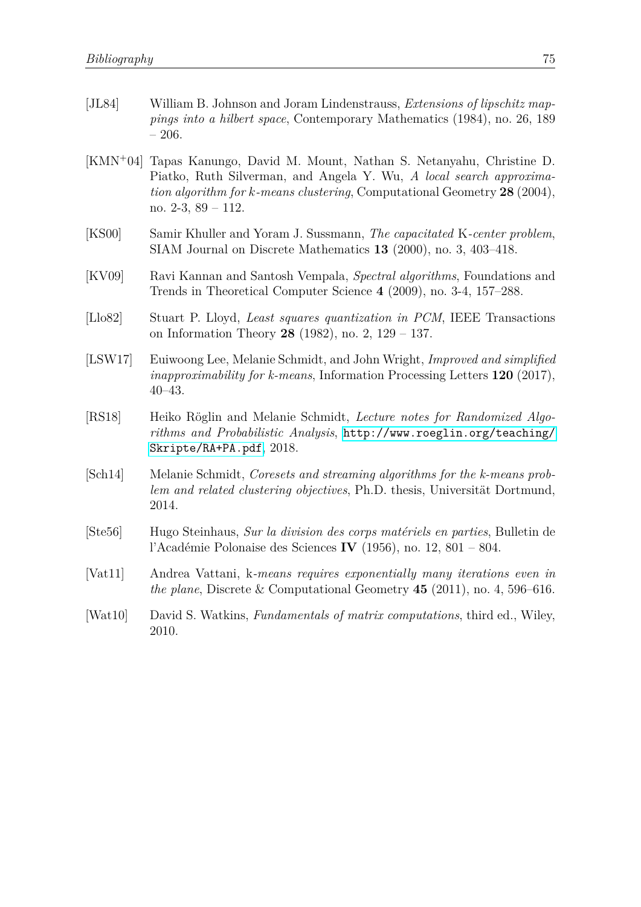[JL84] William B. Johnson and Joram Lindenstrauss, *Extensions of lipschitz mappings into a hilbert space*, Contemporary Mathematics (1984), no. 26, 189 – 206.

[KMN+04] Tapas Kanungo, David M. Mount, Nathan S. Netanyahu, Christine D. Piatko, Ruth Silverman, and Angela Y. Wu, *A local search approximation algorithm for k-means clustering*, Computational Geometry **28** (2004), no. 2-3, 89 – 112.

[KS00] Samir Khuller and Yoram J. Sussmann, *The capacitated* K*-center problem*, SIAM Journal on Discrete Mathematics **13** (2000), no. 3, 403–418.

[KV09] Ravi Kannan and Santosh Vempala, *Spectral algorithms*, Foundations and Trends in Theoretical Computer Science **4** (2009), no. 3-4, 157–288.

[Llo82] Stuart P. Lloyd, *Least squares quantization in PCM*, IEEE Transactions on Information Theory **28** (1982), no. 2, 129 – 137.

[LSW17] Euiwoong Lee, Melanie Schmidt, and John Wright, *Improved and simplified inapproximability for k-means*, Information Processing Letters **120** (2017), 40–43.

[RS18] Heiko Röglin and Melanie Schmidt, *Lecture notes for Randomized Algorithms and Probabilistic Analysis*, http://www.roeglin.org/teaching/Skripte/RA+PA.pdf, 2018.

[Sch14] Melanie Schmidt, *Coresets and streaming algorithms for the k-means problem and related clustering objectives*, Ph.D. thesis, Universität Dortmund, 2014.

[Ste56] Hugo Steinhaus, *Sur la division des corps matériels en parties*, Bulletin de l'Académie Polonaise des Sciences **IV** (1956), no. 12, 801 – 804.

[Vat11] Andrea Vattani, k*-means requires exponentially many iterations even in the plane*, Discrete & Computational Geometry **45** (2011), no. 4, 596–616.

[Wat10] David S. Watkins, *Fundamentals of matrix computations*, third ed., Wiley, 2010.